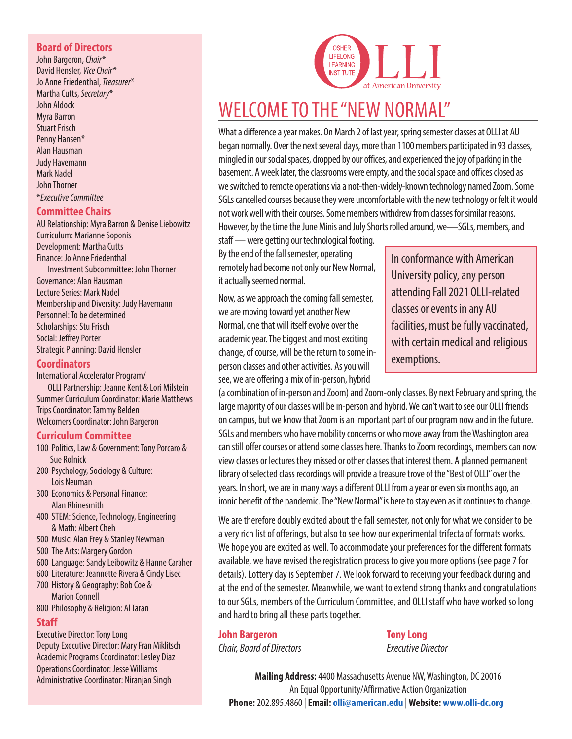OSHER LIFELONG LEARNING INSTITUTE
OLLI at American University

# WELCOME TO THE "NEW NORMAL"

What a difference a year makes. On March 2 of last year, spring semester classes at OLLI at AU began normally. Over the next several days, more than 1100 members participated in 93 classes, mingled in our social spaces, dropped by our offices, and experienced the joy of parking in the basement. A week later, the classrooms were empty, and the social space and offices closed as we switched to remote operations via a not-then-widely-known technology named Zoom. Some SGLs cancelled courses because they were uncomfortable with the new technology or felt it would not work well with their courses. Some members withdrew from classes for similar reasons. However, by the time the June Minis and July Shorts rolled around, we—SGLs, members, and staff — were getting our technological footing. By the end of the fall semester, operating remotely had become not only our New Normal, it actually seemed normal.

> In conformance with American University policy, any person attending Fall 2021 OLLI-related classes or events in any AU facilities, must be fully vaccinated, with certain medical and religious exemptions.

Now, as we approach the coming fall semester, we are moving toward yet another New Normal, one that will itself evolve over the academic year. The biggest and most exciting change, of course, will be the return to some in-person classes and other activities. As you will see, we are offering a mix of in-person, hybrid (a combination of in-person and Zoom) and Zoom-only classes. By next February and spring, the large majority of our classes will be in-person and hybrid. We can't wait to see our OLLI friends on campus, but we know that Zoom is an important part of our program now and in the future. SGLs and members who have mobility concerns or who move away from the Washington area can still offer courses or attend some classes here. Thanks to Zoom recordings, members can now view classes or lectures they missed or other classes that interest them. A planned permanent library of selected class recordings will provide a treasure trove of the "Best of OLLI" over the years. In short, we are in many ways a different OLLI from a year or even six months ago, an ironic benefit of the pandemic. The "New Normal" is here to stay even as it continues to change.

We are therefore doubly excited about the fall semester, not only for what we consider to be a very rich list of offerings, but also to see how our experimental trifecta of formats works. We hope you are excited as well. To accommodate your preferences for the different formats available, we have revised the registration process to give you more options (see page 7 for details). Lottery day is September 7. We look forward to receiving your feedback during and at the end of the semester. Meanwhile, we want to extend strong thanks and congratulations to our SGLs, members of the Curriculum Committee, and OLLI staff who have worked so long and hard to bring all these parts together.

**John Bargeron**
*Chair, Board of Directors*

**Tony Long**
*Executive Director*

**Mailing Address:** 4400 Massachusetts Avenue NW, Washington, DC 20016
An Equal Opportunity/Affirmative Action Organization
**Phone:** 202.895.4860 | **Email:** olli@american.edu | **Website:** www.olli-dc.org

## Board of Directors

John Bargeron, *Chair**
David Hensler, *Vice Chair**
Jo Anne Friedenthal, *Treasurer**
Martha Cutts, *Secretary**
John Aldock
Myra Barron
Stuart Frisch
Penny Hansen*
Alan Hausman
Judy Havemann
Mark Nadel
John Thorner
**Executive Committee*

## Committee Chairs

AU Relationship: Myra Barron & Denise Liebowitz
Curriculum: Marianne Soponis
Development: Martha Cutts
Finance: Jo Anne Friedenthal
  Investment Subcommittee: John Thorner
Governance: Alan Hausman
Lecture Series: Mark Nadel
Membership and Diversity: Judy Havemann
Personnel: To be determined
Scholarships: Stu Frisch
Social: Jeffrey Porter
Strategic Planning: David Hensler

## Coordinators

International Accelerator Program/
  OLLI Partnership: Jeanne Kent & Lori Milstein
Summer Curriculum Coordinator: Marie Matthews
Trips Coordinator: Tammy Belden
Welcomers Coordinator: John Bargeron

## Curriculum Committee

100 Politics, Law & Government: Tony Porcaro & Sue Rolnick
200 Psychology, Sociology & Culture: Lois Neuman
300 Economics & Personal Finance: Alan Rhinesmith
400 STEM: Science, Technology, Engineering & Math: Albert Cheh
500 Music: Alan Frey & Stanley Newman
500 The Arts: Margery Gordon
600 Language: Sandy Leibowitz & Hanne Caraher
600 Literature: Jeannette Rivera & Cindy Lisec
700 History & Geography: Bob Coe & Marion Connell
800 Philosophy & Religion: Al Taran

## Staff

Executive Director: Tony Long
Deputy Executive Director: Mary Fran Miklitsch
Academic Programs Coordinator: Lesley Diaz
Operations Coordinator: Jesse Williams
Administrative Coordinator: Niranjan Singh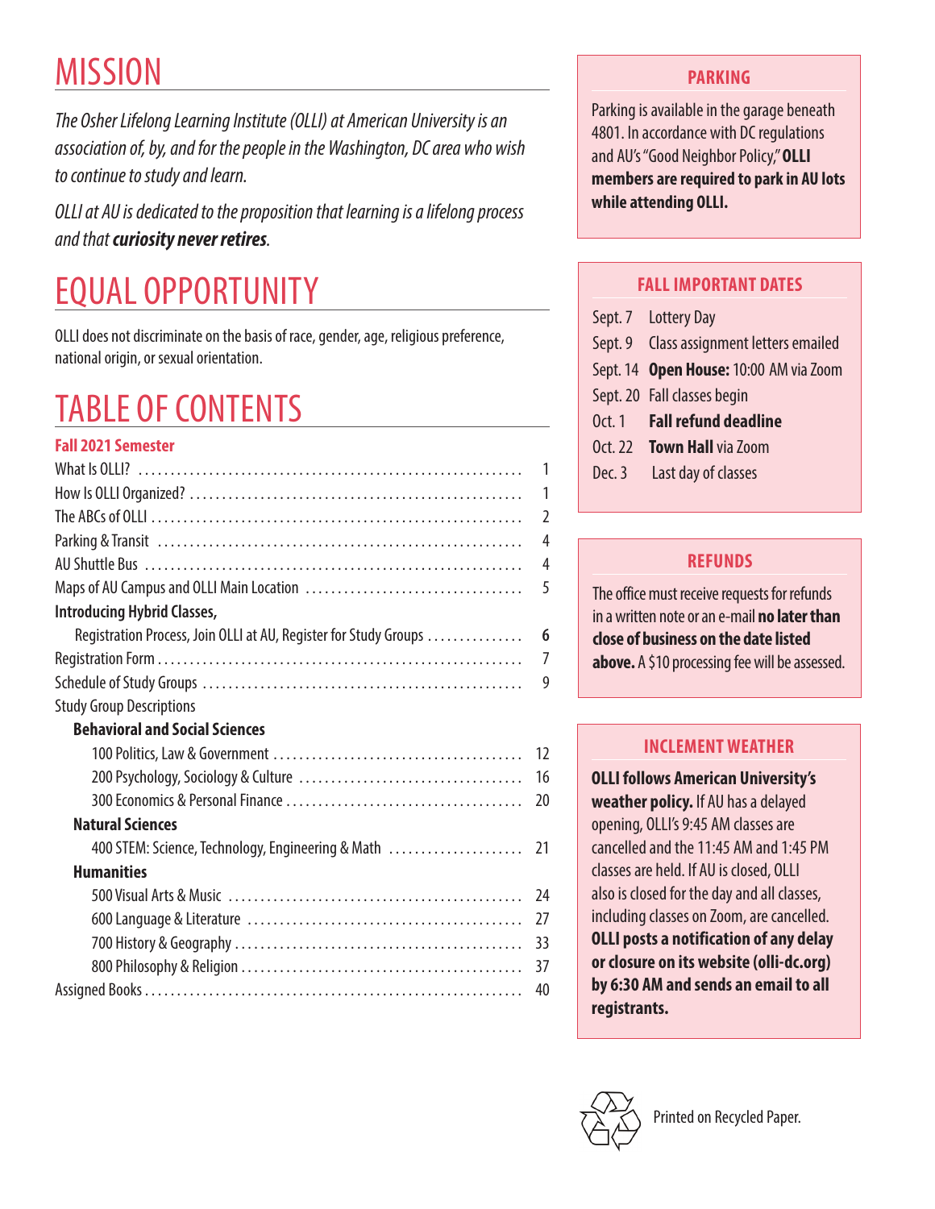# MISSION

*The Osher Lifelong Learning Institute (OLLI) at American University is an association of, by, and for the people in the Washington, DC area who wish to continue to study and learn.*

*OLLI at AU is dedicated to the proposition that learning is a lifelong process and that **curiosity never retires**.*

# EQUAL OPPORTUNITY

OLLI does not discriminate on the basis of race, gender, age, religious preference, national origin, or sexual orientation.

# TABLE OF CONTENTS

**Fall 2021 Semester**

| | |
|---|---|
| What Is OLLI? | 1 |
| How Is OLLI Organized? | 1 |
| The ABCs of OLLI | 2 |
| Parking & Transit | 4 |
| AU Shuttle Bus | 4 |
| Maps of AU Campus and OLLI Main Location | 5 |
| **Introducing Hybrid Classes,** Registration Process, Join OLLI at AU, Register for Study Groups | 6 |
| Registration Form | 7 |
| Schedule of Study Groups | 9 |
| Study Group Descriptions | |
| **Behavioral and Social Sciences** | |
| 100 Politics, Law & Government | 12 |
| 200 Psychology, Sociology & Culture | 16 |
| 300 Economics & Personal Finance | 20 |
| **Natural Sciences** | |
| 400 STEM: Science, Technology, Engineering & Math | 21 |
| **Humanities** | |
| 500 Visual Arts & Music | 24 |
| 600 Language & Literature | 27 |
| 700 History & Geography | 33 |
| 800 Philosophy & Religion | 37 |
| Assigned Books | 40 |

## PARKING

Parking is available in the garage beneath 4801. In accordance with DC regulations and AU's "Good Neighbor Policy," **OLLI members are required to park in AU lots while attending OLLI.**

## FALL IMPORTANT DATES

| | |
|---|---|
| Sept. 7 | Lottery Day |
| Sept. 9 | Class assignment letters emailed |
| Sept. 14 | **Open House:** 10:00 AM via Zoom |
| Sept. 20 | Fall classes begin |
| Oct. 1 | **Fall refund deadline** |
| Oct. 22 | **Town Hall** via Zoom |
| Dec. 3 | Last day of classes |

## REFUNDS

The office must receive requests for refunds in a written note or an e-mail **no later than close of business on the date listed above.** A $10 processing fee will be assessed.

## INCLEMENT WEATHER

**OLLI follows American University's weather policy.** If AU has a delayed opening, OLLI's 9:45 AM classes are cancelled and the 11:45 AM and 1:45 PM classes are held. If AU is closed, OLLI also is closed for the day and all classes, including classes on Zoom, are cancelled. **OLLI posts a notification of any delay or closure on its website (olli-dc.org) by 6:30 AM and sends an email to all registrants.**

Printed on Recycled Paper.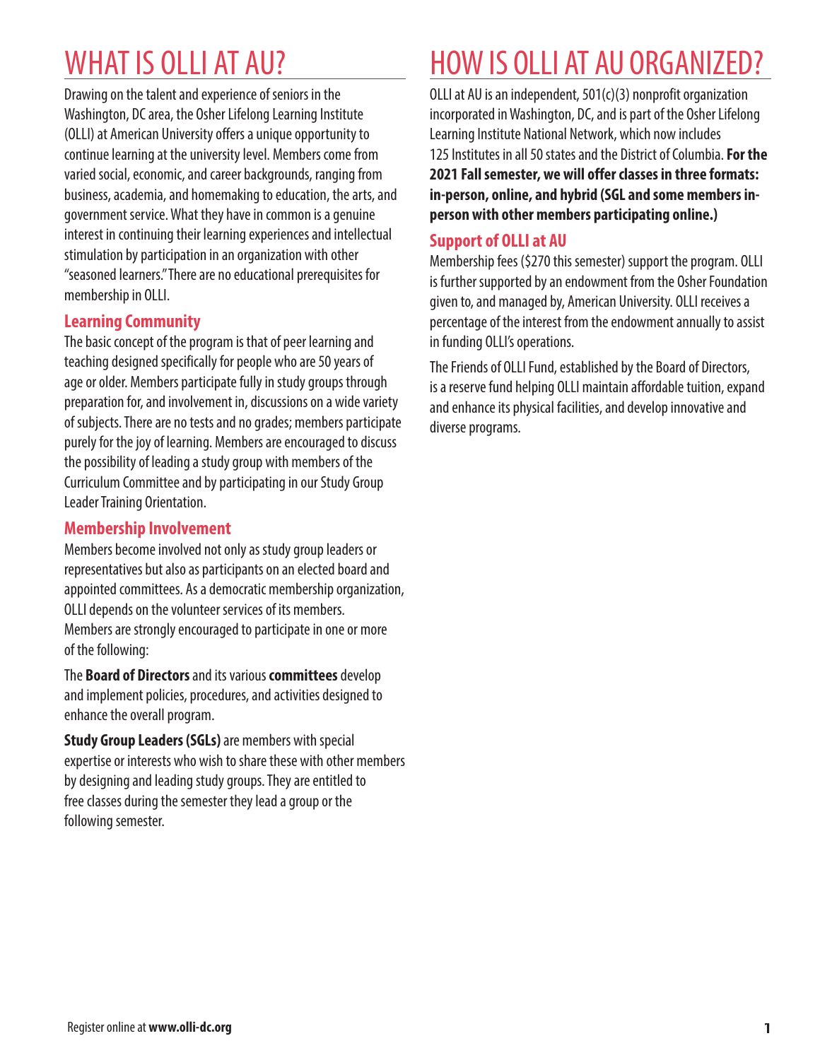# WHAT IS OLLI AT AU?

Drawing on the talent and experience of seniors in the Washington, DC area, the Osher Lifelong Learning Institute (OLLI) at American University offers a unique opportunity to continue learning at the university level. Members come from varied social, economic, and career backgrounds, ranging from business, academia, and homemaking to education, the arts, and government service. What they have in common is a genuine interest in continuing their learning experiences and intellectual stimulation by participation in an organization with other "seasoned learners." There are no educational prerequisites for membership in OLLI.

## Learning Community

The basic concept of the program is that of peer learning and teaching designed specifically for people who are 50 years of age or older. Members participate fully in study groups through preparation for, and involvement in, discussions on a wide variety of subjects. There are no tests and no grades; members participate purely for the joy of learning. Members are encouraged to discuss the possibility of leading a study group with members of the Curriculum Committee and by participating in our Study Group Leader Training Orientation.

## Membership Involvement

Members become involved not only as study group leaders or representatives but also as participants on an elected board and appointed committees. As a democratic membership organization, OLLI depends on the volunteer services of its members. Members are strongly encouraged to participate in one or more of the following:

The **Board of Directors** and its various **committees** develop and implement policies, procedures, and activities designed to enhance the overall program.

**Study Group Leaders (SGLs)** are members with special expertise or interests who wish to share these with other members by designing and leading study groups. They are entitled to free classes during the semester they lead a group or the following semester.

# HOW IS OLLI AT AU ORGANIZED?

OLLI at AU is an independent, 501(c)(3) nonprofit organization incorporated in Washington, DC, and is part of the Osher Lifelong Learning Institute National Network, which now includes 125 Institutes in all 50 states and the District of Columbia. **For the 2021 Fall semester, we will offer classes in three formats: in-person, online, and hybrid (SGL and some members in-person with other members participating online.)**

## Support of OLLI at AU

Membership fees ($270 this semester) support the program. OLLI is further supported by an endowment from the Osher Foundation given to, and managed by, American University. OLLI receives a percentage of the interest from the endowment annually to assist in funding OLLI's operations.

The Friends of OLLI Fund, established by the Board of Directors, is a reserve fund helping OLLI maintain affordable tuition, expand and enhance its physical facilities, and develop innovative and diverse programs.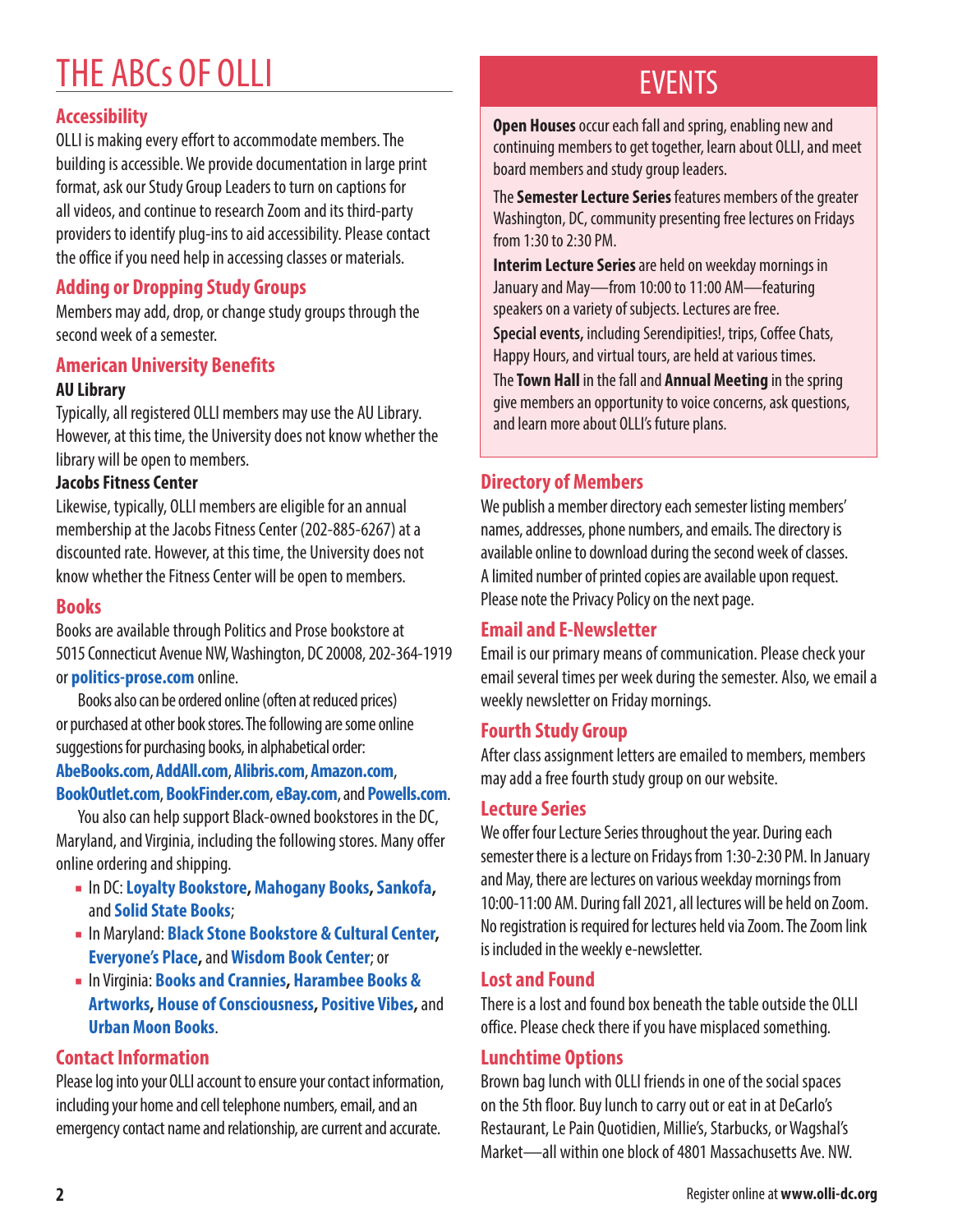# THE ABCs OF OLLI

## Accessibility

OLLI is making every effort to accommodate members. The building is accessible. We provide documentation in large print format, ask our Study Group Leaders to turn on captions for all videos, and continue to research Zoom and its third-party providers to identify plug-ins to aid accessibility. Please contact the office if you need help in accessing classes or materials.

## Adding or Dropping Study Groups

Members may add, drop, or change study groups through the second week of a semester.

## American University Benefits

### AU Library

Typically, all registered OLLI members may use the AU Library. However, at this time, the University does not know whether the library will be open to members.

### Jacobs Fitness Center

Likewise, typically, OLLI members are eligible for an annual membership at the Jacobs Fitness Center (202-885-6267) at a discounted rate. However, at this time, the University does not know whether the Fitness Center will be open to members.

## Books

Books are available through Politics and Prose bookstore at 5015 Connecticut Avenue NW, Washington, DC 20008, 202-364-1919 or **politics-prose.com** online.

Books also can be ordered online (often at reduced prices) or purchased at other book stores. The following are some online suggestions for purchasing books, in alphabetical order: **AbeBooks.com**, **AddAll.com**, **Alibris.com**, **Amazon.com**, **BookOutlet.com**, **BookFinder.com**, **eBay.com**, and **Powells.com**.

You also can help support Black-owned bookstores in the DC, Maryland, and Virginia, including the following stores. Many offer online ordering and shipping.

- In DC: **Loyalty Bookstore**, **Mahogany Books**, **Sankofa**, and **Solid State Books**;
- In Maryland: **Black Stone Bookstore & Cultural Center**, **Everyone's Place**, and **Wisdom Book Center**; or
- In Virginia: **Books and Crannies**, **Harambee Books & Artworks**, **House of Consciousness**, **Positive Vibes**, and **Urban Moon Books**.

## Contact Information

Please log into your OLLI account to ensure your contact information, including your home and cell telephone numbers, email, and an emergency contact name and relationship, are current and accurate.

# EVENTS

**Open Houses** occur each fall and spring, enabling new and continuing members to get together, learn about OLLI, and meet board members and study group leaders.

The **Semester Lecture Series** features members of the greater Washington, DC, community presenting free lectures on Fridays from 1:30 to 2:30 PM.

**Interim Lecture Series** are held on weekday mornings in January and May—from 10:00 to 11:00 AM—featuring speakers on a variety of subjects. Lectures are free.

**Special events,** including Serendipities!, trips, Coffee Chats, Happy Hours, and virtual tours, are held at various times.

The **Town Hall** in the fall and **Annual Meeting** in the spring give members an opportunity to voice concerns, ask questions, and learn more about OLLI's future plans.

## Directory of Members

We publish a member directory each semester listing members' names, addresses, phone numbers, and emails. The directory is available online to download during the second week of classes. A limited number of printed copies are available upon request. Please note the Privacy Policy on the next page.

## Email and E-Newsletter

Email is our primary means of communication. Please check your email several times per week during the semester. Also, we email a weekly newsletter on Friday mornings.

## Fourth Study Group

After class assignment letters are emailed to members, members may add a free fourth study group on our website.

## Lecture Series

We offer four Lecture Series throughout the year. During each semester there is a lecture on Fridays from 1:30-2:30 PM. In January and May, there are lectures on various weekday mornings from 10:00-11:00 AM. During fall 2021, all lectures will be held on Zoom. No registration is required for lectures held via Zoom. The Zoom link is included in the weekly e-newsletter.

## Lost and Found

There is a lost and found box beneath the table outside the OLLI office. Please check there if you have misplaced something.

## Lunchtime Options

Brown bag lunch with OLLI friends in one of the social spaces on the 5th floor. Buy lunch to carry out or eat in at DeCarlo's Restaurant, Le Pain Quotidien, Millie's, Starbucks, or Wagshal's Market—all within one block of 4801 Massachusetts Ave. NW.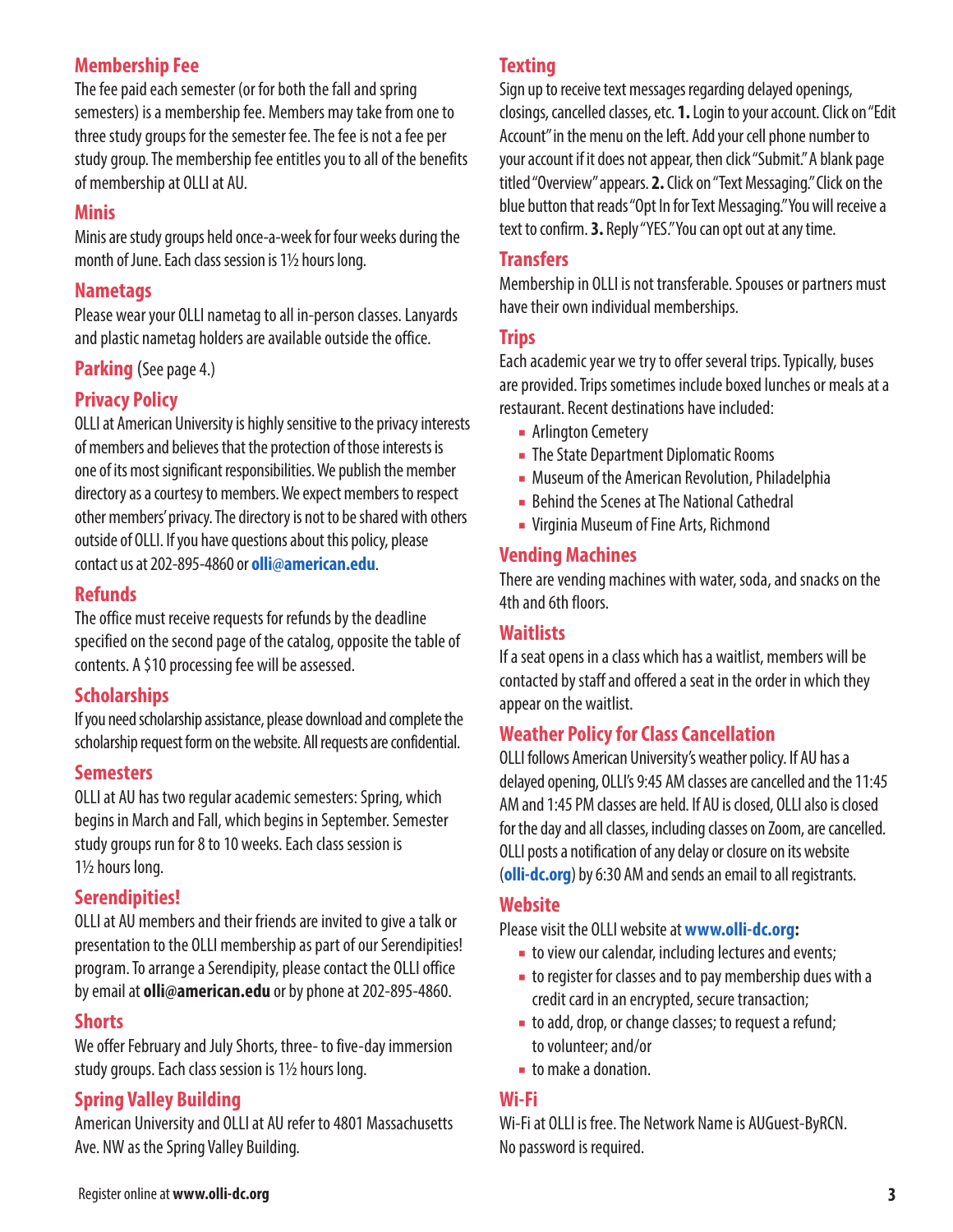## Membership Fee

The fee paid each semester (or for both the fall and spring semesters) is a membership fee. Members may take from one to three study groups for the semester fee. The fee is not a fee per study group. The membership fee entitles you to all of the benefits of membership at OLLI at AU.

## Minis

Minis are study groups held once-a-week for four weeks during the month of June. Each class session is 1½ hours long.

## Nametags

Please wear your OLLI nametag to all in-person classes. Lanyards and plastic nametag holders are available outside the office.

## Parking (See page 4.)

## Privacy Policy

OLLI at American University is highly sensitive to the privacy interests of members and believes that the protection of those interests is one of its most significant responsibilities. We publish the member directory as a courtesy to members. We expect members to respect other members' privacy. The directory is not to be shared with others outside of OLLI. If you have questions about this policy, please contact us at 202-895-4860 or **olli@american.edu**.

## Refunds

The office must receive requests for refunds by the deadline specified on the second page of the catalog, opposite the table of contents. A $10 processing fee will be assessed.

## Scholarships

If you need scholarship assistance, please download and complete the scholarship request form on the website. All requests are confidential.

## Semesters

OLLI at AU has two regular academic semesters: Spring, which begins in March and Fall, which begins in September. Semester study groups run for 8 to 10 weeks. Each class session is 1½ hours long.

## Serendipities!

OLLI at AU members and their friends are invited to give a talk or presentation to the OLLI membership as part of our Serendipities! program. To arrange a Serendipity, please contact the OLLI office by email at **olli@american.edu** or by phone at 202-895-4860.

## Shorts

We offer February and July Shorts, three- to five-day immersion study groups. Each class session is 1½ hours long.

## Spring Valley Building

American University and OLLI at AU refer to 4801 Massachusetts Ave. NW as the Spring Valley Building.

## Texting

Sign up to receive text messages regarding delayed openings, closings, cancelled classes, etc. **1.** Login to your account. Click on "Edit Account" in the menu on the left. Add your cell phone number to your account if it does not appear, then click "Submit." A blank page titled "Overview" appears. **2.** Click on "Text Messaging." Click on the blue button that reads "Opt In for Text Messaging." You will receive a text to confirm. **3.** Reply "YES." You can opt out at any time.

## Transfers

Membership in OLLI is not transferable. Spouses or partners must have their own individual memberships.

## Trips

Each academic year we try to offer several trips. Typically, buses are provided. Trips sometimes include boxed lunches or meals at a restaurant. Recent destinations have included:

- Arlington Cemetery
- The State Department Diplomatic Rooms
- Museum of the American Revolution, Philadelphia
- Behind the Scenes at The National Cathedral
- Virginia Museum of Fine Arts, Richmond

## Vending Machines

There are vending machines with water, soda, and snacks on the 4th and 6th floors.

## Waitlists

If a seat opens in a class which has a waitlist, members will be contacted by staff and offered a seat in the order in which they appear on the waitlist.

## Weather Policy for Class Cancellation

OLLI follows American University's weather policy. If AU has a delayed opening, OLLI's 9:45 AM classes are cancelled and the 11:45 AM and 1:45 PM classes are held. If AU is closed, OLLI also is closed for the day and all classes, including classes on Zoom, are cancelled. OLLI posts a notification of any delay or closure on its website (**olli-dc.org**) by 6:30 AM and sends an email to all registrants.

## Website

Please visit the OLLI website at **www.olli-dc.org:**

- to view our calendar, including lectures and events;
- to register for classes and to pay membership dues with a credit card in an encrypted, secure transaction;
- to add, drop, or change classes; to request a refund; to volunteer; and/or
- to make a donation.

## Wi-Fi

Wi-Fi at OLLI is free. The Network Name is AUGuest-ByRCN. No password is required.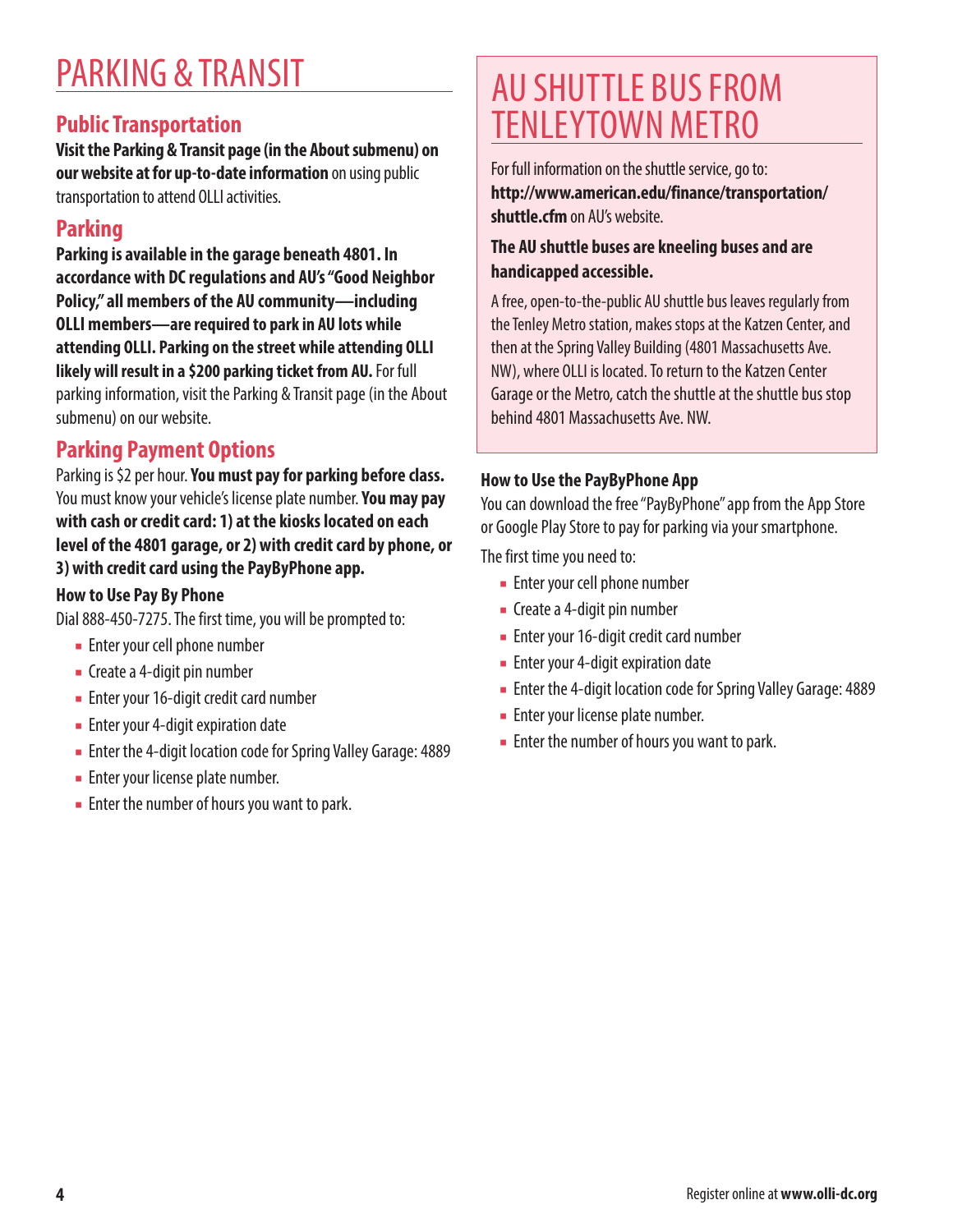# PARKING & TRANSIT

## Public Transportation

**Visit the Parking & Transit page (in the About submenu) on our website at for up-to-date information** on using public transportation to attend OLLI activities.

## Parking

**Parking is available in the garage beneath 4801. In accordance with DC regulations and AU's "Good Neighbor Policy," all members of the AU community—including OLLI members—are required to park in AU lots while attending OLLI. Parking on the street while attending OLLI likely will result in a $200 parking ticket from AU.** For full parking information, visit the Parking & Transit page (in the About submenu) on our website.

## Parking Payment Options

Parking is $2 per hour. **You must pay for parking before class.** You must know your vehicle's license plate number. **You may pay with cash or credit card: 1) at the kiosks located on each level of the 4801 garage, or 2) with credit card by phone, or 3) with credit card using the PayByPhone app.**

### How to Use Pay By Phone

Dial 888-450-7275. The first time, you will be prompted to:

- Enter your cell phone number
- Create a 4-digit pin number
- Enter your 16-digit credit card number
- Enter your 4-digit expiration date
- Enter the 4-digit location code for Spring Valley Garage: 4889
- Enter your license plate number.
- Enter the number of hours you want to park.

# AU SHUTTLE BUS FROM TENLEYTOWN METRO

For full information on the shuttle service, go to: **http://www.american.edu/finance/transportation/shuttle.cfm** on AU's website.

**The AU shuttle buses are kneeling buses and are handicapped accessible.**

A free, open-to-the-public AU shuttle bus leaves regularly from the Tenley Metro station, makes stops at the Katzen Center, and then at the Spring Valley Building (4801 Massachusetts Ave. NW), where OLLI is located. To return to the Katzen Center Garage or the Metro, catch the shuttle at the shuttle bus stop behind 4801 Massachusetts Ave. NW.

### How to Use the PayByPhone App

You can download the free "PayByPhone" app from the App Store or Google Play Store to pay for parking via your smartphone.

The first time you need to:

- Enter your cell phone number
- Create a 4-digit pin number
- Enter your 16-digit credit card number
- Enter your 4-digit expiration date
- Enter the 4-digit location code for Spring Valley Garage: 4889
- Enter your license plate number.
- Enter the number of hours you want to park.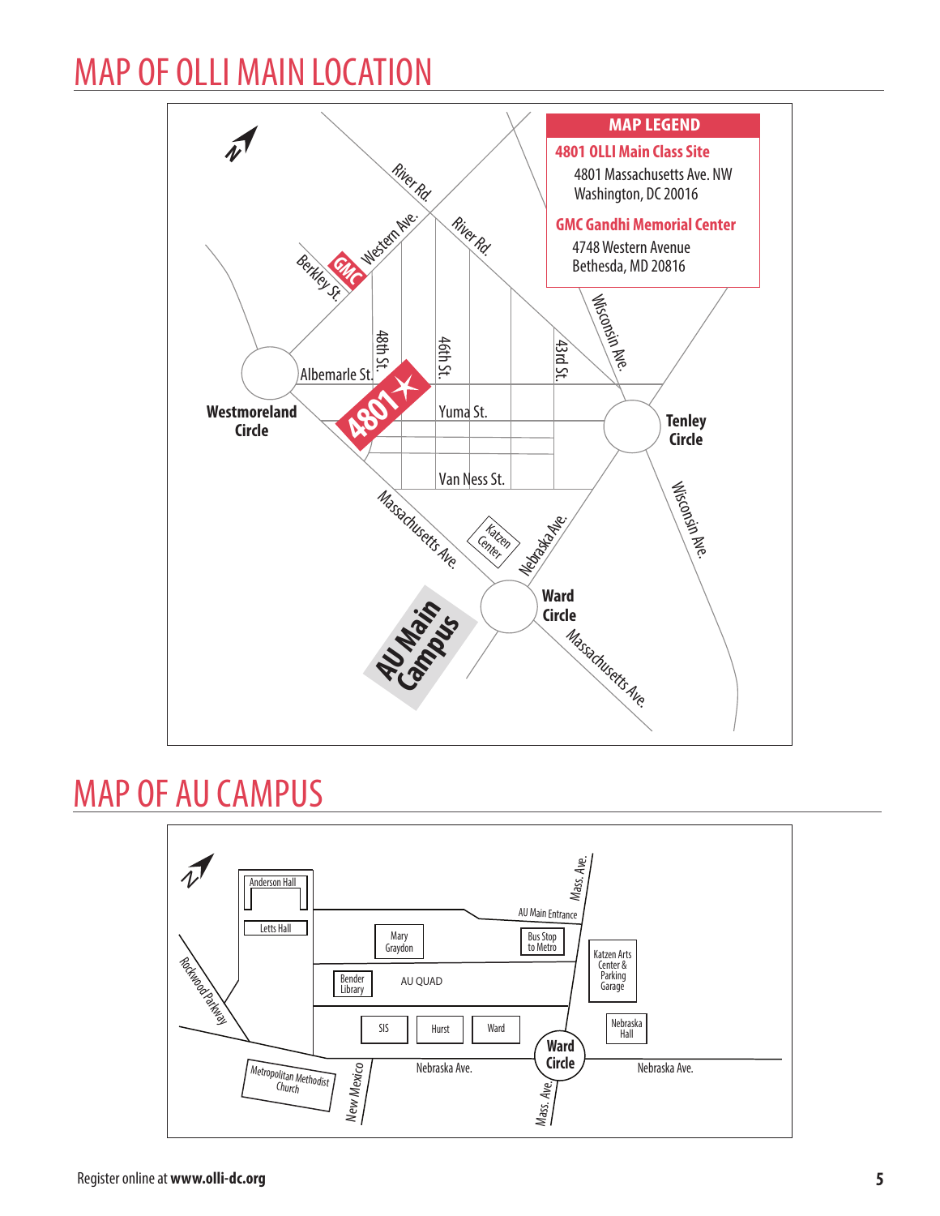# MAP OF OLLI MAIN LOCATION

**MAP LEGEND**

**4801 OLLI Main Class Site**
4801 Massachusetts Ave. NW
Washington, DC 20016

**GMC Gandhi Memorial Center**
4748 Western Avenue
Bethesda, MD 20816

River Rd. · Western Ave. · Berkley St. · GMC · 48th St. · 46th St. · 43rd St. · Wisconsin Ave. · Albemarle St. · Yuma St. · Van Ness St. · **Westmoreland Circle** · **Tenley Circle** · 4801 · Massachusetts Ave. · Katzen Center · Nebraska Ave. · **Ward Circle** · **AU Main Campus**

# MAP OF AU CAMPUS

Anderson Hall · Letts Hall · Mary Graydon · AU Main Entrance · Bus Stop to Metro · Mass. Ave. · Katzen Arts Center & Parking Garage · Bender Library · AU QUAD · Rockwood Parkway · SIS · Hurst · Ward · Nebraska Hall · **Ward Circle** · Metropolitan Methodist Church · New Mexico · Nebraska Ave.

Register online at **www.olli-dc.org**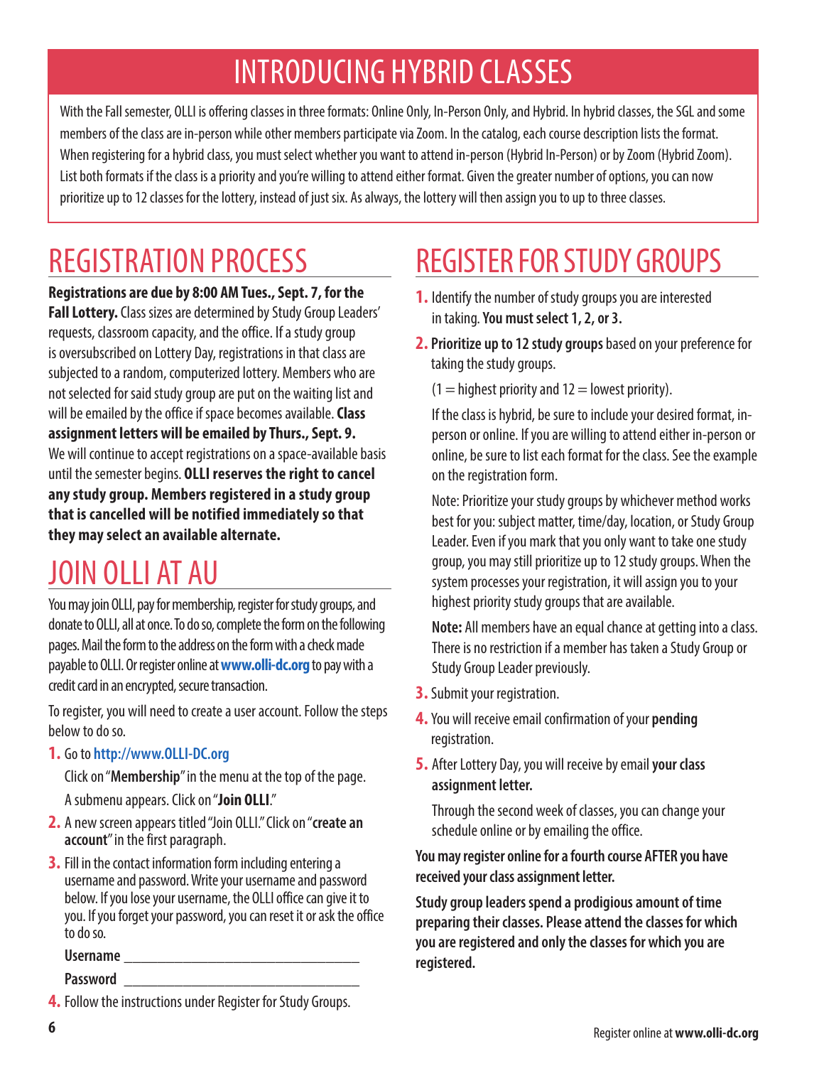# INTRODUCING HYBRID CLASSES

With the Fall semester, OLLI is offering classes in three formats: Online Only, In-Person Only, and Hybrid. In hybrid classes, the SGL and some members of the class are in-person while other members participate via Zoom. In the catalog, each course description lists the format. When registering for a hybrid class, you must select whether you want to attend in-person (Hybrid In-Person) or by Zoom (Hybrid Zoom). List both formats if the class is a priority and you're willing to attend either format. Given the greater number of options, you can now prioritize up to 12 classes for the lottery, instead of just six. As always, the lottery will then assign you to up to three classes.

# REGISTRATION PROCESS

**Registrations are due by 8:00 AM Tues., Sept. 7, for the Fall Lottery.** Class sizes are determined by Study Group Leaders' requests, classroom capacity, and the office. If a study group is oversubscribed on Lottery Day, registrations in that class are subjected to a random, computerized lottery. Members who are not selected for said study group are put on the waiting list and will be emailed by the office if space becomes available. **Class assignment letters will be emailed by Thurs., Sept. 9.** We will continue to accept registrations on a space-available basis until the semester begins. **OLLI reserves the right to cancel any study group. Members registered in a study group that is cancelled will be notified immediately so that they may select an available alternate.**

# JOIN OLLI AT AU

You may join OLLI, pay for membership, register for study groups, and donate to OLLI, all at once. To do so, complete the form on the following pages. Mail the form to the address on the form with a check made payable to OLLI. Or register online at **www.olli-dc.org** to pay with a credit card in an encrypted, secure transaction.

To register, you will need to create a user account. Follow the steps below to do so.

1. Go to **http://www.OLLI-DC.org**

   Click on "**Membership**" in the menu at the top of the page.

   A submenu appears. Click on "**Join OLLI**."
2. A new screen appears titled "Join OLLI." Click on "**create an account**" in the first paragraph.
3. Fill in the contact information form including entering a username and password. Write your username and password below. If you lose your username, the OLLI office can give it to you. If you forget your password, you can reset it or ask the office to do so.

   **Username** ______________________________

   **Password** ______________________________
4. Follow the instructions under Register for Study Groups.

# REGISTER FOR STUDY GROUPS

1. Identify the number of study groups you are interested in taking. **You must select 1, 2, or 3.**
2. **Prioritize up to 12 study groups** based on your preference for taking the study groups.

   (1 = highest priority and 12 = lowest priority).

   If the class is hybrid, be sure to include your desired format, in-person or online. If you are willing to attend either in-person or online, be sure to list each format for the class. See the example on the registration form.

   Note: Prioritize your study groups by whichever method works best for you: subject matter, time/day, location, or Study Group Leader. Even if you mark that you only want to take one study group, you may still prioritize up to 12 study groups. When the system processes your registration, it will assign you to your highest priority study groups that are available.

   **Note:** All members have an equal chance at getting into a class. There is no restriction if a member has taken a Study Group or Study Group Leader previously.
3. Submit your registration.
4. You will receive email confirmation of your **pending** registration.
5. After Lottery Day, you will receive by email **your class assignment letter.**

   Through the second week of classes, you can change your schedule online or by emailing the office.

**You may register online for a fourth course AFTER you have received your class assignment letter.**

**Study group leaders spend a prodigious amount of time preparing their classes. Please attend the classes for which you are registered and only the classes for which you are registered.**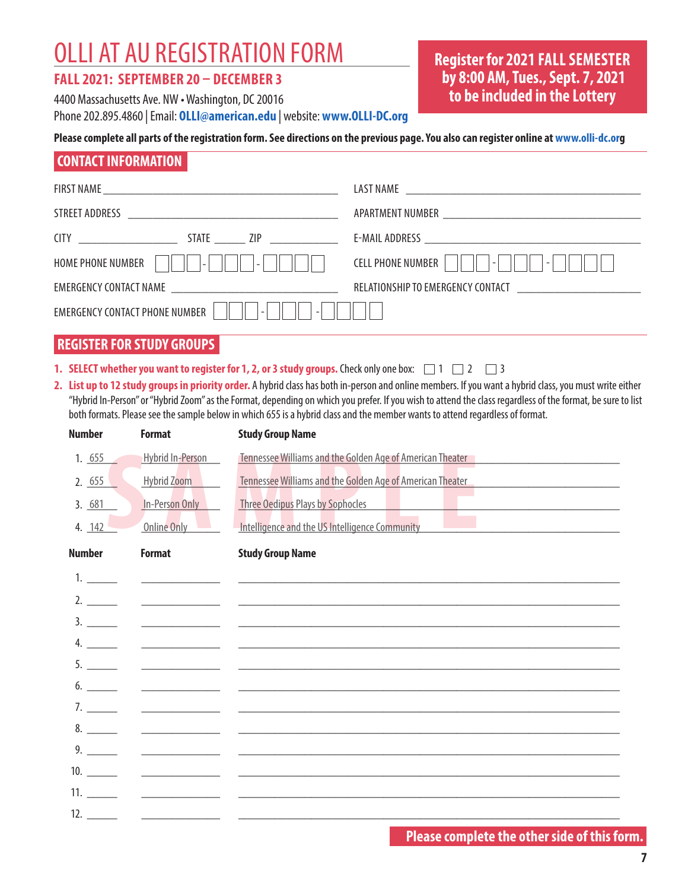# OLLI AT AU REGISTRATION FORM

## FALL 2021: SEPTEMBER 20 – DECEMBER 3

4400 Massachusetts Ave. NW • Washington, DC 20016

Phone 202.895.4860 | Email: **OLLI@american.edu** | website: **www.OLLI-DC.org**

**Register for 2021 FALL SEMESTER by 8:00 AM, Tues., Sept. 7, 2021 to be included in the Lottery**

**Please complete all parts of the registration form. See directions on the previous page. You also can register online at www.olli-dc.org**

## CONTACT INFORMATION

FIRST NAME ______________________ LAST NAME ______________________

STREET ADDRESS ______________________ APARTMENT NUMBER ______________________

CITY __________ STATE ______ ZIP ________ E-MAIL ADDRESS ______________________

HOME PHONE NUMBER ☐☐☐-☐☐☐-☐☐☐☐ CELL PHONE NUMBER ☐☐☐-☐☐☐-☐☐☐☐

EMERGENCY CONTACT NAME ______________________ RELATIONSHIP TO EMERGENCY CONTACT ______________________

EMERGENCY CONTACT PHONE NUMBER ☐☐☐-☐☐☐-☐☐☐☐

## REGISTER FOR STUDY GROUPS

1. **SELECT whether you want to register for 1, 2, or 3 study groups.** Check only one box: ☐ 1 ☐ 2 ☐ 3
2. **List up to 12 study groups in priority order.** A hybrid class has both in-person and online members. If you want a hybrid class, you must write either "Hybrid In-Person" or "Hybrid Zoom" as the Format, depending on which you prefer. If you wish to attend the class regardless of the format, be sure to list both formats. Please see the sample below in which 655 is a hybrid class and the member wants to attend regardless of format.

SAMPLE

| | Number | Format | Study Group Name |
|---|---|---|---|
| 1. | 655 | Hybrid In-Person | Tennessee Williams and the Golden Age of American Theater |
| 2. | 655 | Hybrid Zoom | Tennessee Williams and the Golden Age of American Theater |
| 3. | 681 | In-Person Only | Three Oedipus Plays by Sophocles |
| 4. | 142 | Online Only | Intelligence and the US Intelligence Community |

| | Number | Format | Study Group Name |
|---|---|---|---|
| 1. | | | |
| 2. | | | |
| 3. | | | |
| 4. | | | |
| 5. | | | |
| 6. | | | |
| 7. | | | |
| 8. | | | |
| 9. | | | |
| 10. | | | |
| 11. | | | |
| 12. | | | |

**Please complete the other side of this form.**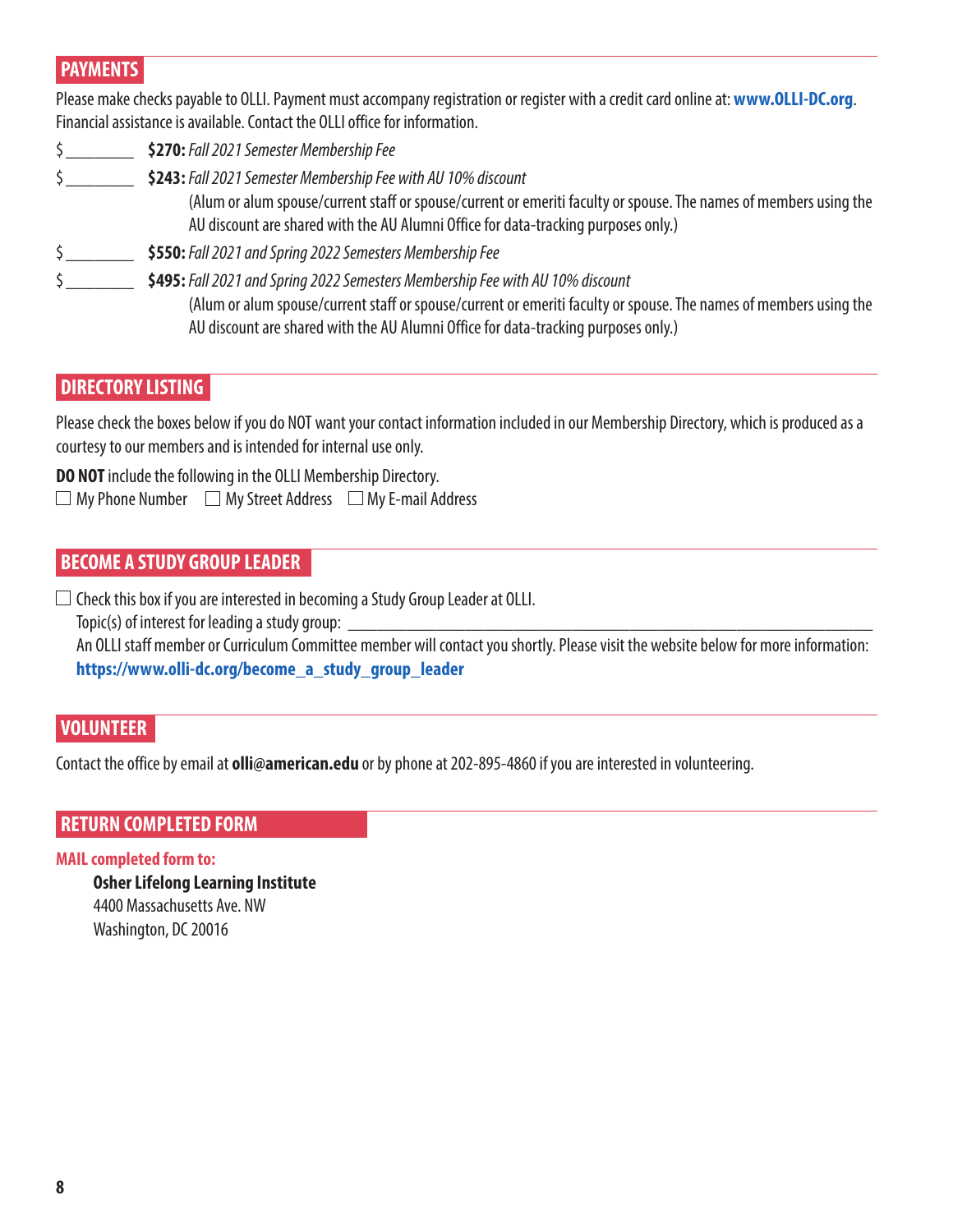## PAYMENTS

Please make checks payable to OLLI. Payment must accompany registration or register with a credit card online at: **www.OLLI-DC.org**. Financial assistance is available. Contact the OLLI office for information.

$ ________ **$270:** *Fall 2021 Semester Membership Fee*

$ ________ **$243:** *Fall 2021 Semester Membership Fee with AU 10% discount*
(Alum or alum spouse/current staff or spouse/current or emeriti faculty or spouse. The names of members using the AU discount are shared with the AU Alumni Office for data-tracking purposes only.)

$ ________ **$550:** *Fall 2021 and Spring 2022 Semesters Membership Fee*

$ ________ **$495:** *Fall 2021 and Spring 2022 Semesters Membership Fee with AU 10% discount*
(Alum or alum spouse/current staff or spouse/current or emeriti faculty or spouse. The names of members using the AU discount are shared with the AU Alumni Office for data-tracking purposes only.)

## DIRECTORY LISTING

Please check the boxes below if you do NOT want your contact information included in our Membership Directory, which is produced as a courtesy to our members and is intended for internal use only.

**DO NOT** include the following in the OLLI Membership Directory.

☐ My Phone Number ☐ My Street Address ☐ My E-mail Address

## BECOME A STUDY GROUP LEADER

☐ Check this box if you are interested in becoming a Study Group Leader at OLLI.
Topic(s) of interest for leading a study group: ____________________________________________
An OLLI staff member or Curriculum Committee member will contact you shortly. Please visit the website below for more information:
**https://www.olli-dc.org/become_a_study_group_leader**

## VOLUNTEER

Contact the office by email at **olli@american.edu** or by phone at 202-895-4860 if you are interested in volunteering.

## RETURN COMPLETED FORM

**MAIL completed form to:**

**Osher Lifelong Learning Institute**
4400 Massachusetts Ave. NW
Washington, DC 20016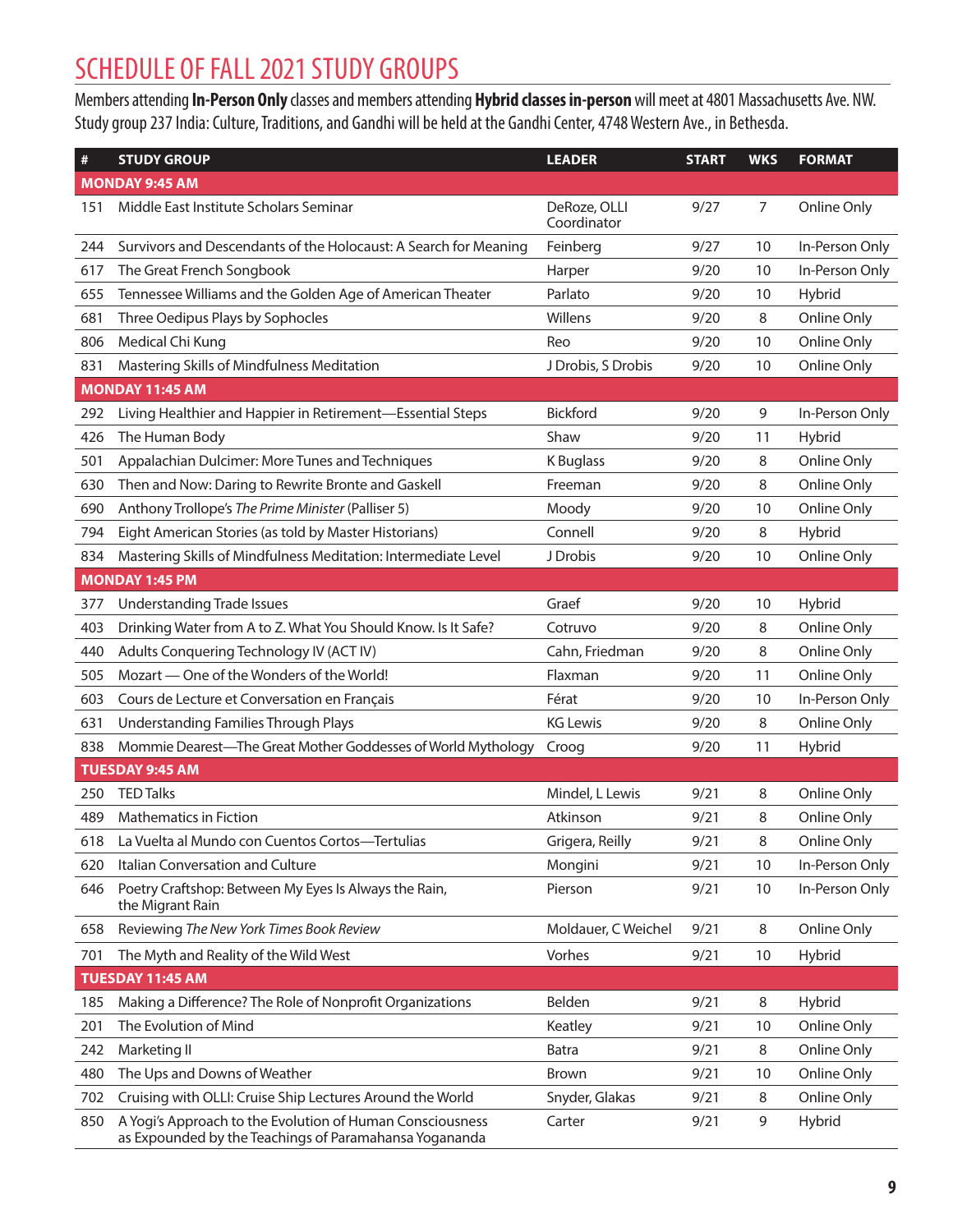# SCHEDULE OF FALL 2021 STUDY GROUPS

Members attending **In-Person Only** classes and members attending **Hybrid classes in-person** will meet at 4801 Massachusetts Ave. NW. Study group 237 India: Culture, Traditions, and Gandhi will be held at the Gandhi Center, 4748 Western Ave., in Bethesda.

| # | STUDY GROUP | LEADER | START | WKS | FORMAT |
|---|---|---|---|---|---|
| **MONDAY 9:45 AM** | | | | | |
| 151 | Middle East Institute Scholars Seminar | DeRoze, OLLI Coordinator | 9/27 | 7 | Online Only |
| 244 | Survivors and Descendants of the Holocaust: A Search for Meaning | Feinberg | 9/27 | 10 | In-Person Only |
| 617 | The Great French Songbook | Harper | 9/20 | 10 | In-Person Only |
| 655 | Tennessee Williams and the Golden Age of American Theater | Parlato | 9/20 | 10 | Hybrid |
| 681 | Three Oedipus Plays by Sophocles | Willens | 9/20 | 8 | Online Only |
| 806 | Medical Chi Kung | Reo | 9/20 | 10 | Online Only |
| 831 | Mastering Skills of Mindfulness Meditation | J Drobis, S Drobis | 9/20 | 10 | Online Only |
| **MONDAY 11:45 AM** | | | | | |
| 292 | Living Healthier and Happier in Retirement—Essential Steps | Bickford | 9/20 | 9 | In-Person Only |
| 426 | The Human Body | Shaw | 9/20 | 11 | Hybrid |
| 501 | Appalachian Dulcimer: More Tunes and Techniques | K Buglass | 9/20 | 8 | Online Only |
| 630 | Then and Now: Daring to Rewrite Bronte and Gaskell | Freeman | 9/20 | 8 | Online Only |
| 690 | Anthony Trollope's *The Prime Minister* (Palliser 5) | Moody | 9/20 | 10 | Online Only |
| 794 | Eight American Stories (as told by Master Historians) | Connell | 9/20 | 8 | Hybrid |
| 834 | Mastering Skills of Mindfulness Meditation: Intermediate Level | J Drobis | 9/20 | 10 | Online Only |
| **MONDAY 1:45 PM** | | | | | |
| 377 | Understanding Trade Issues | Graef | 9/20 | 10 | Hybrid |
| 403 | Drinking Water from A to Z. What You Should Know. Is It Safe? | Cotruvo | 9/20 | 8 | Online Only |
| 440 | Adults Conquering Technology IV (ACT IV) | Cahn, Friedman | 9/20 | 8 | Online Only |
| 505 | Mozart — One of the Wonders of the World! | Flaxman | 9/20 | 11 | Online Only |
| 603 | Cours de Lecture et Conversation en Français | Férat | 9/20 | 10 | In-Person Only |
| 631 | Understanding Families Through Plays | KG Lewis | 9/20 | 8 | Online Only |
| 838 | Mommie Dearest—The Great Mother Goddesses of World Mythology | Croog | 9/20 | 11 | Hybrid |
| **TUESDAY 9:45 AM** | | | | | |
| 250 | TED Talks | Mindel, L Lewis | 9/21 | 8 | Online Only |
| 489 | Mathematics in Fiction | Atkinson | 9/21 | 8 | Online Only |
| 618 | La Vuelta al Mundo con Cuentos Cortos—Tertulias | Grigera, Reilly | 9/21 | 8 | Online Only |
| 620 | Italian Conversation and Culture | Mongini | 9/21 | 10 | In-Person Only |
| 646 | Poetry Craftshop: Between My Eyes Is Always the Rain, the Migrant Rain | Pierson | 9/21 | 10 | In-Person Only |
| 658 | Reviewing *The New York Times Book Review* | Moldauer, C Weichel | 9/21 | 8 | Online Only |
| 701 | The Myth and Reality of the Wild West | Vorhes | 9/21 | 10 | Hybrid |
| **TUESDAY 11:45 AM** | | | | | |
| 185 | Making a Difference? The Role of Nonprofit Organizations | Belden | 9/21 | 8 | Hybrid |
| 201 | The Evolution of Mind | Keatley | 9/21 | 10 | Online Only |
| 242 | Marketing II | Batra | 9/21 | 8 | Online Only |
| 480 | The Ups and Downs of Weather | Brown | 9/21 | 10 | Online Only |
| 702 | Cruising with OLLI: Cruise Ship Lectures Around the World | Snyder, Glakas | 9/21 | 8 | Online Only |
| 850 | A Yogi's Approach to the Evolution of Human Consciousness as Expounded by the Teachings of Paramahansa Yogananda | Carter | 9/21 | 9 | Hybrid |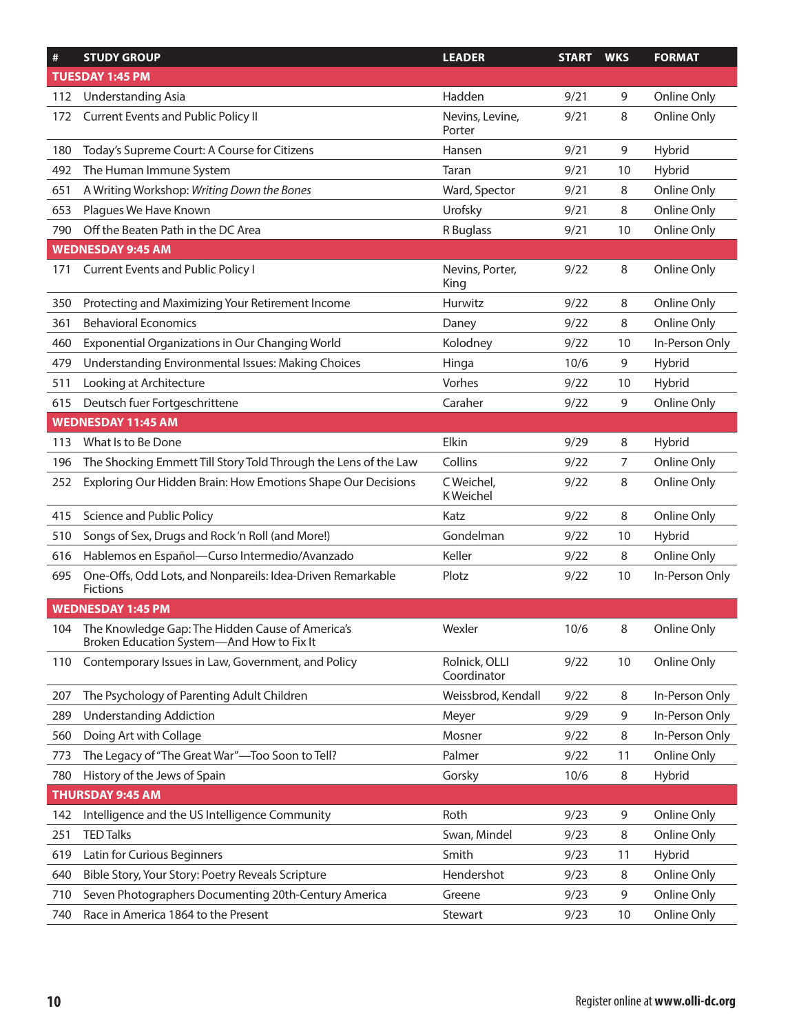| # | STUDY GROUP | LEADER | START | WKS | FORMAT |
|---|---|---|---|---|---|
| **TUESDAY 1:45 PM** | | | | | |
| 112 | Understanding Asia | Hadden | 9/21 | 9 | Online Only |
| 172 | Current Events and Public Policy II | Nevins, Levine, Porter | 9/21 | 8 | Online Only |
| 180 | Today's Supreme Court: A Course for Citizens | Hansen | 9/21 | 9 | Hybrid |
| 492 | The Human Immune System | Taran | 9/21 | 10 | Hybrid |
| 651 | A Writing Workshop: *Writing Down the Bones* | Ward, Spector | 9/21 | 8 | Online Only |
| 653 | Plagues We Have Known | Urofsky | 9/21 | 8 | Online Only |
| 790 | Off the Beaten Path in the DC Area | R Buglass | 9/21 | 10 | Online Only |
| **WEDNESDAY 9:45 AM** | | | | | |
| 171 | Current Events and Public Policy I | Nevins, Porter, King | 9/22 | 8 | Online Only |
| 350 | Protecting and Maximizing Your Retirement Income | Hurwitz | 9/22 | 8 | Online Only |
| 361 | Behavioral Economics | Daney | 9/22 | 8 | Online Only |
| 460 | Exponential Organizations in Our Changing World | Kolodney | 9/22 | 10 | In-Person Only |
| 479 | Understanding Environmental Issues: Making Choices | Hinga | 10/6 | 9 | Hybrid |
| 511 | Looking at Architecture | Vorhes | 9/22 | 10 | Hybrid |
| 615 | Deutsch fuer Fortgeschrittene | Caraher | 9/22 | 9 | Online Only |
| **WEDNESDAY 11:45 AM** | | | | | |
| 113 | What Is to Be Done | Elkin | 9/29 | 8 | Hybrid |
| 196 | The Shocking Emmett Till Story Told Through the Lens of the Law | Collins | 9/22 | 7 | Online Only |
| 252 | Exploring Our Hidden Brain: How Emotions Shape Our Decisions | C Weichel, K Weichel | 9/22 | 8 | Online Only |
| 415 | Science and Public Policy | Katz | 9/22 | 8 | Online Only |
| 510 | Songs of Sex, Drugs and Rock 'n Roll (and More!) | Gondelman | 9/22 | 10 | Hybrid |
| 616 | Hablemos en Español—Curso Intermedio/Avanzado | Keller | 9/22 | 8 | Online Only |
| 695 | One-Offs, Odd Lots, and Nonpareils: Idea-Driven Remarkable Fictions | Plotz | 9/22 | 10 | In-Person Only |
| **WEDNESDAY 1:45 PM** | | | | | |
| 104 | The Knowledge Gap: The Hidden Cause of America's Broken Education System—And How to Fix It | Wexler | 10/6 | 8 | Online Only |
| 110 | Contemporary Issues in Law, Government, and Policy | Rolnick, OLLI Coordinator | 9/22 | 10 | Online Only |
| 207 | The Psychology of Parenting Adult Children | Weissbrod, Kendall | 9/22 | 8 | In-Person Only |
| 289 | Understanding Addiction | Meyer | 9/29 | 9 | In-Person Only |
| 560 | Doing Art with Collage | Mosner | 9/22 | 8 | In-Person Only |
| 773 | The Legacy of "The Great War"—Too Soon to Tell? | Palmer | 9/22 | 11 | Online Only |
| 780 | History of the Jews of Spain | Gorsky | 10/6 | 8 | Hybrid |
| **THURSDAY 9:45 AM** | | | | | |
| 142 | Intelligence and the US Intelligence Community | Roth | 9/23 | 9 | Online Only |
| 251 | TED Talks | Swan, Mindel | 9/23 | 8 | Online Only |
| 619 | Latin for Curious Beginners | Smith | 9/23 | 11 | Hybrid |
| 640 | Bible Story, Your Story: Poetry Reveals Scripture | Hendershot | 9/23 | 8 | Online Only |
| 710 | Seven Photographers Documenting 20th-Century America | Greene | 9/23 | 9 | Online Only |
| 740 | Race in America 1864 to the Present | Stewart | 9/23 | 10 | Online Only |

Register online at **www.olli-dc.org**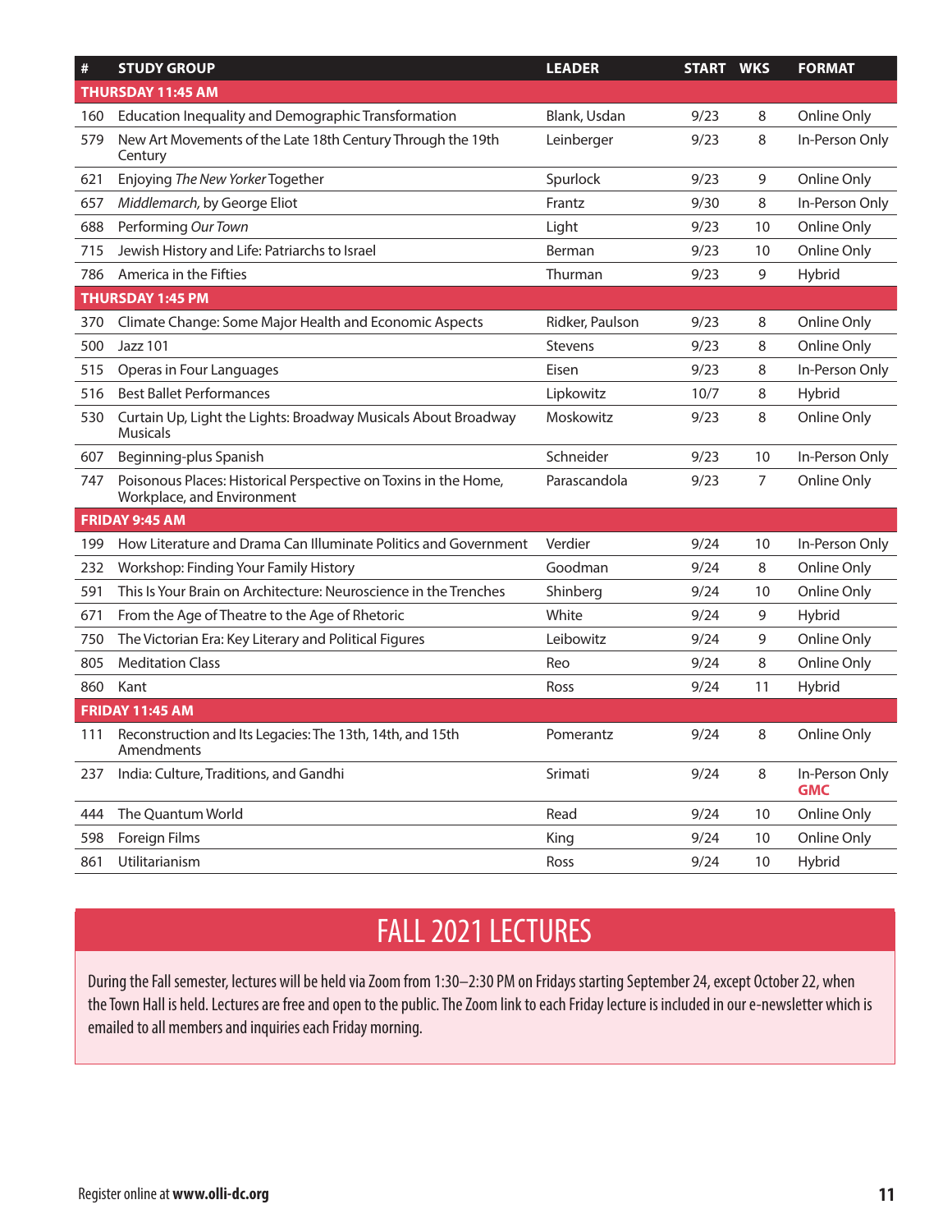| # | STUDY GROUP | LEADER | START | WKS | FORMAT |
|---|---|---|---|---|---|
| **THURSDAY 11:45 AM** | | | | | |
| 160 | Education Inequality and Demographic Transformation | Blank, Usdan | 9/23 | 8 | Online Only |
| 579 | New Art Movements of the Late 18th Century Through the 19th Century | Leinberger | 9/23 | 8 | In-Person Only |
| 621 | Enjoying *The New Yorker* Together | Spurlock | 9/23 | 9 | Online Only |
| 657 | *Middlemarch*, by George Eliot | Frantz | 9/30 | 8 | In-Person Only |
| 688 | Performing *Our Town* | Light | 9/23 | 10 | Online Only |
| 715 | Jewish History and Life: Patriarchs to Israel | Berman | 9/23 | 10 | Online Only |
| 786 | America in the Fifties | Thurman | 9/23 | 9 | Hybrid |
| **THURSDAY 1:45 PM** | | | | | |
| 370 | Climate Change: Some Major Health and Economic Aspects | Ridker, Paulson | 9/23 | 8 | Online Only |
| 500 | Jazz 101 | Stevens | 9/23 | 8 | Online Only |
| 515 | Operas in Four Languages | Eisen | 9/23 | 8 | In-Person Only |
| 516 | Best Ballet Performances | Lipkowitz | 10/7 | 8 | Hybrid |
| 530 | Curtain Up, Light the Lights: Broadway Musicals About Broadway Musicals | Moskowitz | 9/23 | 8 | Online Only |
| 607 | Beginning-plus Spanish | Schneider | 9/23 | 10 | In-Person Only |
| 747 | Poisonous Places: Historical Perspective on Toxins in the Home, Workplace, and Environment | Parascandola | 9/23 | 7 | Online Only |
| **FRIDAY 9:45 AM** | | | | | |
| 199 | How Literature and Drama Can Illuminate Politics and Government | Verdier | 9/24 | 10 | In-Person Only |
| 232 | Workshop: Finding Your Family History | Goodman | 9/24 | 8 | Online Only |
| 591 | This Is Your Brain on Architecture: Neuroscience in the Trenches | Shinberg | 9/24 | 10 | Online Only |
| 671 | From the Age of Theatre to the Age of Rhetoric | White | 9/24 | 9 | Hybrid |
| 750 | The Victorian Era: Key Literary and Political Figures | Leibowitz | 9/24 | 9 | Online Only |
| 805 | Meditation Class | Reo | 9/24 | 8 | Online Only |
| 860 | Kant | Ross | 9/24 | 11 | Hybrid |
| **FRIDAY 11:45 AM** | | | | | |
| 111 | Reconstruction and Its Legacies: The 13th, 14th, and 15th Amendments | Pomerantz | 9/24 | 8 | Online Only |
| 237 | India: Culture, Traditions, and Gandhi | Srimati | 9/24 | 8 | In-Person Only **GMC** |
| 444 | The Quantum World | Read | 9/24 | 10 | Online Only |
| 598 | Foreign Films | King | 9/24 | 10 | Online Only |
| 861 | Utilitarianism | Ross | 9/24 | 10 | Hybrid |

## FALL 2021 LECTURES

During the Fall semester, lectures will be held via Zoom from 1:30–2:30 PM on Fridays starting September 24, except October 22, when the Town Hall is held. Lectures are free and open to the public. The Zoom link to each Friday lecture is included in our e-newsletter which is emailed to all members and inquiries each Friday morning.

Register online at **www.olli-dc.org**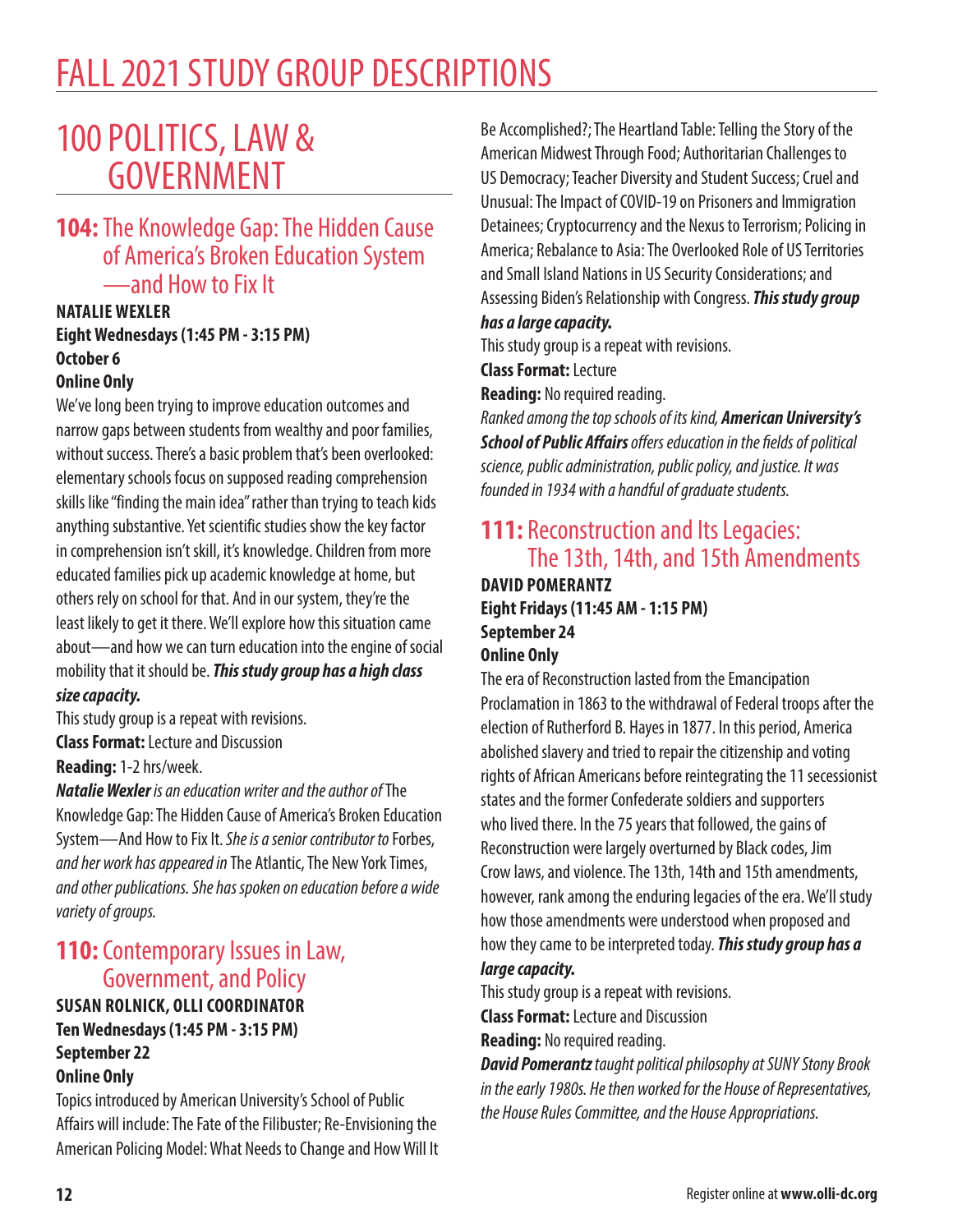# FALL 2021 STUDY GROUP DESCRIPTIONS

## 100 POLITICS, LAW & GOVERNMENT

### 104: The Knowledge Gap: The Hidden Cause of America's Broken Education System—and How to Fix It

**NATALIE WEXLER**
**Eight Wednesdays (1:45 PM - 3:15 PM)**
**October 6**
**Online Only**

We've long been trying to improve education outcomes and narrow gaps between students from wealthy and poor families, without success. There's a basic problem that's been overlooked: elementary schools focus on supposed reading comprehension skills like "finding the main idea" rather than trying to teach kids anything substantive. Yet scientific studies show the key factor in comprehension isn't skill, it's knowledge. Children from more educated families pick up academic knowledge at home, but others rely on school for that. And in our system, they're the least likely to get it there. We'll explore how this situation came about—and how we can turn education into the engine of social mobility that it should be. ***This study group has a high class size capacity.***

This study group is a repeat with revisions.

**Class Format:** Lecture and Discussion

**Reading:** 1-2 hrs/week.

***Natalie Wexler*** *is an education writer and the author of* The Knowledge Gap: The Hidden Cause of America's Broken Education System—And How to Fix It. *She is a senior contributor to* Forbes, *and her work has appeared in* The Atlantic, The New York Times, *and other publications. She has spoken on education before a wide variety of groups.*

### 110: Contemporary Issues in Law, Government, and Policy

**SUSAN ROLNICK, OLLI COORDINATOR**
**Ten Wednesdays (1:45 PM - 3:15 PM)**
**September 22**
**Online Only**

Topics introduced by American University's School of Public Affairs will include: The Fate of the Filibuster; Re-Envisioning the American Policing Model: What Needs to Change and How Will It Be Accomplished?; The Heartland Table: Telling the Story of the American Midwest Through Food; Authoritarian Challenges to US Democracy; Teacher Diversity and Student Success; Cruel and Unusual: The Impact of COVID-19 on Prisoners and Immigration Detainees; Cryptocurrency and the Nexus to Terrorism; Policing in America; Rebalance to Asia: The Overlooked Role of US Territories and Small Island Nations in US Security Considerations; and Assessing Biden's Relationship with Congress. ***This study group has a large capacity.***

This study group is a repeat with revisions.

**Class Format:** Lecture

**Reading:** No required reading.

*Ranked among the top schools of its kind,* ***American University's School of Public Affairs*** *offers education in the fields of political science, public administration, public policy, and justice. It was founded in 1934 with a handful of graduate students.*

### 111: Reconstruction and Its Legacies: The 13th, 14th, and 15th Amendments

**DAVID POMERANTZ**
**Eight Fridays (11:45 AM - 1:15 PM)**
**September 24**
**Online Only**

The era of Reconstruction lasted from the Emancipation Proclamation in 1863 to the withdrawal of Federal troops after the election of Rutherford B. Hayes in 1877. In this period, America abolished slavery and tried to repair the citizenship and voting rights of African Americans before reintegrating the 11 secessionist states and the former Confederate soldiers and supporters who lived there. In the 75 years that followed, the gains of Reconstruction were largely overturned by Black codes, Jim Crow laws, and violence. The 13th, 14th and 15th amendments, however, rank among the enduring legacies of the era. We'll study how those amendments were understood when proposed and how they came to be interpreted today. ***This study group has a large capacity.***

This study group is a repeat with revisions.

**Class Format:** Lecture and Discussion

**Reading:** No required reading.

***David Pomerantz*** *taught political philosophy at SUNY Stony Brook in the early 1980s. He then worked for the House of Representatives, the House Rules Committee, and the House Appropriations.*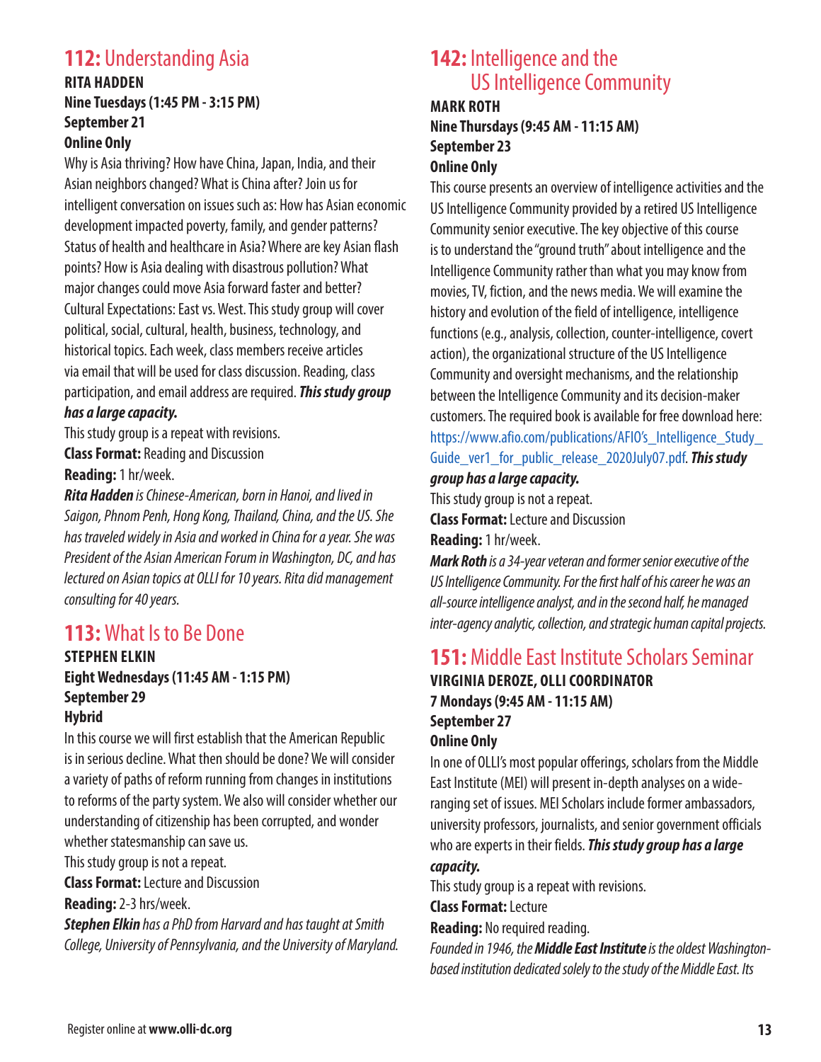## **112:** Understanding Asia

**RITA HADDEN**
**Nine Tuesdays (1:45 PM - 3:15 PM)**
**September 21**
**Online Only**

Why is Asia thriving? How have China, Japan, India, and their Asian neighbors changed? What is China after? Join us for intelligent conversation on issues such as: How has Asian economic development impacted poverty, family, and gender patterns? Status of health and healthcare in Asia? Where are key Asian flash points? How is Asia dealing with disastrous pollution? What major changes could move Asia forward faster and better? Cultural Expectations: East vs. West. This study group will cover political, social, cultural, health, business, technology, and historical topics. Each week, class members receive articles via email that will be used for class discussion. Reading, class participation, and email address are required. ***This study group has a large capacity.***

This study group is a repeat with revisions.

**Class Format:** Reading and Discussion

**Reading:** 1 hr/week.

***Rita Hadden*** *is Chinese-American, born in Hanoi, and lived in Saigon, Phnom Penh, Hong Kong, Thailand, China, and the US. She has traveled widely in Asia and worked in China for a year. She was President of the Asian American Forum in Washington, DC, and has lectured on Asian topics at OLLI for 10 years. Rita did management consulting for 40 years.*

## **113:** What Is to Be Done

**STEPHEN ELKIN**
**Eight Wednesdays (11:45 AM - 1:15 PM)**
**September 29**
**Hybrid**

In this course we will first establish that the American Republic is in serious decline. What then should be done? We will consider a variety of paths of reform running from changes in institutions to reforms of the party system. We also will consider whether our understanding of citizenship has been corrupted, and wonder whether statesmanship can save us.

This study group is not a repeat.

**Class Format:** Lecture and Discussion

**Reading:** 2-3 hrs/week.

***Stephen Elkin*** *has a PhD from Harvard and has taught at Smith College, University of Pennsylvania, and the University of Maryland.*

## **142:** Intelligence and the US Intelligence Community

**MARK ROTH**
**Nine Thursdays (9:45 AM - 11:15 AM)**
**September 23**
**Online Only**

This course presents an overview of intelligence activities and the US Intelligence Community provided by a retired US Intelligence Community senior executive. The key objective of this course is to understand the "ground truth" about intelligence and the Intelligence Community rather than what you may know from movies, TV, fiction, and the news media. We will examine the history and evolution of the field of intelligence, intelligence functions (e.g., analysis, collection, counter-intelligence, covert action), the organizational structure of the US Intelligence Community and oversight mechanisms, and the relationship between the Intelligence Community and its decision-maker customers. The required book is available for free download here: https://www.afio.com/publications/AFIO's_Intelligence_Study_Guide_ver1_for_public_release_2020July07.pdf. ***This study group has a large capacity.***

This study group is not a repeat.

**Class Format:** Lecture and Discussion

**Reading:** 1 hr/week.

***Mark Roth*** *is a 34-year veteran and former senior executive of the US Intelligence Community. For the first half of his career he was an all-source intelligence analyst, and in the second half, he managed inter-agency analytic, collection, and strategic human capital projects.*

## **151:** Middle East Institute Scholars Seminar

**VIRGINIA DEROZE, OLLI COORDINATOR**
**7 Mondays (9:45 AM - 11:15 AM)**
**September 27**
**Online Only**

In one of OLLI's most popular offerings, scholars from the Middle East Institute (MEI) will present in-depth analyses on a wide-ranging set of issues. MEI Scholars include former ambassadors, university professors, journalists, and senior government officials who are experts in their fields. ***This study group has a large capacity.***

This study group is a repeat with revisions.

**Class Format:** Lecture

**Reading:** No required reading.

*Founded in 1946, the* ***Middle East Institute*** *is the oldest Washington-based institution dedicated solely to the study of the Middle East. Its*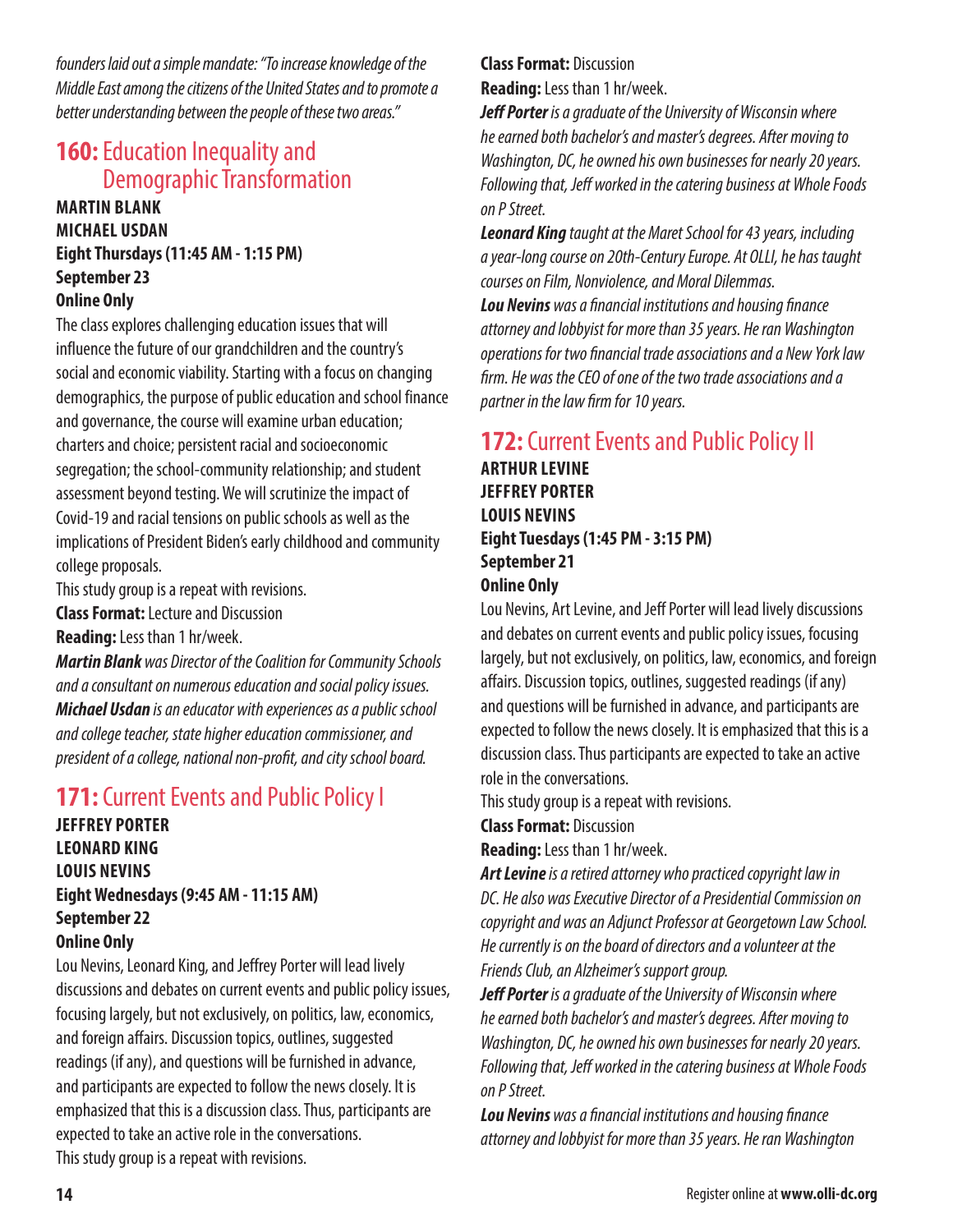*founders laid out a simple mandate: "To increase knowledge of the Middle East among the citizens of the United States and to promote a better understanding between the people of these two areas."*

## **160:** Education Inequality and Demographic Transformation

**MARTIN BLANK**
**MICHAEL USDAN**
**Eight Thursdays (11:45 AM - 1:15 PM)**
**September 23**
**Online Only**

The class explores challenging education issues that will influence the future of our grandchildren and the country's social and economic viability. Starting with a focus on changing demographics, the purpose of public education and school finance and governance, the course will examine urban education; charters and choice; persistent racial and socioeconomic segregation; the school-community relationship; and student assessment beyond testing. We will scrutinize the impact of Covid-19 and racial tensions on public schools as well as the implications of President Biden's early childhood and community college proposals.

This study group is a repeat with revisions.

**Class Format:** Lecture and Discussion

**Reading:** Less than 1 hr/week.

***Martin Blank*** *was Director of the Coalition for Community Schools and a consultant on numerous education and social policy issues.*

***Michael Usdan*** *is an educator with experiences as a public school and college teacher, state higher education commissioner, and president of a college, national non-profit, and city school board.*

## **171:** Current Events and Public Policy I

**JEFFREY PORTER**
**LEONARD KING**
**LOUIS NEVINS**
**Eight Wednesdays (9:45 AM - 11:15 AM)**
**September 22**
**Online Only**

Lou Nevins, Leonard King, and Jeffrey Porter will lead lively discussions and debates on current events and public policy issues, focusing largely, but not exclusively, on politics, law, economics, and foreign affairs. Discussion topics, outlines, suggested readings (if any), and questions will be furnished in advance, and participants are expected to follow the news closely. It is emphasized that this is a discussion class. Thus, participants are expected to take an active role in the conversations.

This study group is a repeat with revisions.

**Class Format:** Discussion

**Reading:** Less than 1 hr/week.

***Jeff Porter*** *is a graduate of the University of Wisconsin where he earned both bachelor's and master's degrees. After moving to Washington, DC, he owned his own businesses for nearly 20 years. Following that, Jeff worked in the catering business at Whole Foods on P Street.*

***Leonard King*** *taught at the Maret School for 43 years, including a year-long course on 20th-Century Europe. At OLLI, he has taught courses on Film, Nonviolence, and Moral Dilemmas.*

***Lou Nevins*** *was a financial institutions and housing finance attorney and lobbyist for more than 35 years. He ran Washington operations for two financial trade associations and a New York law firm. He was the CEO of one of the two trade associations and a partner in the law firm for 10 years.*

## **172:** Current Events and Public Policy II

**ARTHUR LEVINE**
**JEFFREY PORTER**
**LOUIS NEVINS**
**Eight Tuesdays (1:45 PM - 3:15 PM)**
**September 21**
**Online Only**

Lou Nevins, Art Levine, and Jeff Porter will lead lively discussions and debates on current events and public policy issues, focusing largely, but not exclusively, on politics, law, economics, and foreign affairs. Discussion topics, outlines, suggested readings (if any) and questions will be furnished in advance, and participants are expected to follow the news closely. It is emphasized that this is a discussion class. Thus participants are expected to take an active role in the conversations.

This study group is a repeat with revisions.

**Class Format:** Discussion

**Reading:** Less than 1 hr/week.

***Art Levine*** *is a retired attorney who practiced copyright law in DC. He also was Executive Director of a Presidential Commission on copyright and was an Adjunct Professor at Georgetown Law School. He currently is on the board of directors and a volunteer at the Friends Club, an Alzheimer's support group.*

***Jeff Porter*** *is a graduate of the University of Wisconsin where he earned both bachelor's and master's degrees. After moving to Washington, DC, he owned his own businesses for nearly 20 years. Following that, Jeff worked in the catering business at Whole Foods on P Street.*

***Lou Nevins*** *was a financial institutions and housing finance attorney and lobbyist for more than 35 years. He ran Washington*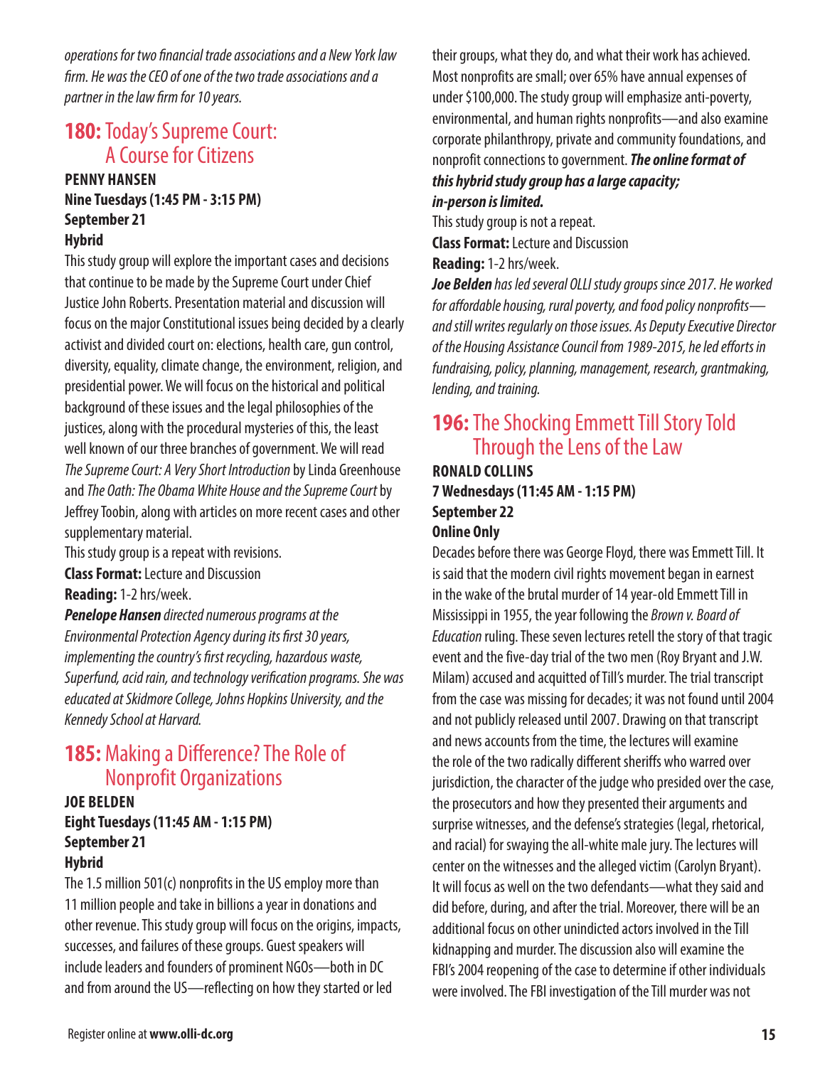*operations for two financial trade associations and a New York law firm. He was the CEO of one of the two trade associations and a partner in the law firm for 10 years.*

## 180: Today's Supreme Court: A Course for Citizens

**PENNY HANSEN**
**Nine Tuesdays (1:45 PM - 3:15 PM)**
**September 21**
**Hybrid**

This study group will explore the important cases and decisions that continue to be made by the Supreme Court under Chief Justice John Roberts. Presentation material and discussion will focus on the major Constitutional issues being decided by a clearly activist and divided court on: elections, health care, gun control, diversity, equality, climate change, the environment, religion, and presidential power. We will focus on the historical and political background of these issues and the legal philosophies of the justices, along with the procedural mysteries of this, the least well known of our three branches of government. We will read *The Supreme Court: A Very Short Introduction* by Linda Greenhouse and *The Oath: The Obama White House and the Supreme Court* by Jeffrey Toobin, along with articles on more recent cases and other supplementary material.

This study group is a repeat with revisions.

**Class Format:** Lecture and Discussion

**Reading:** 1-2 hrs/week.

***Penelope Hansen*** *directed numerous programs at the Environmental Protection Agency during its first 30 years, implementing the country's first recycling, hazardous waste, Superfund, acid rain, and technology verification programs. She was educated at Skidmore College, Johns Hopkins University, and the Kennedy School at Harvard.*

## 185: Making a Difference? The Role of Nonprofit Organizations

**JOE BELDEN**
**Eight Tuesdays (11:45 AM - 1:15 PM)**
**September 21**
**Hybrid**

The 1.5 million 501(c) nonprofits in the US employ more than 11 million people and take in billions a year in donations and other revenue. This study group will focus on the origins, impacts, successes, and failures of these groups. Guest speakers will include leaders and founders of prominent NGOs—both in DC and from around the US—reflecting on how they started or led their groups, what they do, and what their work has achieved. Most nonprofits are small; over 65% have annual expenses of under $100,000. The study group will emphasize anti-poverty, environmental, and human rights nonprofits—and also examine corporate philanthropy, private and community foundations, and nonprofit connections to government. ***The online format of this hybrid study group has a large capacity; in-person is limited.***

This study group is not a repeat.

**Class Format:** Lecture and Discussion

**Reading:** 1-2 hrs/week.

***Joe Belden*** *has led several OLLI study groups since 2017. He worked for affordable housing, rural poverty, and food policy nonprofits—and still writes regularly on those issues. As Deputy Executive Director of the Housing Assistance Council from 1989-2015, he led efforts in fundraising, policy, planning, management, research, grantmaking, lending, and training.*

## 196: The Shocking Emmett Till Story Told Through the Lens of the Law

**RONALD COLLINS**
**7 Wednesdays (11:45 AM - 1:15 PM)**
**September 22**
**Online Only**

Decades before there was George Floyd, there was Emmett Till. It is said that the modern civil rights movement began in earnest in the wake of the brutal murder of 14 year-old Emmett Till in Mississippi in 1955, the year following the *Brown v. Board of Education* ruling. These seven lectures retell the story of that tragic event and the five-day trial of the two men (Roy Bryant and J.W. Milam) accused and acquitted of Till's murder. The trial transcript from the case was missing for decades; it was not found until 2004 and not publicly released until 2007. Drawing on that transcript and news accounts from the time, the lectures will examine the role of the two radically different sheriffs who warred over jurisdiction, the character of the judge who presided over the case, the prosecutors and how they presented their arguments and surprise witnesses, and the defense's strategies (legal, rhetorical, and racial) for swaying the all-white male jury. The lectures will center on the witnesses and the alleged victim (Carolyn Bryant). It will focus as well on the two defendants—what they said and did before, during, and after the trial. Moreover, there will be an additional focus on other unindicted actors involved in the Till kidnapping and murder. The discussion also will examine the FBI's 2004 reopening of the case to determine if other individuals were involved. The FBI investigation of the Till murder was not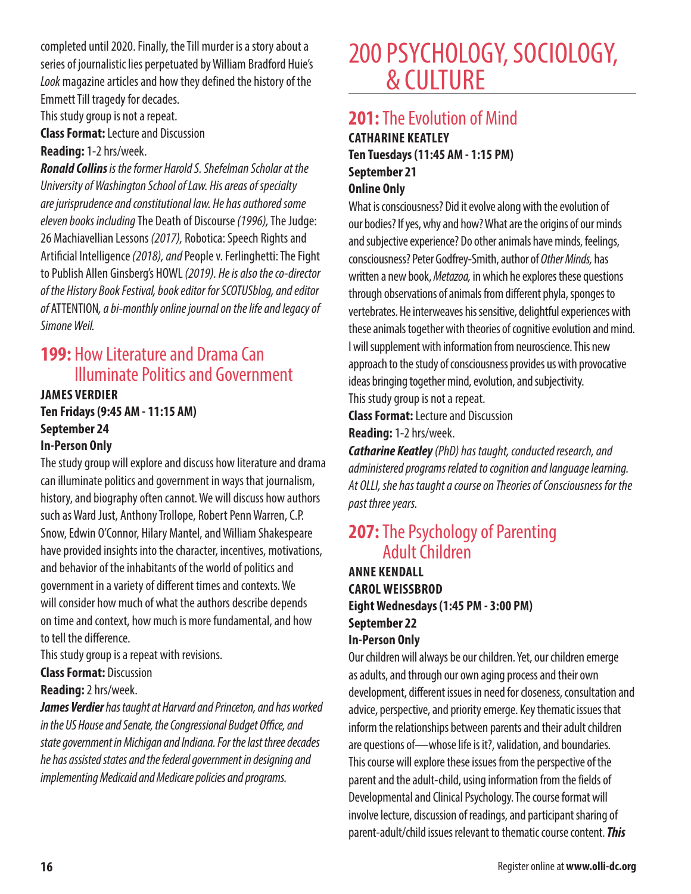completed until 2020. Finally, the Till murder is a story about a series of journalistic lies perpetuated by William Bradford Huie's *Look* magazine articles and how they defined the history of the Emmett Till tragedy for decades.

This study group is not a repeat.

**Class Format:** Lecture and Discussion

**Reading:** 1-2 hrs/week.

***Ronald Collins*** *is the former Harold S. Shefelman Scholar at the University of Washington School of Law. His areas of specialty are jurisprudence and constitutional law. He has authored some eleven books including* The Death of Discourse *(1996),* The Judge: 26 Machiavellian Lessons *(2017),* Robotica: Speech Rights and Artificial Intelligence *(2018), and* People v. Ferlinghetti: The Fight to Publish Allen Ginsberg's HOWL *(2019). He is also the co-director of the History Book Festival, book editor for SCOTUSblog, and editor of* ATTENTION*, a bi-monthly online journal on the life and legacy of Simone Weil.*

## 199: How Literature and Drama Can Illuminate Politics and Government

**JAMES VERDIER**
**Ten Fridays (9:45 AM - 11:15 AM)**
**September 24**
**In-Person Only**

The study group will explore and discuss how literature and drama can illuminate politics and government in ways that journalism, history, and biography often cannot. We will discuss how authors such as Ward Just, Anthony Trollope, Robert Penn Warren, C.P. Snow, Edwin O'Connor, Hilary Mantel, and William Shakespeare have provided insights into the character, incentives, motivations, and behavior of the inhabitants of the world of politics and government in a variety of different times and contexts. We will consider how much of what the authors describe depends on time and context, how much is more fundamental, and how to tell the difference.

This study group is a repeat with revisions.

**Class Format:** Discussion

**Reading:** 2 hrs/week.

***James Verdier*** *has taught at Harvard and Princeton, and has worked in the US House and Senate, the Congressional Budget Office, and state government in Michigan and Indiana. For the last three decades he has assisted states and the federal government in designing and implementing Medicaid and Medicare policies and programs.*

# 200 PSYCHOLOGY, SOCIOLOGY, & CULTURE

## 201: The Evolution of Mind

**CATHARINE KEATLEY**
**Ten Tuesdays (11:45 AM - 1:15 PM)**
**September 21**
**Online Only**

What is consciousness? Did it evolve along with the evolution of our bodies? If yes, why and how? What are the origins of our minds and subjective experience? Do other animals have minds, feelings, consciousness? Peter Godfrey-Smith, author of *Other Minds,* has written a new book, *Metazoa,* in which he explores these questions through observations of animals from different phyla, sponges to vertebrates. He interweaves his sensitive, delightful experiences with these animals together with theories of cognitive evolution and mind. I will supplement with information from neuroscience. This new approach to the study of consciousness provides us with provocative ideas bringing together mind, evolution, and subjectivity.

This study group is not a repeat.

**Class Format:** Lecture and Discussion

**Reading:** 1-2 hrs/week.

***Catharine Keatley*** *(PhD) has taught, conducted research, and administered programs related to cognition and language learning. At OLLI, she has taught a course on Theories of Consciousness for the past three years.*

## 207: The Psychology of Parenting Adult Children

**ANNE KENDALL**
**CAROL WEISSBROD**
**Eight Wednesdays (1:45 PM - 3:00 PM)**
**September 22**
**In-Person Only**

Our children will always be our children. Yet, our children emerge as adults, and through our own aging process and their own development, different issues in need for closeness, consultation and advice, perspective, and priority emerge. Key thematic issues that inform the relationships between parents and their adult children are questions of—whose life is it?, validation, and boundaries. This course will explore these issues from the perspective of the parent and the adult-child, using information from the fields of Developmental and Clinical Psychology. The course format will involve lecture, discussion of readings, and participant sharing of parent-adult/child issues relevant to thematic course content. ***This***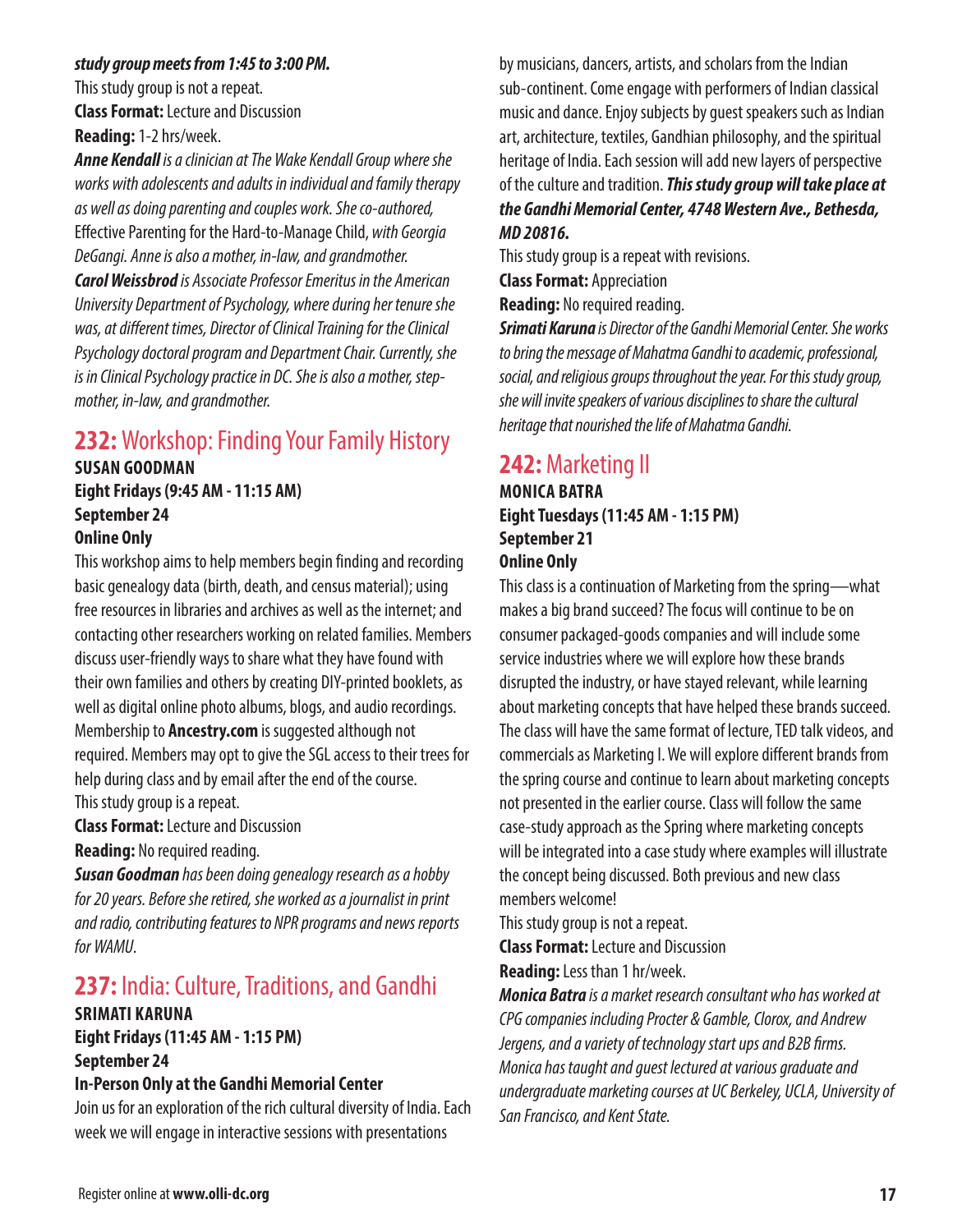***study group meets from 1:45 to 3:00 PM.***

This study group is not a repeat.

**Class Format:** Lecture and Discussion

**Reading:** 1-2 hrs/week.

***Anne Kendall** is a clinician at The Wake Kendall Group where she works with adolescents and adults in individual and family therapy as well as doing parenting and couples work. She co-authored,* Effective Parenting for the Hard-to-Manage Child, *with Georgia DeGangi. Anne is also a mother, in-law, and grandmother.*

***Carol Weissbrod** is Associate Professor Emeritus in the American University Department of Psychology, where during her tenure she was, at different times, Director of Clinical Training for the Clinical Psychology doctoral program and Department Chair. Currently, she is in Clinical Psychology practice in DC. She is also a mother, step-mother, in-law, and grandmother.*

## 232: Workshop: Finding Your Family History

**SUSAN GOODMAN**
**Eight Fridays (9:45 AM - 11:15 AM)**
**September 24**
**Online Only**

This workshop aims to help members begin finding and recording basic genealogy data (birth, death, and census material); using free resources in libraries and archives as well as the internet; and contacting other researchers working on related families. Members discuss user-friendly ways to share what they have found with their own families and others by creating DIY-printed booklets, as well as digital online photo albums, blogs, and audio recordings. Membership to **Ancestry.com** is suggested although not required. Members may opt to give the SGL access to their trees for help during class and by email after the end of the course.

This study group is a repeat.

**Class Format:** Lecture and Discussion

**Reading:** No required reading.

***Susan Goodman** has been doing genealogy research as a hobby for 20 years. Before she retired, she worked as a journalist in print and radio, contributing features to NPR programs and news reports for WAMU.*

## 237: India: Culture, Traditions, and Gandhi

**SRIMATI KARUNA**
**Eight Fridays (11:45 AM - 1:15 PM)**
**September 24**
**In-Person Only at the Gandhi Memorial Center**

Join us for an exploration of the rich cultural diversity of India. Each week we will engage in interactive sessions with presentations by musicians, dancers, artists, and scholars from the Indian sub-continent. Come engage with performers of Indian classical music and dance. Enjoy subjects by guest speakers such as Indian art, architecture, textiles, Gandhian philosophy, and the spiritual heritage of India. Each session will add new layers of perspective of the culture and tradition. ***This study group will take place at the Gandhi Memorial Center, 4748 Western Ave., Bethesda, MD 20816.***

This study group is a repeat with revisions.

**Class Format:** Appreciation

**Reading:** No required reading.

***Srimati Karuna** is Director of the Gandhi Memorial Center. She works to bring the message of Mahatma Gandhi to academic, professional, social, and religious groups throughout the year. For this study group, she will invite speakers of various disciplines to share the cultural heritage that nourished the life of Mahatma Gandhi.*

## 242: Marketing II

**MONICA BATRA**
**Eight Tuesdays (11:45 AM - 1:15 PM)**
**September 21**
**Online Only**

This class is a continuation of Marketing from the spring—what makes a big brand succeed? The focus will continue to be on consumer packaged-goods companies and will include some service industries where we will explore how these brands disrupted the industry, or have stayed relevant, while learning about marketing concepts that have helped these brands succeed. The class will have the same format of lecture, TED talk videos, and commercials as Marketing I. We will explore different brands from the spring course and continue to learn about marketing concepts not presented in the earlier course. Class will follow the same case-study approach as the Spring where marketing concepts will be integrated into a case study where examples will illustrate the concept being discussed. Both previous and new class members welcome!

This study group is not a repeat.

**Class Format:** Lecture and Discussion

**Reading:** Less than 1 hr/week.

***Monica Batra** is a market research consultant who has worked at CPG companies including Procter & Gamble, Clorox, and Andrew Jergens, and a variety of technology start ups and B2B firms. Monica has taught and guest lectured at various graduate and undergraduate marketing courses at UC Berkeley, UCLA, University of San Francisco, and Kent State.*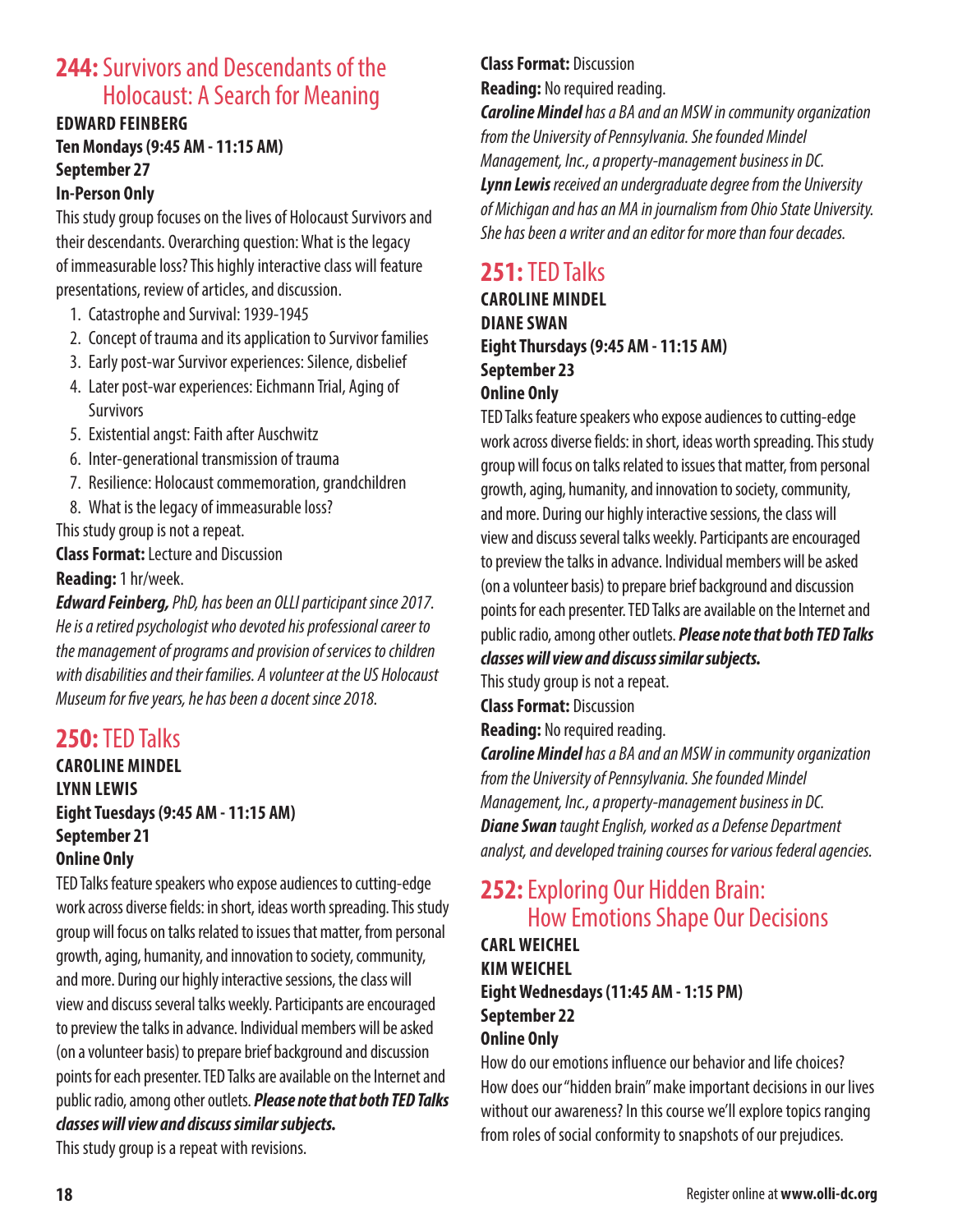## 244: Survivors and Descendants of the Holocaust: A Search for Meaning

**EDWARD FEINBERG**
**Ten Mondays (9:45 AM - 11:15 AM)**
**September 27**
**In-Person Only**

This study group focuses on the lives of Holocaust Survivors and their descendants. Overarching question: What is the legacy of immeasurable loss? This highly interactive class will feature presentations, review of articles, and discussion.

1. Catastrophe and Survival: 1939-1945
2. Concept of trauma and its application to Survivor families
3. Early post-war Survivor experiences: Silence, disbelief
4. Later post-war experiences: Eichmann Trial, Aging of Survivors
5. Existential angst: Faith after Auschwitz
6. Inter-generational transmission of trauma
7. Resilience: Holocaust commemoration, grandchildren
8. What is the legacy of immeasurable loss?

This study group is not a repeat.

**Class Format:** Lecture and Discussion

**Reading:** 1 hr/week.

***Edward Feinberg,*** *PhD, has been an OLLI participant since 2017. He is a retired psychologist who devoted his professional career to the management of programs and provision of services to children with disabilities and their families. A volunteer at the US Holocaust Museum for five years, he has been a docent since 2018.*

## 250: TED Talks

**CAROLINE MINDEL**
**LYNN LEWIS**
**Eight Tuesdays (9:45 AM - 11:15 AM)**
**September 21**
**Online Only**

TED Talks feature speakers who expose audiences to cutting-edge work across diverse fields: in short, ideas worth spreading. This study group will focus on talks related to issues that matter, from personal growth, aging, humanity, and innovation to society, community, and more. During our highly interactive sessions, the class will view and discuss several talks weekly. Participants are encouraged to preview the talks in advance. Individual members will be asked (on a volunteer basis) to prepare brief background and discussion points for each presenter. TED Talks are available on the Internet and public radio, among other outlets. ***Please note that both TED Talks classes will view and discuss similar subjects.***

This study group is a repeat with revisions.

**Class Format:** Discussion

**Reading:** No required reading.

***Caroline Mindel*** *has a BA and an MSW in community organization from the University of Pennsylvania. She founded Mindel Management, Inc., a property-management business in DC.*
***Lynn Lewis*** *received an undergraduate degree from the University of Michigan and has an MA in journalism from Ohio State University. She has been a writer and an editor for more than four decades.*

## 251: TED Talks

**CAROLINE MINDEL**
**DIANE SWAN**
**Eight Thursdays (9:45 AM - 11:15 AM)**
**September 23**
**Online Only**

TED Talks feature speakers who expose audiences to cutting-edge work across diverse fields: in short, ideas worth spreading. This study group will focus on talks related to issues that matter, from personal growth, aging, humanity, and innovation to society, community, and more. During our highly interactive sessions, the class will view and discuss several talks weekly. Participants are encouraged to preview the talks in advance. Individual members will be asked (on a volunteer basis) to prepare brief background and discussion points for each presenter. TED Talks are available on the Internet and public radio, among other outlets. ***Please note that both TED Talks classes will view and discuss similar subjects.***

This study group is not a repeat.

**Class Format:** Discussion

**Reading:** No required reading.

***Caroline Mindel*** *has a BA and an MSW in community organization from the University of Pennsylvania. She founded Mindel Management, Inc., a property-management business in DC.*
***Diane Swan*** *taught English, worked as a Defense Department analyst, and developed training courses for various federal agencies.*

## 252: Exploring Our Hidden Brain: How Emotions Shape Our Decisions

**CARL WEICHEL**
**KIM WEICHEL**
**Eight Wednesdays (11:45 AM - 1:15 PM)**
**September 22**
**Online Only**

How do our emotions influence our behavior and life choices? How does our "hidden brain" make important decisions in our lives without our awareness? In this course we'll explore topics ranging from roles of social conformity to snapshots of our prejudices.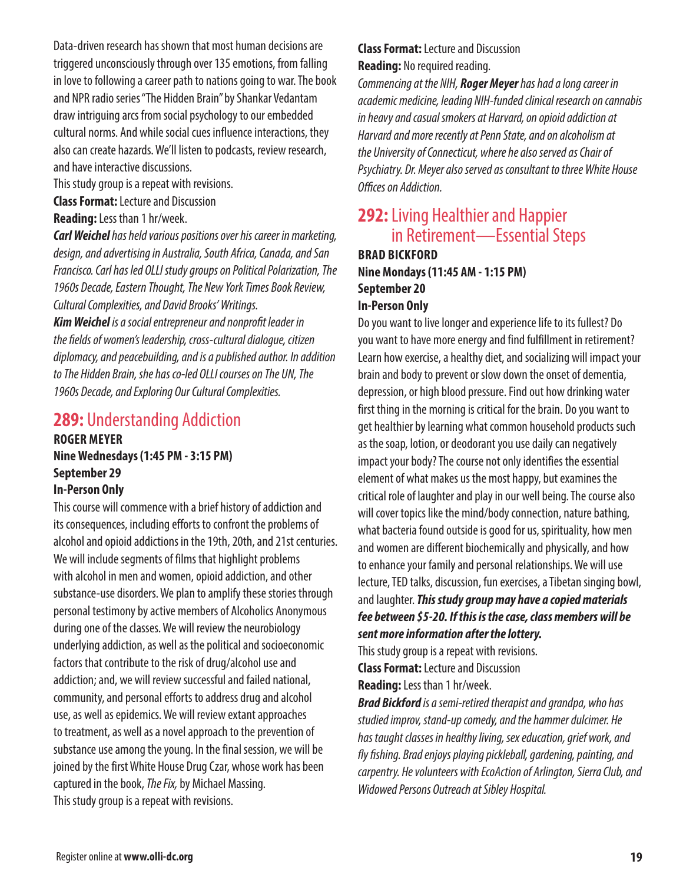Data-driven research has shown that most human decisions are triggered unconsciously through over 135 emotions, from falling in love to following a career path to nations going to war. The book and NPR radio series "The Hidden Brain" by Shankar Vedantam draw intriguing arcs from social psychology to our embedded cultural norms. And while social cues influence interactions, they also can create hazards. We'll listen to podcasts, review research, and have interactive discussions.

This study group is a repeat with revisions.

**Class Format:** Lecture and Discussion

**Reading:** Less than 1 hr/week.

***Carl Weichel*** *has held various positions over his career in marketing, design, and advertising in Australia, South Africa, Canada, and San Francisco. Carl has led OLLI study groups on Political Polarization, The 1960s Decade, Eastern Thought, The New York Times Book Review, Cultural Complexities, and David Brooks' Writings.*

***Kim Weichel*** *is a social entrepreneur and nonprofit leader in the fields of women's leadership, cross-cultural dialogue, citizen diplomacy, and peacebuilding, and is a published author. In addition to The Hidden Brain, she has co-led OLLI courses on The UN, The 1960s Decade, and Exploring Our Cultural Complexities.*

## 289: Understanding Addiction

**ROGER MEYER**
**Nine Wednesdays (1:45 PM - 3:15 PM)**
**September 29**
**In-Person Only**

This course will commence with a brief history of addiction and its consequences, including efforts to confront the problems of alcohol and opioid addictions in the 19th, 20th, and 21st centuries. We will include segments of films that highlight problems with alcohol in men and women, opioid addiction, and other substance-use disorders. We plan to amplify these stories through personal testimony by active members of Alcoholics Anonymous during one of the classes. We will review the neurobiology underlying addiction, as well as the political and socioeconomic factors that contribute to the risk of drug/alcohol use and addiction; and, we will review successful and failed national, community, and personal efforts to address drug and alcohol use, as well as epidemics. We will review extant approaches to treatment, as well as a novel approach to the prevention of substance use among the young. In the final session, we will be joined by the first White House Drug Czar, whose work has been captured in the book, *The Fix,* by Michael Massing.

This study group is a repeat with revisions.

**Class Format:** Lecture and Discussion

**Reading:** No required reading.

*Commencing at the NIH,* ***Roger Meyer*** *has had a long career in academic medicine, leading NIH-funded clinical research on cannabis in heavy and casual smokers at Harvard, on opioid addiction at Harvard and more recently at Penn State, and on alcoholism at the University of Connecticut, where he also served as Chair of Psychiatry. Dr. Meyer also served as consultant to three White House Offices on Addiction.*

## 292: Living Healthier and Happier in Retirement—Essential Steps

**BRAD BICKFORD**
**Nine Mondays (11:45 AM - 1:15 PM)**
**September 20**
**In-Person Only**

Do you want to live longer and experience life to its fullest? Do you want to have more energy and find fulfillment in retirement? Learn how exercise, a healthy diet, and socializing will impact your brain and body to prevent or slow down the onset of dementia, depression, or high blood pressure. Find out how drinking water first thing in the morning is critical for the brain. Do you want to get healthier by learning what common household products such as the soap, lotion, or deodorant you use daily can negatively impact your body? The course not only identifies the essential element of what makes us the most happy, but examines the critical role of laughter and play in our well being. The course also will cover topics like the mind/body connection, nature bathing, what bacteria found outside is good for us, spirituality, how men and women are different biochemically and physically, and how to enhance your family and personal relationships. We will use lecture, TED talks, discussion, fun exercises, a Tibetan singing bowl, and laughter. ***This study group may have a copied materials fee between $5-20. If this is the case, class members will be sent more information after the lottery.***

This study group is a repeat with revisions.

**Class Format:** Lecture and Discussion

**Reading:** Less than 1 hr/week.

***Brad Bickford*** *is a semi-retired therapist and grandpa, who has studied improv, stand-up comedy, and the hammer dulcimer. He has taught classes in healthy living, sex education, grief work, and fly fishing. Brad enjoys playing pickleball, gardening, painting, and carpentry. He volunteers with EcoAction of Arlington, Sierra Club, and Widowed Persons Outreach at Sibley Hospital.*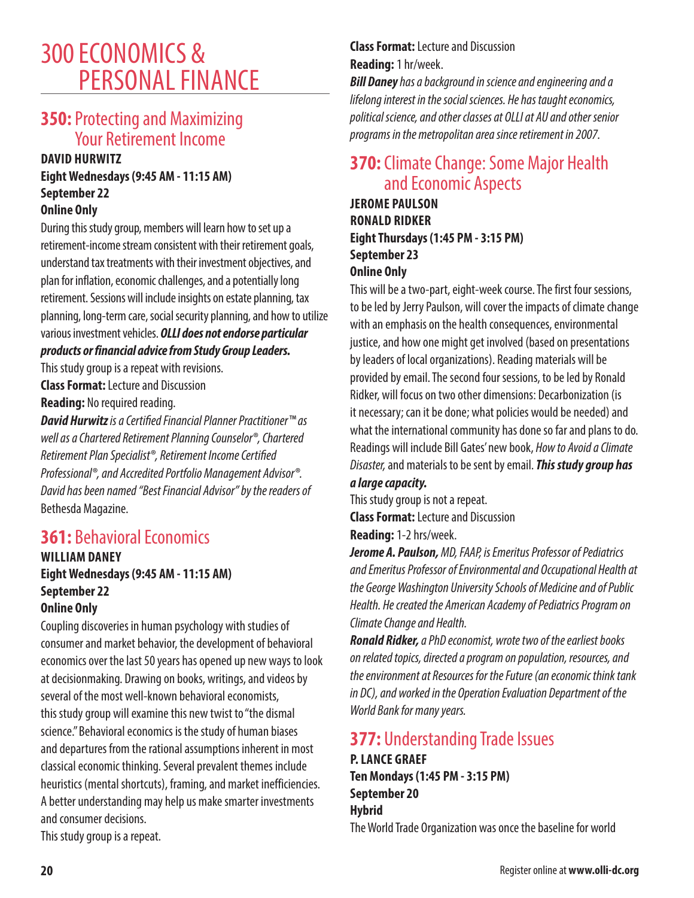# 300 ECONOMICS & PERSONAL FINANCE

## 350: Protecting and Maximizing Your Retirement Income

**DAVID HURWITZ**
**Eight Wednesdays (9:45 AM - 11:15 AM)**
**September 22**
**Online Only**

During this study group, members will learn how to set up a retirement-income stream consistent with their retirement goals, understand tax treatments with their investment objectives, and plan for inflation, economic challenges, and a potentially long retirement. Sessions will include insights on estate planning, tax planning, long-term care, social security planning, and how to utilize various investment vehicles. ***OLLI does not endorse particular products or financial advice from Study Group Leaders.***

This study group is a repeat with revisions.

**Class Format:** Lecture and Discussion

**Reading:** No required reading.

***David Hurwitz*** *is a Certified Financial Planner Practitioner™ as well as a Chartered Retirement Planning Counselor®, Chartered Retirement Plan Specialist®, Retirement Income Certified Professional®, and Accredited Portfolio Management Advisor®. David has been named "Best Financial Advisor" by the readers of* Bethesda Magazine.

## 361: Behavioral Economics

**WILLIAM DANEY**
**Eight Wednesdays (9:45 AM - 11:15 AM)**
**September 22**
**Online Only**

Coupling discoveries in human psychology with studies of consumer and market behavior, the development of behavioral economics over the last 50 years has opened up new ways to look at decisionmaking. Drawing on books, writings, and videos by several of the most well-known behavioral economists, this study group will examine this new twist to "the dismal science." Behavioral economics is the study of human biases and departures from the rational assumptions inherent in most classical economic thinking. Several prevalent themes include heuristics (mental shortcuts), framing, and market inefficiencies. A better understanding may help us make smarter investments and consumer decisions.

This study group is a repeat.

**Class Format:** Lecture and Discussion

**Reading:** 1 hr/week.

***Bill Daney*** *has a background in science and engineering and a lifelong interest in the social sciences. He has taught economics, political science, and other classes at OLLI at AU and other senior programs in the metropolitan area since retirement in 2007.*

## 370: Climate Change: Some Major Health and Economic Aspects

**JEROME PAULSON**
**RONALD RIDKER**
**Eight Thursdays (1:45 PM - 3:15 PM)**
**September 23**
**Online Only**

This will be a two-part, eight-week course. The first four sessions, to be led by Jerry Paulson, will cover the impacts of climate change with an emphasis on the health consequences, environmental justice, and how one might get involved (based on presentations by leaders of local organizations). Reading materials will be provided by email. The second four sessions, to be led by Ronald Ridker, will focus on two other dimensions: Decarbonization (is it necessary; can it be done; what policies would be needed) and what the international community has done so far and plans to do. Readings will include Bill Gates' new book, *How to Avoid a Climate Disaster,* and materials to be sent by email. ***This study group has a large capacity.***

This study group is not a repeat.

**Class Format:** Lecture and Discussion

**Reading:** 1-2 hrs/week.

***Jerome A. Paulson,*** *MD, FAAP, is Emeritus Professor of Pediatrics and Emeritus Professor of Environmental and Occupational Health at the George Washington University Schools of Medicine and of Public Health. He created the American Academy of Pediatrics Program on Climate Change and Health.*

***Ronald Ridker,*** *a PhD economist, wrote two of the earliest books on related topics, directed a program on population, resources, and the environment at Resources for the Future (an economic think tank in DC), and worked in the Operation Evaluation Department of the World Bank for many years.*

## 377: Understanding Trade Issues

**P. LANCE GRAEF**
**Ten Mondays (1:45 PM - 3:15 PM)**
**September 20**
**Hybrid**

The World Trade Organization was once the baseline for world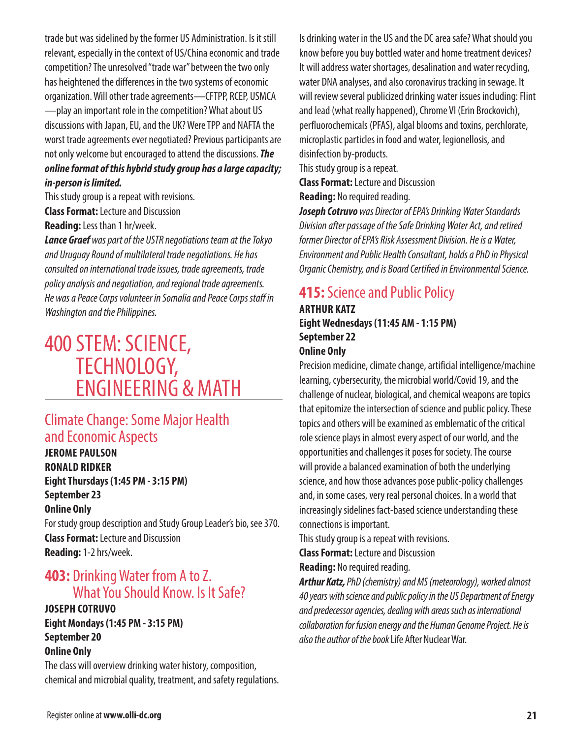trade but was sidelined by the former US Administration. Is it still relevant, especially in the context of US/China economic and trade competition? The unresolved "trade war" between the two only has heightened the differences in the two systems of economic organization. Will other trade agreements—CFTPP, RCEP, USMCA—play an important role in the competition? What about US discussions with Japan, EU, and the UK? Were TPP and NAFTA the worst trade agreements ever negotiated? Previous participants are not only welcome but encouraged to attend the discussions. ***The online format of this hybrid study group has a large capacity; in-person is limited.***

This study group is a repeat with revisions.

**Class Format:** Lecture and Discussion

**Reading:** Less than 1 hr/week.

***Lance Graef*** *was part of the USTR negotiations team at the Tokyo and Uruguay Round of multilateral trade negotiations. He has consulted on international trade issues, trade agreements, trade policy analysis and negotiation, and regional trade agreements. He was a Peace Corps volunteer in Somalia and Peace Corps staff in Washington and the Philippines.*

# 400 STEM: SCIENCE, TECHNOLOGY, ENGINEERING & MATH

## Climate Change: Some Major Health and Economic Aspects

**JEROME PAULSON**
**RONALD RIDKER**
**Eight Thursdays (1:45 PM - 3:15 PM)**
**September 23**
**Online Only**

For study group description and Study Group Leader's bio, see 370.

**Class Format:** Lecture and Discussion

**Reading:** 1-2 hrs/week.

## 403: Drinking Water from A to Z. What You Should Know. Is It Safe?

**JOSEPH COTRUVO**
**Eight Mondays (1:45 PM - 3:15 PM)**
**September 20**
**Online Only**

The class will overview drinking water history, composition, chemical and microbial quality, treatment, and safety regulations. Is drinking water in the US and the DC area safe? What should you know before you buy bottled water and home treatment devices? It will address water shortages, desalination and water recycling, water DNA analyses, and also coronavirus tracking in sewage. It will review several publicized drinking water issues including: Flint and lead (what really happened), Chrome VI (Erin Brockovich), perfluorochemicals (PFAS), algal blooms and toxins, perchlorate, microplastic particles in food and water, legionellosis, and disinfection by-products.

This study group is a repeat.

**Class Format:** Lecture and Discussion

**Reading:** No required reading.

***Joseph Cotruvo*** *was Director of EPA's Drinking Water Standards Division after passage of the Safe Drinking Water Act, and retired former Director of EPA's Risk Assessment Division. He is a Water, Environment and Public Health Consultant, holds a PhD in Physical Organic Chemistry, and is Board Certified in Environmental Science.*

## 415: Science and Public Policy

**ARTHUR KATZ**
**Eight Wednesdays (11:45 AM - 1:15 PM)**
**September 22**
**Online Only**

Precision medicine, climate change, artificial intelligence/machine learning, cybersecurity, the microbial world/Covid 19, and the challenge of nuclear, biological, and chemical weapons are topics that epitomize the intersection of science and public policy. These topics and others will be examined as emblematic of the critical role science plays in almost every aspect of our world, and the opportunities and challenges it poses for society. The course will provide a balanced examination of both the underlying science, and how those advances pose public-policy challenges and, in some cases, very real personal choices. In a world that increasingly sidelines fact-based science understanding these connections is important.

This study group is a repeat with revisions.

**Class Format:** Lecture and Discussion

**Reading:** No required reading.

***Arthur Katz,*** *PhD (chemistry) and MS (meteorology), worked almost 40 years with science and public policy in the US Department of Energy and predecessor agencies, dealing with areas such as international collaboration for fusion energy and the Human Genome Project. He is also the author of the book* Life After Nuclear War.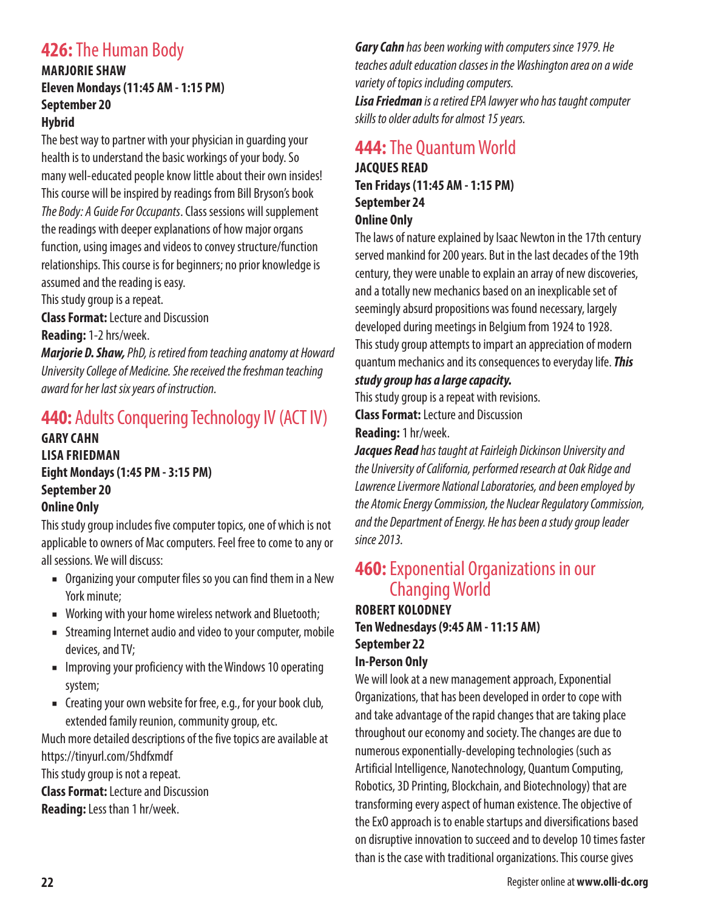## **426:** The Human Body

**MARJORIE SHAW**
**Eleven Mondays (11:45 AM - 1:15 PM)**
**September 20**
**Hybrid**

The best way to partner with your physician in guarding your health is to understand the basic workings of your body. So many well-educated people know little about their own insides! This course will be inspired by readings from Bill Bryson's book *The Body: A Guide For Occupants*. Class sessions will supplement the readings with deeper explanations of how major organs function, using images and videos to convey structure/function relationships. This course is for beginners; no prior knowledge is assumed and the reading is easy.

This study group is a repeat.

**Class Format:** Lecture and Discussion

**Reading:** 1-2 hrs/week.

***Marjorie D. Shaw,*** *PhD, is retired from teaching anatomy at Howard University College of Medicine. She received the freshman teaching award for her last six years of instruction.*

## **440:** Adults Conquering Technology IV (ACT IV)

**GARY CAHN**
**LISA FRIEDMAN**
**Eight Mondays (1:45 PM - 3:15 PM)**
**September 20**
**Online Only**

This study group includes five computer topics, one of which is not applicable to owners of Mac computers. Feel free to come to any or all sessions. We will discuss:

- Organizing your computer files so you can find them in a New York minute;
- Working with your home wireless network and Bluetooth;
- Streaming Internet audio and video to your computer, mobile devices, and TV;
- Improving your proficiency with the Windows 10 operating system;
- Creating your own website for free, e.g., for your book club, extended family reunion, community group, etc.

Much more detailed descriptions of the five topics are available at https://tinyurl.com/5hdfxmdf

This study group is not a repeat.

**Class Format:** Lecture and Discussion

**Reading:** Less than 1 hr/week.

***Gary Cahn*** *has been working with computers since 1979. He teaches adult education classes in the Washington area on a wide variety of topics including computers.*

***Lisa Friedman*** *is a retired EPA lawyer who has taught computer skills to older adults for almost 15 years.*

## **444:** The Quantum World

**JACQUES READ**
**Ten Fridays (11:45 AM - 1:15 PM)**
**September 24**
**Online Only**

The laws of nature explained by Isaac Newton in the 17th century served mankind for 200 years. But in the last decades of the 19th century, they were unable to explain an array of new discoveries, and a totally new mechanics based on an inexplicable set of seemingly absurd propositions was found necessary, largely developed during meetings in Belgium from 1924 to 1928. This study group attempts to impart an appreciation of modern quantum mechanics and its consequences to everyday life. ***This study group has a large capacity.***

This study group is a repeat with revisions.

**Class Format:** Lecture and Discussion

**Reading:** 1 hr/week.

***Jacques Read*** *has taught at Fairleigh Dickinson University and the University of California, performed research at Oak Ridge and Lawrence Livermore National Laboratories, and been employed by the Atomic Energy Commission, the Nuclear Regulatory Commission, and the Department of Energy. He has been a study group leader since 2013.*

## **460:** Exponential Organizations in our Changing World

**ROBERT KOLODNEY**
**Ten Wednesdays (9:45 AM - 11:15 AM)**
**September 22**
**In-Person Only**

We will look at a new management approach, Exponential Organizations, that has been developed in order to cope with and take advantage of the rapid changes that are taking place throughout our economy and society. The changes are due to numerous exponentially-developing technologies (such as Artificial Intelligence, Nanotechnology, Quantum Computing, Robotics, 3D Printing, Blockchain, and Biotechnology) that are transforming every aspect of human existence. The objective of the ExO approach is to enable startups and diversifications based on disruptive innovation to succeed and to develop 10 times faster than is the case with traditional organizations. This course gives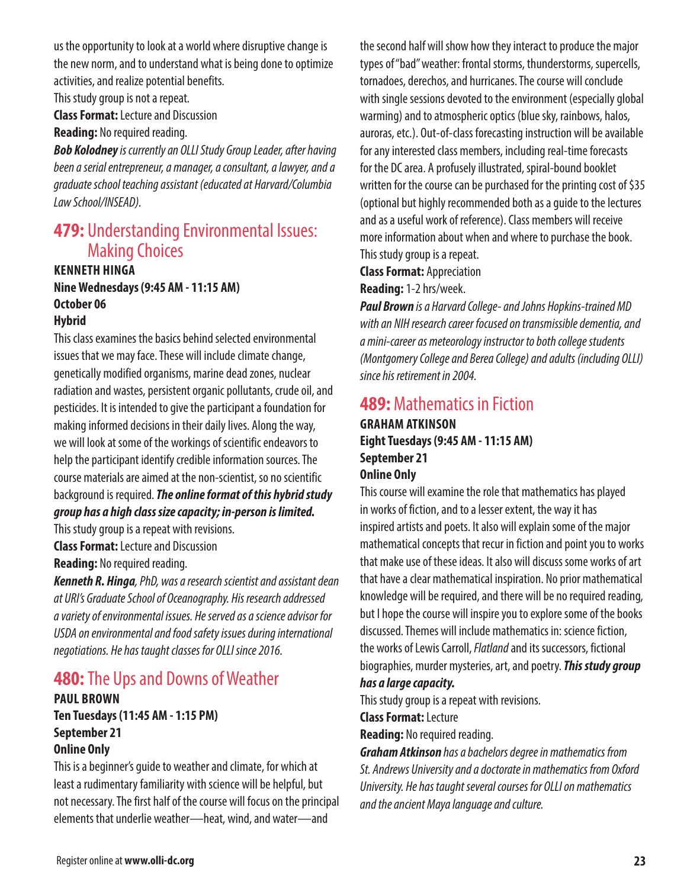us the opportunity to look at a world where disruptive change is the new norm, and to understand what is being done to optimize activities, and realize potential benefits.

This study group is not a repeat.

**Class Format:** Lecture and Discussion

**Reading:** No required reading.

***Bob Kolodney*** *is currently an OLLI Study Group Leader, after having been a serial entrepreneur, a manager, a consultant, a lawyer, and a graduate school teaching assistant (educated at Harvard/Columbia Law School/INSEAD).*

## 479: Understanding Environmental Issues: Making Choices

**KENNETH HINGA**
**Nine Wednesdays (9:45 AM - 11:15 AM)**
**October 06**
**Hybrid**

This class examines the basics behind selected environmental issues that we may face. These will include climate change, genetically modified organisms, marine dead zones, nuclear radiation and wastes, persistent organic pollutants, crude oil, and pesticides. It is intended to give the participant a foundation for making informed decisions in their daily lives. Along the way, we will look at some of the workings of scientific endeavors to help the participant identify credible information sources. The course materials are aimed at the non-scientist, so no scientific background is required. ***The online format of this hybrid study group has a high class size capacity; in-person is limited.***

This study group is a repeat with revisions.

**Class Format:** Lecture and Discussion

**Reading:** No required reading.

***Kenneth R. Hinga****, PhD, was a research scientist and assistant dean at URI's Graduate School of Oceanography. His research addressed a variety of environmental issues. He served as a science advisor for USDA on environmental and food safety issues during international negotiations. He has taught classes for OLLI since 2016.*

## 480: The Ups and Downs of Weather

**PAUL BROWN**
**Ten Tuesdays (11:45 AM - 1:15 PM)**
**September 21**
**Online Only**

This is a beginner's guide to weather and climate, for which at least a rudimentary familiarity with science will be helpful, but not necessary. The first half of the course will focus on the principal elements that underlie weather—heat, wind, and water—and the second half will show how they interact to produce the major types of "bad" weather: frontal storms, thunderstorms, supercells, tornadoes, derechos, and hurricanes. The course will conclude with single sessions devoted to the environment (especially global warming) and to atmospheric optics (blue sky, rainbows, halos, auroras, etc.). Out-of-class forecasting instruction will be available for any interested class members, including real-time forecasts for the DC area. A profusely illustrated, spiral-bound booklet written for the course can be purchased for the printing cost of $35 (optional but highly recommended both as a guide to the lectures and as a useful work of reference). Class members will receive more information about when and where to purchase the book.

This study group is a repeat.

**Class Format:** Appreciation

**Reading:** 1-2 hrs/week.

***Paul Brown*** *is a Harvard College- and Johns Hopkins-trained MD with an NIH research career focused on transmissible dementia, and a mini-career as meteorology instructor to both college students (Montgomery College and Berea College) and adults (including OLLI) since his retirement in 2004.*

## 489: Mathematics in Fiction

**GRAHAM ATKINSON**
**Eight Tuesdays (9:45 AM - 11:15 AM)**
**September 21**
**Online Only**

This course will examine the role that mathematics has played in works of fiction, and to a lesser extent, the way it has inspired artists and poets. It also will explain some of the major mathematical concepts that recur in fiction and point you to works that make use of these ideas. It also will discuss some works of art that have a clear mathematical inspiration. No prior mathematical knowledge will be required, and there will be no required reading, but I hope the course will inspire you to explore some of the books discussed. Themes will include mathematics in: science fiction, the works of Lewis Carroll, *Flatland* and its successors, fictional biographies, murder mysteries, art, and poetry. ***This study group has a large capacity.***

This study group is a repeat with revisions.

**Class Format:** Lecture

**Reading:** No required reading.

***Graham Atkinson*** *has a bachelors degree in mathematics from St. Andrews University and a doctorate in mathematics from Oxford University. He has taught several courses for OLLI on mathematics and the ancient Maya language and culture.*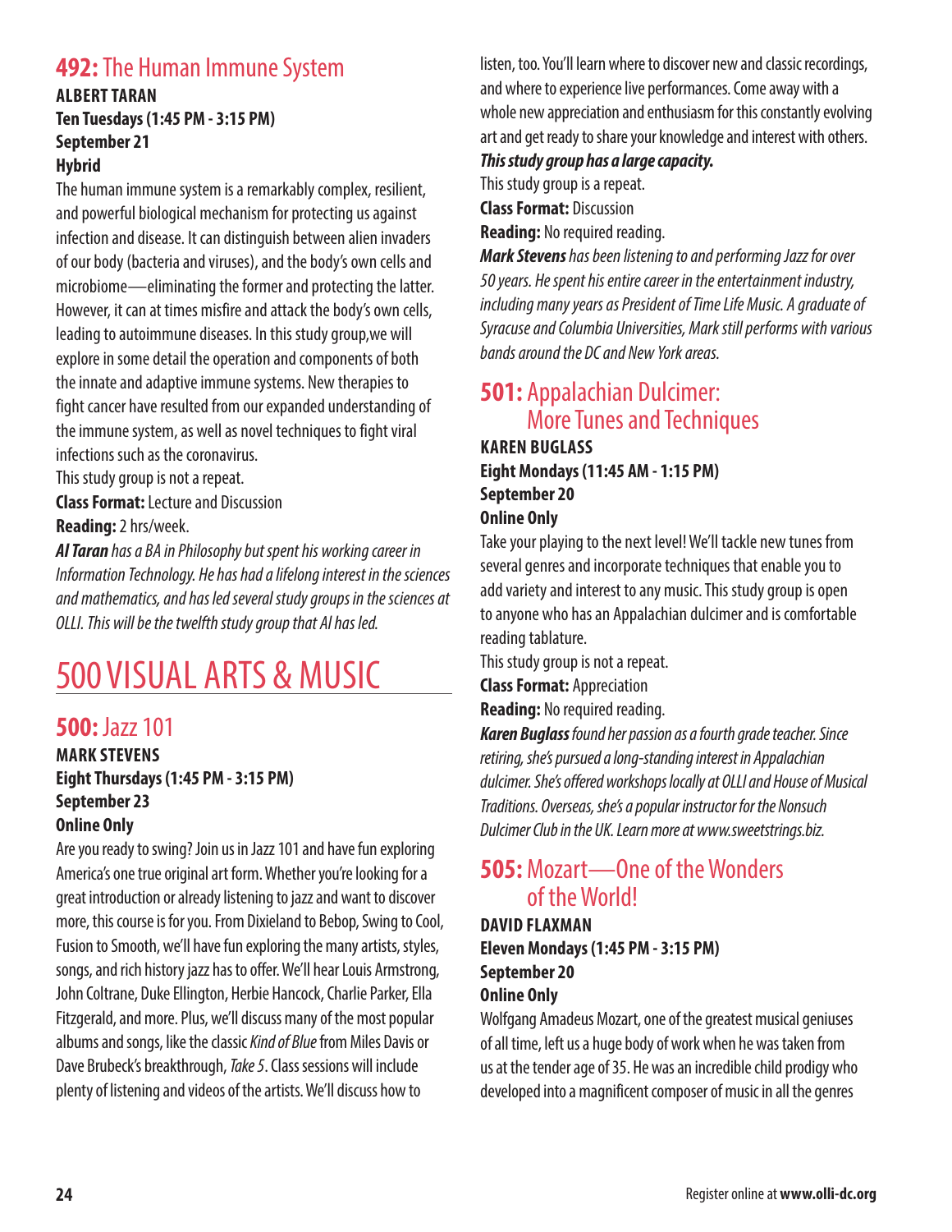## 492: The Human Immune System

**ALBERT TARAN**
**Ten Tuesdays (1:45 PM - 3:15 PM)**
**September 21**
**Hybrid**

The human immune system is a remarkably complex, resilient, and powerful biological mechanism for protecting us against infection and disease. It can distinguish between alien invaders of our body (bacteria and viruses), and the body's own cells and microbiome—eliminating the former and protecting the latter. However, it can at times misfire and attack the body's own cells, leading to autoimmune diseases. In this study group,we will explore in some detail the operation and components of both the innate and adaptive immune systems. New therapies to fight cancer have resulted from our expanded understanding of the immune system, as well as novel techniques to fight viral infections such as the coronavirus.

This study group is not a repeat.

**Class Format:** Lecture and Discussion

**Reading:** 2 hrs/week.

***Al Taran*** *has a BA in Philosophy but spent his working career in Information Technology. He has had a lifelong interest in the sciences and mathematics, and has led several study groups in the sciences at OLLI. This will be the twelfth study group that Al has led.*

# 500 VISUAL ARTS & MUSIC

## 500: Jazz 101

**MARK STEVENS**
**Eight Thursdays (1:45 PM - 3:15 PM)**
**September 23**
**Online Only**

Are you ready to swing? Join us in Jazz 101 and have fun exploring America's one true original art form. Whether you're looking for a great introduction or already listening to jazz and want to discover more, this course is for you. From Dixieland to Bebop, Swing to Cool, Fusion to Smooth, we'll have fun exploring the many artists, styles, songs, and rich history jazz has to offer. We'll hear Louis Armstrong, John Coltrane, Duke Ellington, Herbie Hancock, Charlie Parker, Ella Fitzgerald, and more. Plus, we'll discuss many of the most popular albums and songs, like the classic *Kind of Blue* from Miles Davis or Dave Brubeck's breakthrough, *Take 5*. Class sessions will include plenty of listening and videos of the artists. We'll discuss how to listen, too. You'll learn where to discover new and classic recordings, and where to experience live performances. Come away with a whole new appreciation and enthusiasm for this constantly evolving art and get ready to share your knowledge and interest with others.

***This study group has a large capacity.***

This study group is a repeat.

**Class Format:** Discussion

**Reading:** No required reading.

***Mark Stevens*** *has been listening to and performing Jazz for over 50 years. He spent his entire career in the entertainment industry, including many years as President of Time Life Music. A graduate of Syracuse and Columbia Universities, Mark still performs with various bands around the DC and New York areas.*

## 501: Appalachian Dulcimer: More Tunes and Techniques

**KAREN BUGLASS**
**Eight Mondays (11:45 AM - 1:15 PM)**
**September 20**
**Online Only**

Take your playing to the next level! We'll tackle new tunes from several genres and incorporate techniques that enable you to add variety and interest to any music. This study group is open to anyone who has an Appalachian dulcimer and is comfortable reading tablature.

This study group is not a repeat.

**Class Format:** Appreciation

**Reading:** No required reading.

***Karen Buglass*** *found her passion as a fourth grade teacher. Since retiring, she's pursued a long-standing interest in Appalachian dulcimer. She's offered workshops locally at OLLI and House of Musical Traditions. Overseas, she's a popular instructor for the Nonsuch Dulcimer Club in the UK. Learn more at www.sweetstrings.biz.*

## 505: Mozart—One of the Wonders of the World!

**DAVID FLAXMAN**
**Eleven Mondays (1:45 PM - 3:15 PM)**
**September 20**
**Online Only**

Wolfgang Amadeus Mozart, one of the greatest musical geniuses of all time, left us a huge body of work when he was taken from us at the tender age of 35. He was an incredible child prodigy who developed into a magnificent composer of music in all the genres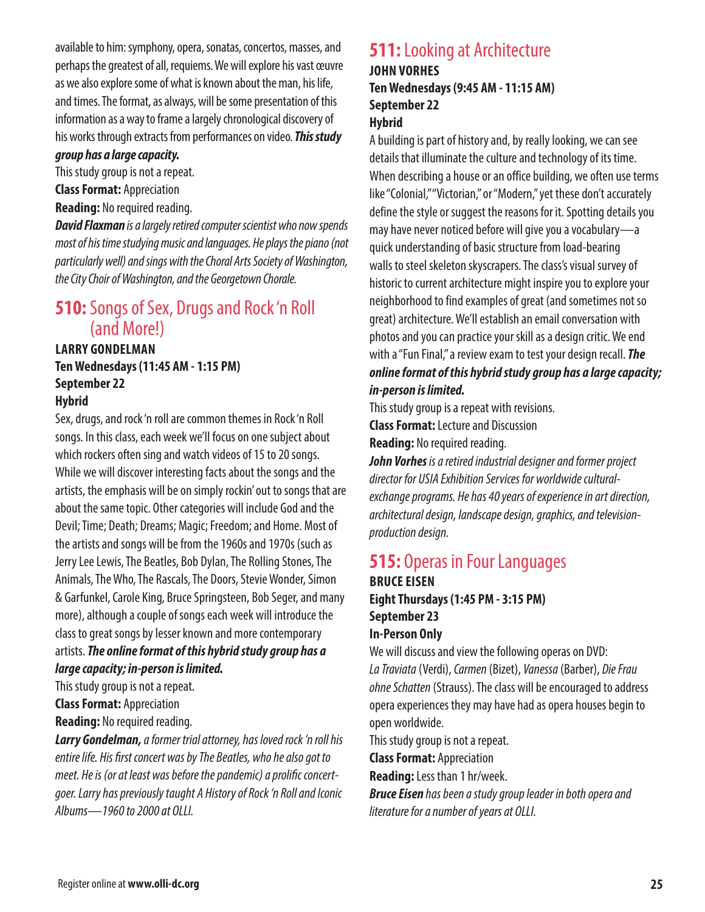available to him: symphony, opera, sonatas, concertos, masses, and perhaps the greatest of all, requiems. We will explore his vast œuvre as we also explore some of what is known about the man, his life, and times. The format, as always, will be some presentation of this information as a way to frame a largely chronological discovery of his works through extracts from performances on video. ***This study group has a large capacity.***

This study group is not a repeat.

**Class Format:** Appreciation

**Reading:** No required reading.

***David Flaxman*** *is a largely retired computer scientist who now spends most of his time studying music and languages. He plays the piano (not particularly well) and sings with the Choral Arts Society of Washington, the City Choir of Washington, and the Georgetown Chorale.*

## 510: Songs of Sex, Drugs and Rock 'n Roll (and More!)

**LARRY GONDELMAN**
**Ten Wednesdays (11:45 AM - 1:15 PM)**
**September 22**
**Hybrid**

Sex, drugs, and rock 'n roll are common themes in Rock 'n Roll songs. In this class, each week we'll focus on one subject about which rockers often sing and watch videos of 15 to 20 songs. While we will discover interesting facts about the songs and the artists, the emphasis will be on simply rockin' out to songs that are about the same topic. Other categories will include God and the Devil; Time; Death; Dreams; Magic; Freedom; and Home. Most of the artists and songs will be from the 1960s and 1970s (such as Jerry Lee Lewis, The Beatles, Bob Dylan, The Rolling Stones, The Animals, The Who, The Rascals, The Doors, Stevie Wonder, Simon & Garfunkel, Carole King, Bruce Springsteen, Bob Seger, and many more), although a couple of songs each week will introduce the class to great songs by lesser known and more contemporary artists. ***The online format of this hybrid study group has a large capacity; in-person is limited.***

This study group is not a repeat.

**Class Format:** Appreciation

**Reading:** No required reading.

***Larry Gondelman,*** *a former trial attorney, has loved rock 'n roll his entire life. His first concert was by The Beatles, who he also got to meet. He is (or at least was before the pandemic) a prolific concert-goer. Larry has previously taught A History of Rock 'n Roll and Iconic Albums—1960 to 2000 at OLLI.*

## 511: Looking at Architecture

**JOHN VORHES**
**Ten Wednesdays (9:45 AM - 11:15 AM)**
**September 22**
**Hybrid**

A building is part of history and, by really looking, we can see details that illuminate the culture and technology of its time. When describing a house or an office building, we often use terms like "Colonial," "Victorian," or "Modern," yet these don't accurately define the style or suggest the reasons for it. Spotting details you may have never noticed before will give you a vocabulary—a quick understanding of basic structure from load-bearing walls to steel skeleton skyscrapers. The class's visual survey of historic to current architecture might inspire you to explore your neighborhood to find examples of great (and sometimes not so great) architecture. We'll establish an email conversation with photos and you can practice your skill as a design critic. We end with a "Fun Final," a review exam to test your design recall. ***The online format of this hybrid study group has a large capacity; in-person is limited.***

This study group is a repeat with revisions.

**Class Format:** Lecture and Discussion

**Reading:** No required reading.

***John Vorhes*** *is a retired industrial designer and former project director for USIA Exhibition Services for worldwide cultural-exchange programs. He has 40 years of experience in art direction, architectural design, landscape design, graphics, and television-production design.*

## 515: Operas in Four Languages

**BRUCE EISEN**
**Eight Thursdays (1:45 PM - 3:15 PM)**
**September 23**
**In-Person Only**

We will discuss and view the following operas on DVD: *La Traviata* (Verdi), *Carmen* (Bizet), *Vanessa* (Barber), *Die Frau ohne Schatten* (Strauss). The class will be encouraged to address opera experiences they may have had as opera houses begin to open worldwide.

This study group is not a repeat.

**Class Format:** Appreciation

**Reading:** Less than 1 hr/week.

***Bruce Eisen*** *has been a study group leader in both opera and literature for a number of years at OLLI.*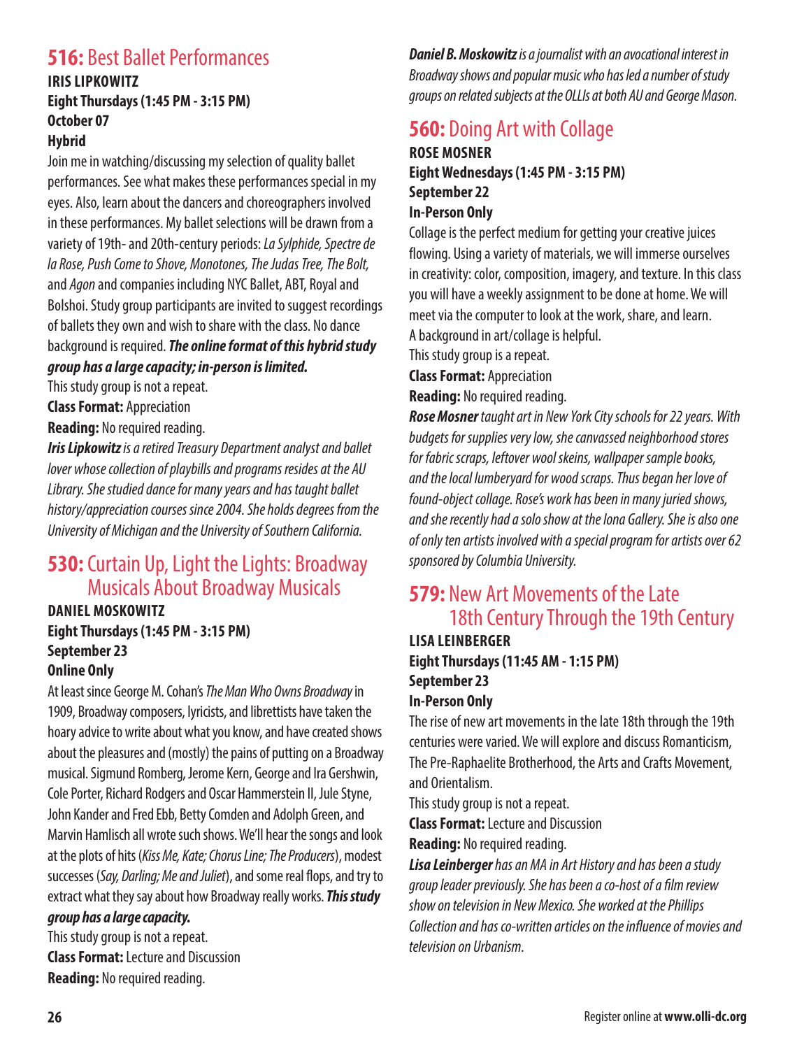## **516:** Best Ballet Performances

**IRIS LIPKOWITZ**
**Eight Thursdays (1:45 PM - 3:15 PM)**
**October 07**
**Hybrid**

Join me in watching/discussing my selection of quality ballet performances. See what makes these performances special in my eyes. Also, learn about the dancers and choreographers involved in these performances. My ballet selections will be drawn from a variety of 19th- and 20th-century periods: *La Sylphide, Spectre de la Rose, Push Come to Shove, Monotones, The Judas Tree, The Bolt,* and *Agon* and companies including NYC Ballet, ABT, Royal and Bolshoi. Study group participants are invited to suggest recordings of ballets they own and wish to share with the class. No dance background is required. ***The online format of this hybrid study group has a large capacity; in-person is limited.***

This study group is not a repeat.

**Class Format:** Appreciation

**Reading:** No required reading.

***Iris Lipkowitz*** *is a retired Treasury Department analyst and ballet lover whose collection of playbills and programs resides at the AU Library. She studied dance for many years and has taught ballet history/appreciation courses since 2004. She holds degrees from the University of Michigan and the University of Southern California.*

## **530:** Curtain Up, Light the Lights: Broadway Musicals About Broadway Musicals

**DANIEL MOSKOWITZ**
**Eight Thursdays (1:45 PM - 3:15 PM)**
**September 23**
**Online Only**

At least since George M. Cohan's *The Man Who Owns Broadway* in 1909, Broadway composers, lyricists, and librettists have taken the hoary advice to write about what you know, and have created shows about the pleasures and (mostly) the pains of putting on a Broadway musical. Sigmund Romberg, Jerome Kern, George and Ira Gershwin, Cole Porter, Richard Rodgers and Oscar Hammerstein II, Jule Styne, John Kander and Fred Ebb, Betty Comden and Adolph Green, and Marvin Hamlisch all wrote such shows. We'll hear the songs and look at the plots of hits (*Kiss Me, Kate; Chorus Line; The Producers*), modest successes (*Say, Darling; Me and Juliet*), and some real flops, and try to extract what they say about how Broadway really works. ***This study group has a large capacity.***

This study group is not a repeat.

**Class Format:** Lecture and Discussion

**Reading:** No required reading.

***Daniel B. Moskowitz*** *is a journalist with an avocational interest in Broadway shows and popular music who has led a number of study groups on related subjects at the OLLIs at both AU and George Mason.*

## **560:** Doing Art with Collage

**ROSE MOSNER**
**Eight Wednesdays (1:45 PM - 3:15 PM)**
**September 22**
**In-Person Only**

Collage is the perfect medium for getting your creative juices flowing. Using a variety of materials, we will immerse ourselves in creativity: color, composition, imagery, and texture. In this class you will have a weekly assignment to be done at home. We will meet via the computer to look at the work, share, and learn. A background in art/collage is helpful.

This study group is a repeat.

**Class Format:** Appreciation

**Reading:** No required reading.

***Rose Mosner*** *taught art in New York City schools for 22 years. With budgets for supplies very low, she canvassed neighborhood stores for fabric scraps, leftover wool skeins, wallpaper sample books, and the local lumberyard for wood scraps. Thus began her love of found-object collage. Rose's work has been in many juried shows, and she recently had a solo show at the Iona Gallery. She is also one of only ten artists involved with a special program for artists over 62 sponsored by Columbia University.*

## **579:** New Art Movements of the Late 18th Century Through the 19th Century

**LISA LEINBERGER**
**Eight Thursdays (11:45 AM - 1:15 PM)**
**September 23**
**In-Person Only**

The rise of new art movements in the late 18th through the 19th centuries were varied. We will explore and discuss Romanticism, The Pre-Raphaelite Brotherhood, the Arts and Crafts Movement, and Orientalism.

This study group is not a repeat.

**Class Format:** Lecture and Discussion

**Reading:** No required reading.

***Lisa Leinberger*** *has an MA in Art History and has been a study group leader previously. She has been a co-host of a film review show on television in New Mexico. She worked at the Phillips Collection and has co-written articles on the influence of movies and television on Urbanism.*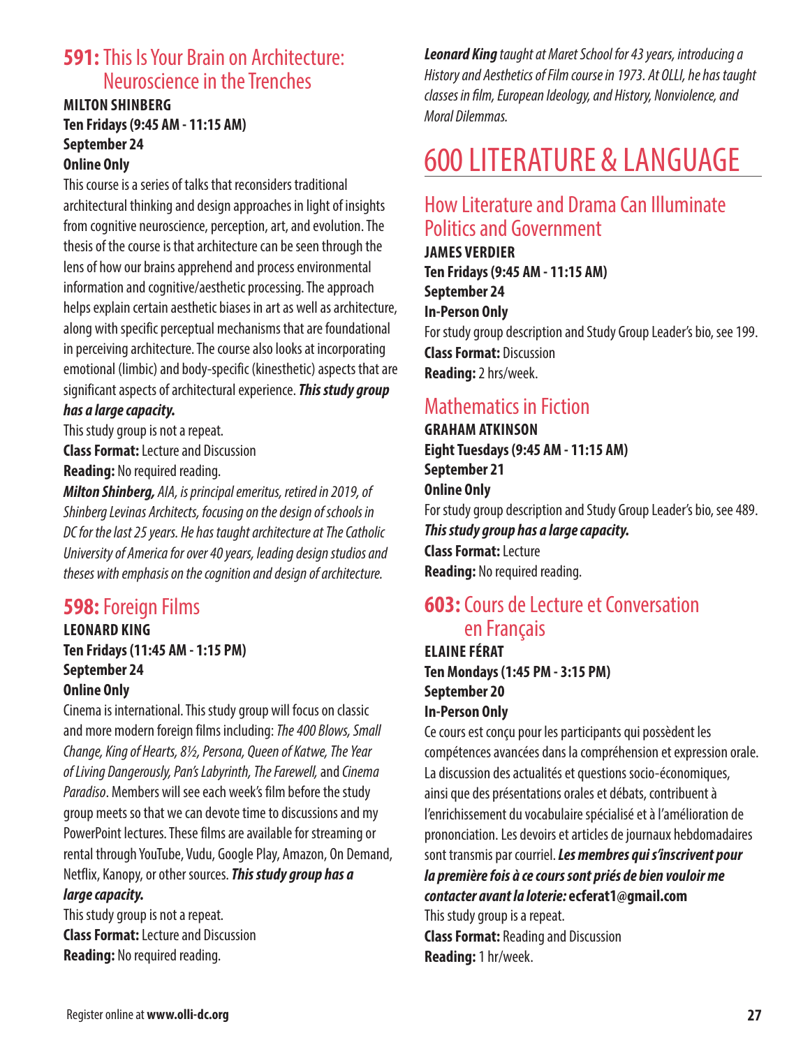## 591: This Is Your Brain on Architecture: Neuroscience in the Trenches

**MILTON SHINBERG**
**Ten Fridays (9:45 AM - 11:15 AM)**
**September 24**
**Online Only**

This course is a series of talks that reconsiders traditional architectural thinking and design approaches in light of insights from cognitive neuroscience, perception, art, and evolution. The thesis of the course is that architecture can be seen through the lens of how our brains apprehend and process environmental information and cognitive/aesthetic processing. The approach helps explain certain aesthetic biases in art as well as architecture, along with specific perceptual mechanisms that are foundational in perceiving architecture. The course also looks at incorporating emotional (limbic) and body-specific (kinesthetic) aspects that are significant aspects of architectural experience. ***This study group has a large capacity.***

This study group is not a repeat.
**Class Format:** Lecture and Discussion
**Reading:** No required reading.

***Milton Shinberg,*** *AIA, is principal emeritus, retired in 2019, of Shinberg Levinas Architects, focusing on the design of schools in DC for the last 25 years. He has taught architecture at The Catholic University of America for over 40 years, leading design studios and theses with emphasis on the cognition and design of architecture.*

## 598: Foreign Films

**LEONARD KING**
**Ten Fridays (11:45 AM - 1:15 PM)**
**September 24**
**Online Only**

Cinema is international. This study group will focus on classic and more modern foreign films including: *The 400 Blows, Small Change, King of Hearts, 8½, Persona, Queen of Katwe, The Year of Living Dangerously, Pan's Labyrinth, The Farewell,* and *Cinema Paradiso*. Members will see each week's film before the study group meets so that we can devote time to discussions and my PowerPoint lectures. These films are available for streaming or rental through YouTube, Vudu, Google Play, Amazon, On Demand, Netflix, Kanopy, or other sources. ***This study group has a large capacity.***

This study group is not a repeat.
**Class Format:** Lecture and Discussion
**Reading:** No required reading.

***Leonard King*** *taught at Maret School for 43 years, introducing a History and Aesthetics of Film course in 1973. At OLLI, he has taught classes in film, European Ideology, and History, Nonviolence, and Moral Dilemmas.*

# 600 LITERATURE & LANGUAGE

## How Literature and Drama Can Illuminate Politics and Government

**JAMES VERDIER**
**Ten Fridays (9:45 AM - 11:15 AM)**
**September 24**
**In-Person Only**

For study group description and Study Group Leader's bio, see 199.
**Class Format:** Discussion
**Reading:** 2 hrs/week.

## Mathematics in Fiction

**GRAHAM ATKINSON**
**Eight Tuesdays (9:45 AM - 11:15 AM)**
**September 21**
**Online Only**

For study group description and Study Group Leader's bio, see 489.
***This study group has a large capacity.***
**Class Format:** Lecture
**Reading:** No required reading.

## 603: Cours de Lecture et Conversation en Français

**ELAINE FÉRAT**
**Ten Mondays (1:45 PM - 3:15 PM)**
**September 20**
**In-Person Only**

Ce cours est conçu pour les participants qui possèdent les compétences avancées dans la compréhension et expression orale. La discussion des actualités et questions socio-économiques, ainsi que des présentations orales et débats, contribuent à l'enrichissement du vocabulaire spécialisé et à l'amélioration de prononciation. Les devoirs et articles de journaux hebdomadaires sont transmis par courriel. ***Les membres qui s'inscrivent pour la première fois à ce cours sont priés de bien vouloir me contacter avant la loterie:*** **ecferat1@gmail.com**

This study group is a repeat.
**Class Format:** Reading and Discussion
**Reading:** 1 hr/week.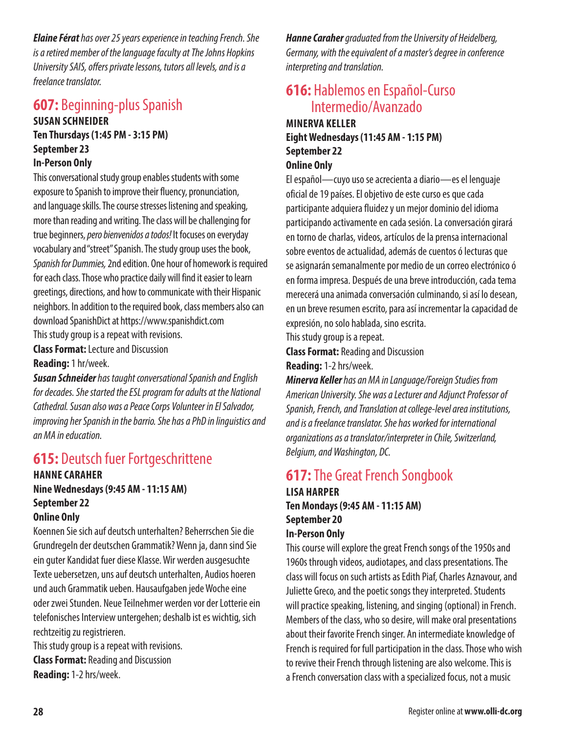*Elaine Férat has over 25 years experience in teaching French. She is a retired member of the language faculty at The Johns Hopkins University SAIS, offers private lessons, tutors all levels, and is a freelance translator.*

## 607: Beginning-plus Spanish

**SUSAN SCHNEIDER**
**Ten Thursdays (1:45 PM - 3:15 PM)**
**September 23**
**In-Person Only**

This conversational study group enables students with some exposure to Spanish to improve their fluency, pronunciation, and language skills. The course stresses listening and speaking, more than reading and writing. The class will be challenging for true beginners, *pero bienvenidos a todos!* It focuses on everyday vocabulary and "street" Spanish. The study group uses the book, *Spanish for Dummies,* 2nd edition. One hour of homework is required for each class. Those who practice daily will find it easier to learn greetings, directions, and how to communicate with their Hispanic neighbors. In addition to the required book, class members also can download SpanishDict at https://www.spanishdict.com

This study group is a repeat with revisions.

**Class Format:** Lecture and Discussion

**Reading:** 1 hr/week.

*Susan Schneider has taught conversational Spanish and English for decades. She started the ESL program for adults at the National Cathedral. Susan also was a Peace Corps Volunteer in El Salvador, improving her Spanish in the barrio. She has a PhD in linguistics and an MA in education.*

## 615: Deutsch fuer Fortgeschrittene

**HANNE CARAHER**
**Nine Wednesdays (9:45 AM - 11:15 AM)**
**September 22**
**Online Only**

Koennen Sie sich auf deutsch unterhalten? Beherrschen Sie die Grundregeln der deutschen Grammatik? Wenn ja, dann sind Sie ein guter Kandidat fuer diese Klasse. Wir werden ausgesuchte Texte uebersetzen, uns auf deutsch unterhalten, Audios hoeren und auch Grammatik ueben. Hausaufgaben jede Woche eine oder zwei Stunden. Neue Teilnehmer werden vor der Lotterie ein telefonisches Interview untergehen; deshalb ist es wichtig, sich rechtzeitig zu registrieren.

This study group is a repeat with revisions.

**Class Format:** Reading and Discussion

**Reading:** 1-2 hrs/week.

*Hanne Caraher graduated from the University of Heidelberg, Germany, with the equivalent of a master's degree in conference interpreting and translation.*

## 616: Hablemos en Español-Curso Intermedio/Avanzado

**MINERVA KELLER**
**Eight Wednesdays (11:45 AM - 1:15 PM)**
**September 22**
**Online Only**

El español—cuyo uso se acrecienta a diario—es el lenguaje oficial de 19 países. El objetivo de este curso es que cada participante adquiera fluidez y un mejor dominio del idioma participando activamente en cada sesión. La conversación girará en torno de charlas, videos, artículos de la prensa internacional sobre eventos de actualidad, además de cuentos ó lecturas que se asignarán semanalmente por medio de un correo electrónico ó en forma impresa. Después de una breve introducción, cada tema merecerá una animada conversación culminando, si así lo desean, en un breve resumen escrito, para así incrementar la capacidad de expresión, no solo hablada, sino escrita.

This study group is a repeat.

**Class Format:** Reading and Discussion

**Reading:** 1-2 hrs/week.

*Minerva Keller has an MA in Language/Foreign Studies from American University. She was a Lecturer and Adjunct Professor of Spanish, French, and Translation at college-level area institutions, and is a freelance translator. She has worked for international organizations as a translator/interpreter in Chile, Switzerland, Belgium, and Washington, DC.*

## 617: The Great French Songbook

**LISA HARPER**
**Ten Mondays (9:45 AM - 11:15 AM)**
**September 20**
**In-Person Only**

This course will explore the great French songs of the 1950s and 1960s through videos, audiotapes, and class presentations. The class will focus on such artists as Edith Piaf, Charles Aznavour, and Juliette Greco, and the poetic songs they interpreted. Students will practice speaking, listening, and singing (optional) in French. Members of the class, who so desire, will make oral presentations about their favorite French singer. An intermediate knowledge of French is required for full participation in the class. Those who wish to revive their French through listening are also welcome. This is a French conversation class with a specialized focus, not a music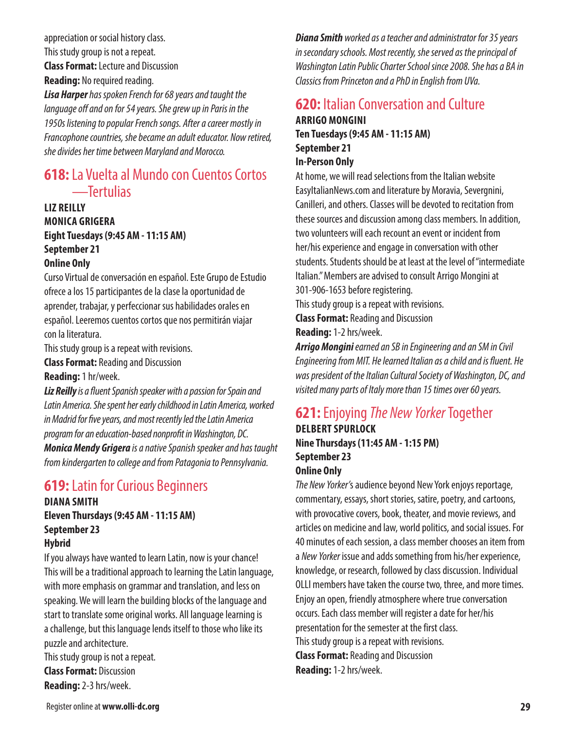appreciation or social history class.
This study group is not a repeat.
**Class Format:** Lecture and Discussion
**Reading:** No required reading.
***Lisa Harper*** *has spoken French for 68 years and taught the language off and on for 54 years. She grew up in Paris in the 1950s listening to popular French songs. After a career mostly in Francophone countries, she became an adult educator. Now retired, she divides her time between Maryland and Morocco.*

## 618: La Vuelta al Mundo con Cuentos Cortos—Tertulias

**LIZ REILLY**
**MONICA GRIGERA**
**Eight Tuesdays (9:45 AM - 11:15 AM)**
**September 21**
**Online Only**

Curso Virtual de conversación en español. Este Grupo de Estudio ofrece a los 15 participantes de la clase la oportunidad de aprender, trabajar, y perfeccionar sus habilidades orales en español. Leeremos cuentos cortos que nos permitirán viajar con la literatura.
This study group is a repeat with revisions.
**Class Format:** Reading and Discussion
**Reading:** 1 hr/week.
***Liz Reilly*** *is a fluent Spanish speaker with a passion for Spain and Latin America. She spent her early childhood in Latin America, worked in Madrid for five years, and most recently led the Latin America program for an education-based nonprofit in Washington, DC.*
***Monica Mendy Grigera*** *is a native Spanish speaker and has taught from kindergarten to college and from Patagonia to Pennsylvania.*

## 619: Latin for Curious Beginners

**DIANA SMITH**
**Eleven Thursdays (9:45 AM - 11:15 AM)**
**September 23**
**Hybrid**

If you always have wanted to learn Latin, now is your chance! This will be a traditional approach to learning the Latin language, with more emphasis on grammar and translation, and less on speaking. We will learn the building blocks of the language and start to translate some original works. All language learning is a challenge, but this language lends itself to those who like its puzzle and architecture.
This study group is not a repeat.
**Class Format:** Discussion
**Reading:** 2-3 hrs/week.
***Diana Smith*** *worked as a teacher and administrator for 35 years in secondary schools. Most recently, she served as the principal of Washington Latin Public Charter School since 2008. She has a BA in Classics from Princeton and a PhD in English from UVa.*

## 620: Italian Conversation and Culture

**ARRIGO MONGINI**
**Ten Tuesdays (9:45 AM - 11:15 AM)**
**September 21**
**In-Person Only**

At home, we will read selections from the Italian website EasyItalianNews.com and literature by Moravia, Severgnini, Canilleri, and others. Classes will be devoted to recitation from these sources and discussion among class members. In addition, two volunteers will each recount an event or incident from her/his experience and engage in conversation with other students. Students should be at least at the level of "intermediate Italian." Members are advised to consult Arrigo Mongini at 301-906-1653 before registering.
This study group is a repeat with revisions.
**Class Format:** Reading and Discussion
**Reading:** 1-2 hrs/week.
***Arrigo Mongini*** *earned an SB in Engineering and an SM in Civil Engineering from MIT. He learned Italian as a child and is fluent. He was president of the Italian Cultural Society of Washington, DC, and visited many parts of Italy more than 15 times over 60 years.*

## 621: Enjoying *The New Yorker* Together

**DELBERT SPURLOCK**
**Nine Thursdays (11:45 AM - 1:15 PM)**
**September 23**
**Online Only**

*The New Yorker's* audience beyond New York enjoys reportage, commentary, essays, short stories, satire, poetry, and cartoons, with provocative covers, book, theater, and movie reviews, and articles on medicine and law, world politics, and social issues. For 40 minutes of each session, a class member chooses an item from a *New Yorker* issue and adds something from his/her experience, knowledge, or research, followed by class discussion. Individual OLLI members have taken the course two, three, and more times. Enjoy an open, friendly atmosphere where true conversation occurs. Each class member will register a date for her/his presentation for the semester at the first class.
This study group is a repeat with revisions.
**Class Format:** Reading and Discussion
**Reading:** 1-2 hrs/week.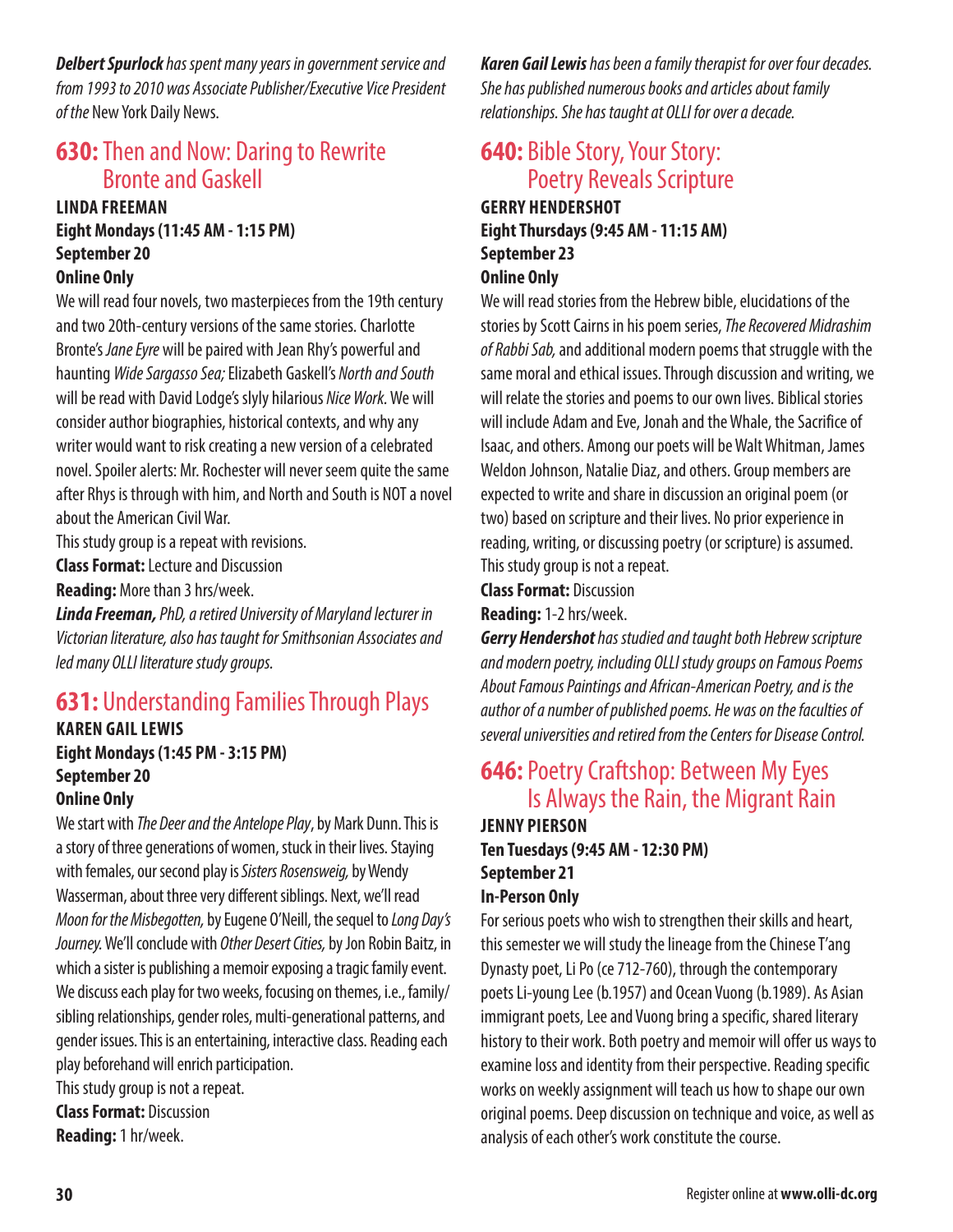***Delbert Spurlock** has spent many years in government service and from 1993 to 2010 was Associate Publisher/Executive Vice President of the* New York Daily News.

## 630: Then and Now: Daring to Rewrite Bronte and Gaskell

**LINDA FREEMAN**
**Eight Mondays (11:45 AM - 1:15 PM)**
**September 20**
**Online Only**

We will read four novels, two masterpieces from the 19th century and two 20th-century versions of the same stories. Charlotte Bronte's *Jane Eyre* will be paired with Jean Rhy's powerful and haunting *Wide Sargasso Sea;* Elizabeth Gaskell's *North and South* will be read with David Lodge's slyly hilarious *Nice Work*. We will consider author biographies, historical contexts, and why any writer would want to risk creating a new version of a celebrated novel. Spoiler alerts: Mr. Rochester will never seem quite the same after Rhys is through with him, and North and South is NOT a novel about the American Civil War.

This study group is a repeat with revisions.

**Class Format:** Lecture and Discussion

**Reading:** More than 3 hrs/week.

***Linda Freeman,** PhD, a retired University of Maryland lecturer in Victorian literature, also has taught for Smithsonian Associates and led many OLLI literature study groups.*

## 631: Understanding Families Through Plays

**KAREN GAIL LEWIS**
**Eight Mondays (1:45 PM - 3:15 PM)**
**September 20**
**Online Only**

We start with *The Deer and the Antelope Play*, by Mark Dunn. This is a story of three generations of women, stuck in their lives. Staying with females, our second play is *Sisters Rosensweig,* by Wendy Wasserman, about three very different siblings. Next, we'll read *Moon for the Misbegotten,* by Eugene O'Neill, the sequel to *Long Day's Journey.* We'll conclude with *Other Desert Cities,* by Jon Robin Baitz, in which a sister is publishing a memoir exposing a tragic family event. We discuss each play for two weeks, focusing on themes, i.e., family/sibling relationships, gender roles, multi-generational patterns, and gender issues. This is an entertaining, interactive class. Reading each play beforehand will enrich participation.

This study group is not a repeat.

**Class Format:** Discussion

**Reading:** 1 hr/week.

***Karen Gail Lewis** has been a family therapist for over four decades. She has published numerous books and articles about family relationships. She has taught at OLLI for over a decade.*

## 640: Bible Story, Your Story: Poetry Reveals Scripture

**GERRY HENDERSHOT**
**Eight Thursdays (9:45 AM - 11:15 AM)**
**September 23**
**Online Only**

We will read stories from the Hebrew bible, elucidations of the stories by Scott Cairns in his poem series, *The Recovered Midrashim of Rabbi Sab,* and additional modern poems that struggle with the same moral and ethical issues. Through discussion and writing, we will relate the stories and poems to our own lives. Biblical stories will include Adam and Eve, Jonah and the Whale, the Sacrifice of Isaac, and others. Among our poets will be Walt Whitman, James Weldon Johnson, Natalie Diaz, and others. Group members are expected to write and share in discussion an original poem (or two) based on scripture and their lives. No prior experience in reading, writing, or discussing poetry (or scripture) is assumed.

This study group is not a repeat.

**Class Format:** Discussion

**Reading:** 1-2 hrs/week.

***Gerry Hendershot** has studied and taught both Hebrew scripture and modern poetry, including OLLI study groups on Famous Poems About Famous Paintings and African-American Poetry, and is the author of a number of published poems. He was on the faculties of several universities and retired from the Centers for Disease Control.*

## 646: Poetry Craftshop: Between My Eyes Is Always the Rain, the Migrant Rain

**JENNY PIERSON**
**Ten Tuesdays (9:45 AM - 12:30 PM)**
**September 21**
**In-Person Only**

For serious poets who wish to strengthen their skills and heart, this semester we will study the lineage from the Chinese T'ang Dynasty poet, Li Po (ce 712-760), through the contemporary poets Li-young Lee (b.1957) and Ocean Vuong (b.1989). As Asian immigrant poets, Lee and Vuong bring a specific, shared literary history to their work. Both poetry and memoir will offer us ways to examine loss and identity from their perspective. Reading specific works on weekly assignment will teach us how to shape our own original poems. Deep discussion on technique and voice, as well as analysis of each other's work constitute the course.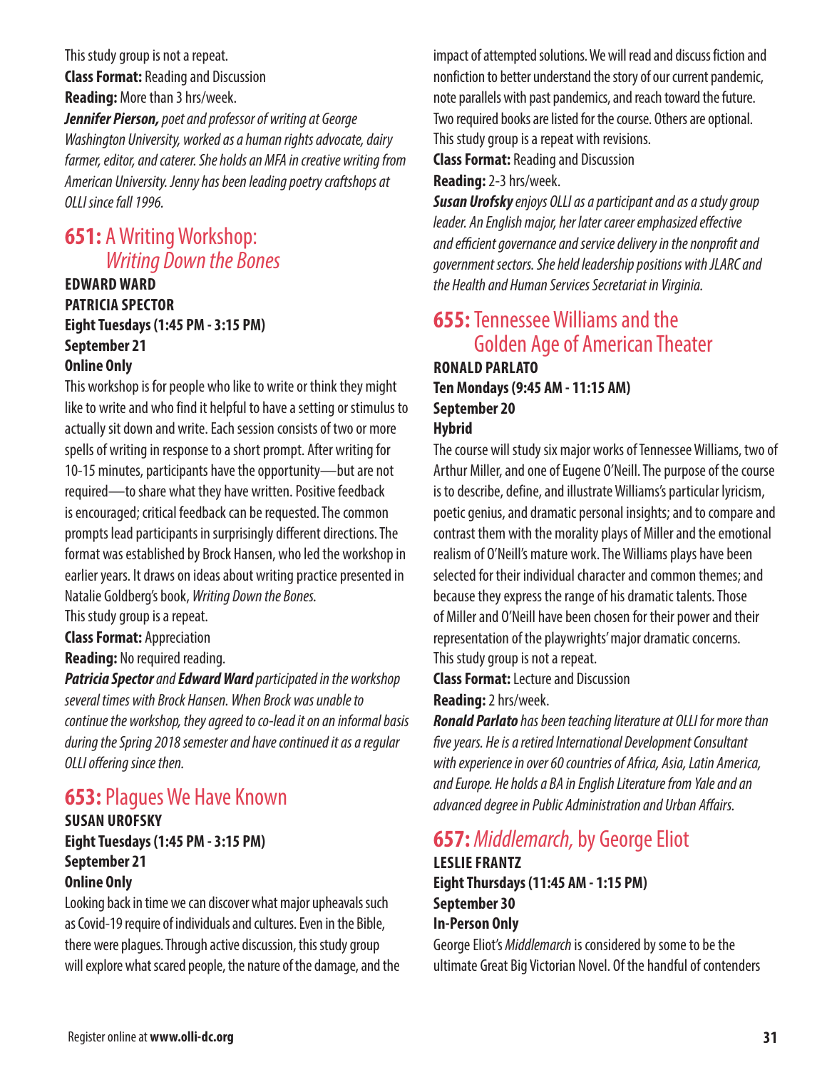This study group is not a repeat.

**Class Format:** Reading and Discussion

**Reading:** More than 3 hrs/week.

***Jennifer Pierson,*** *poet and professor of writing at George Washington University, worked as a human rights advocate, dairy farmer, editor, and caterer. She holds an MFA in creative writing from American University. Jenny has been leading poetry craftshops at OLLI since fall 1996.*

## 651: A Writing Workshop: *Writing Down the Bones*

**EDWARD WARD**
**PATRICIA SPECTOR**
**Eight Tuesdays (1:45 PM - 3:15 PM)**
**September 21**
**Online Only**

This workshop is for people who like to write or think they might like to write and who find it helpful to have a setting or stimulus to actually sit down and write. Each session consists of two or more spells of writing in response to a short prompt. After writing for 10-15 minutes, participants have the opportunity—but are not required—to share what they have written. Positive feedback is encouraged; critical feedback can be requested. The common prompts lead participants in surprisingly different directions. The format was established by Brock Hansen, who led the workshop in earlier years. It draws on ideas about writing practice presented in Natalie Goldberg's book, *Writing Down the Bones.*

This study group is a repeat.

**Class Format:** Appreciation

**Reading:** No required reading.

***Patricia Spector*** *and* ***Edward Ward*** *participated in the workshop several times with Brock Hansen. When Brock was unable to continue the workshop, they agreed to co-lead it on an informal basis during the Spring 2018 semester and have continued it as a regular OLLI offering since then.*

## 653: Plagues We Have Known

**SUSAN UROFSKY**
**Eight Tuesdays (1:45 PM - 3:15 PM)**
**September 21**
**Online Only**

Looking back in time we can discover what major upheavals such as Covid-19 require of individuals and cultures. Even in the Bible, there were plagues. Through active discussion, this study group will explore what scared people, the nature of the damage, and the impact of attempted solutions. We will read and discuss fiction and nonfiction to better understand the story of our current pandemic, note parallels with past pandemics, and reach toward the future. Two required books are listed for the course. Others are optional.

This study group is a repeat with revisions.

**Class Format:** Reading and Discussion

**Reading:** 2-3 hrs/week.

***Susan Urofsky*** *enjoys OLLI as a participant and as a study group leader. An English major, her later career emphasized effective and efficient governance and service delivery in the nonprofit and government sectors. She held leadership positions with JLARC and the Health and Human Services Secretariat in Virginia.*

## 655: Tennessee Williams and the Golden Age of American Theater

**RONALD PARLATO**
**Ten Mondays (9:45 AM - 11:15 AM)**
**September 20**
**Hybrid**

The course will study six major works of Tennessee Williams, two of Arthur Miller, and one of Eugene O'Neill. The purpose of the course is to describe, define, and illustrate Williams's particular lyricism, poetic genius, and dramatic personal insights; and to compare and contrast them with the morality plays of Miller and the emotional realism of O'Neill's mature work. The Williams plays have been selected for their individual character and common themes; and because they express the range of his dramatic talents. Those of Miller and O'Neill have been chosen for their power and their representation of the playwrights' major dramatic concerns.

This study group is not a repeat.

**Class Format:** Lecture and Discussion

**Reading:** 2 hrs/week.

***Ronald Parlato*** *has been teaching literature at OLLI for more than five years. He is a retired International Development Consultant with experience in over 60 countries of Africa, Asia, Latin America, and Europe. He holds a BA in English Literature from Yale and an advanced degree in Public Administration and Urban Affairs.*

## 657: *Middlemarch,* by George Eliot

**LESLIE FRANTZ**
**Eight Thursdays (11:45 AM - 1:15 PM)**
**September 30**
**In-Person Only**

George Eliot's *Middlemarch* is considered by some to be the ultimate Great Big Victorian Novel. Of the handful of contenders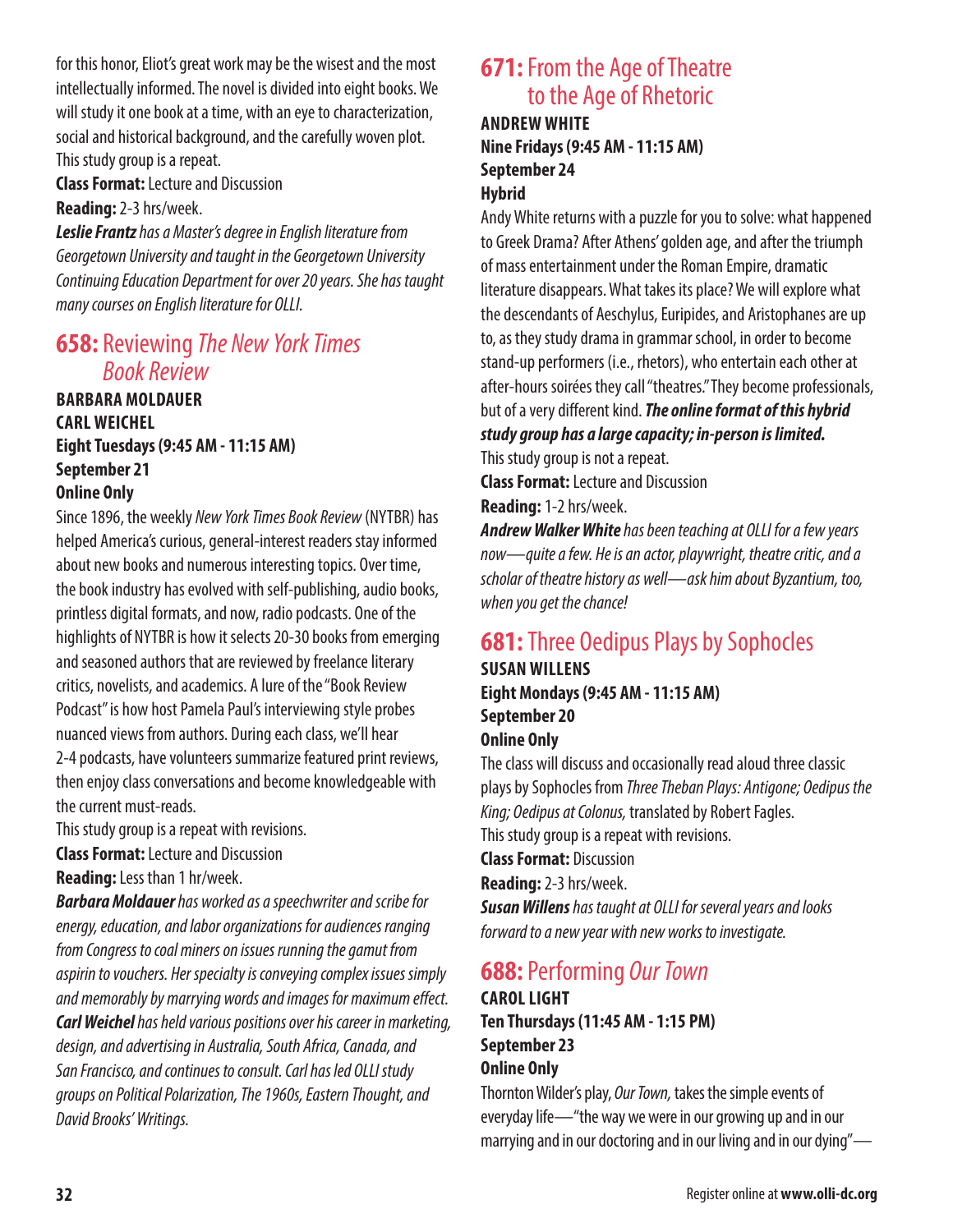for this honor, Eliot's great work may be the wisest and the most intellectually informed. The novel is divided into eight books. We will study it one book at a time, with an eye to characterization, social and historical background, and the carefully woven plot. This study group is a repeat.

**Class Format:** Lecture and Discussion

**Reading:** 2-3 hrs/week.

***Leslie Frantz*** *has a Master's degree in English literature from Georgetown University and taught in the Georgetown University Continuing Education Department for over 20 years. She has taught many courses on English literature for OLLI.*

## 658: Reviewing *The New York Times Book Review*

**BARBARA MOLDAUER**
**CARL WEICHEL**
**Eight Tuesdays (9:45 AM - 11:15 AM)**
**September 21**
**Online Only**

Since 1896, the weekly *New York Times Book Review* (NYTBR) has helped America's curious, general-interest readers stay informed about new books and numerous interesting topics. Over time, the book industry has evolved with self-publishing, audio books, printless digital formats, and now, radio podcasts. One of the highlights of NYTBR is how it selects 20-30 books from emerging and seasoned authors that are reviewed by freelance literary critics, novelists, and academics. A lure of the "Book Review Podcast" is how host Pamela Paul's interviewing style probes nuanced views from authors. During each class, we'll hear 2-4 podcasts, have volunteers summarize featured print reviews, then enjoy class conversations and become knowledgeable with the current must-reads.

This study group is a repeat with revisions.

**Class Format:** Lecture and Discussion

**Reading:** Less than 1 hr/week.

***Barbara Moldauer*** *has worked as a speechwriter and scribe for energy, education, and labor organizations for audiences ranging from Congress to coal miners on issues running the gamut from aspirin to vouchers. Her specialty is conveying complex issues simply and memorably by marrying words and images for maximum effect.*
***Carl Weichel*** *has held various positions over his career in marketing, design, and advertising in Australia, South Africa, Canada, and San Francisco, and continues to consult. Carl has led OLLI study groups on Political Polarization, The 1960s, Eastern Thought, and David Brooks' Writings.*

## 671: From the Age of Theatre to the Age of Rhetoric

**ANDREW WHITE**
**Nine Fridays (9:45 AM - 11:15 AM)**
**September 24**
**Hybrid**

Andy White returns with a puzzle for you to solve: what happened to Greek Drama? After Athens' golden age, and after the triumph of mass entertainment under the Roman Empire, dramatic literature disappears. What takes its place? We will explore what the descendants of Aeschylus, Euripides, and Aristophanes are up to, as they study drama in grammar school, in order to become stand-up performers (i.e., rhetors), who entertain each other at after-hours soirées they call "theatres." They become professionals, but of a very different kind. ***The online format of this hybrid study group has a large capacity; in-person is limited.***

This study group is not a repeat.

**Class Format:** Lecture and Discussion

**Reading:** 1-2 hrs/week.

***Andrew Walker White*** *has been teaching at OLLI for a few years now—quite a few. He is an actor, playwright, theatre critic, and a scholar of theatre history as well—ask him about Byzantium, too, when you get the chance!*

## 681: Three Oedipus Plays by Sophocles

**SUSAN WILLENS**
**Eight Mondays (9:45 AM - 11:15 AM)**
**September 20**
**Online Only**

The class will discuss and occasionally read aloud three classic plays by Sophocles from *Three Theban Plays: Antigone; Oedipus the King; Oedipus at Colonus,* translated by Robert Fagles.

This study group is a repeat with revisions.

**Class Format:** Discussion

**Reading:** 2-3 hrs/week.

***Susan Willens*** *has taught at OLLI for several years and looks forward to a new year with new works to investigate.*

## 688: Performing *Our Town*

**CAROL LIGHT**
**Ten Thursdays (11:45 AM - 1:15 PM)**
**September 23**
**Online Only**

Thornton Wilder's play, *Our Town,* takes the simple events of everyday life—"the way we were in our growing up and in our marrying and in our doctoring and in our living and in our dying"—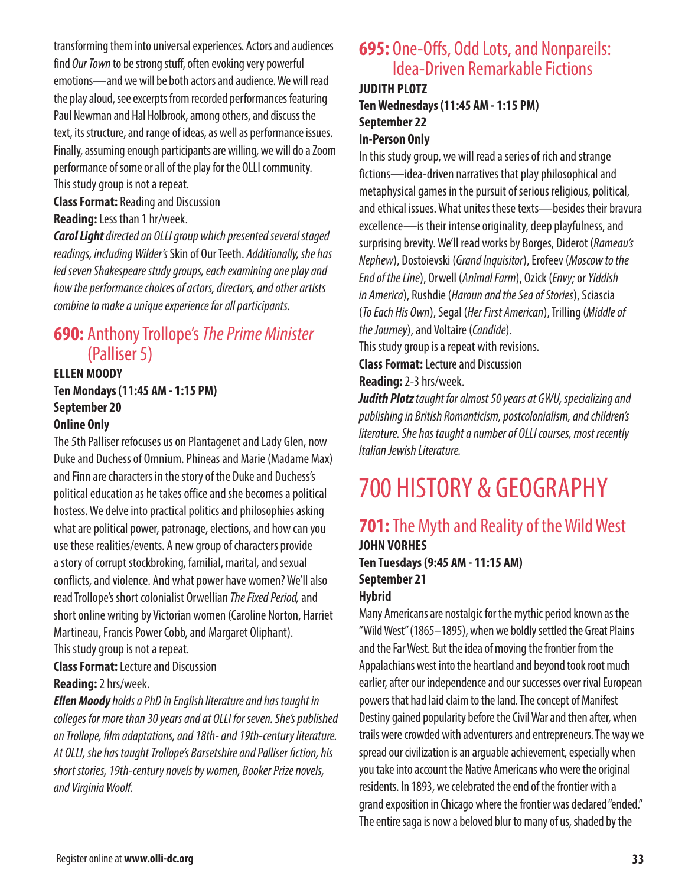transforming them into universal experiences. Actors and audiences find *Our Town* to be strong stuff, often evoking very powerful emotions—and we will be both actors and audience. We will read the play aloud, see excerpts from recorded performances featuring Paul Newman and Hal Holbrook, among others, and discuss the text, its structure, and range of ideas, as well as performance issues. Finally, assuming enough participants are willing, we will do a Zoom performance of some or all of the play for the OLLI community.
This study group is not a repeat.

**Class Format:** Reading and Discussion

**Reading:** Less than 1 hr/week.

***Carol Light*** *directed an OLLI group which presented several staged readings, including Wilder's* Skin of Our Teeth. *Additionally, she has led seven Shakespeare study groups, each examining one play and how the performance choices of actors, directors, and other artists combine to make a unique experience for all participants.*

## 690: Anthony Trollope's *The Prime Minister* (Palliser 5)

**ELLEN MOODY**
**Ten Mondays (11:45 AM - 1:15 PM)**
**September 20**
**Online Only**

The 5th Palliser refocuses us on Plantagenet and Lady Glen, now Duke and Duchess of Omnium. Phineas and Marie (Madame Max) and Finn are characters in the story of the Duke and Duchess's political education as he takes office and she becomes a political hostess. We delve into practical politics and philosophies asking what are political power, patronage, elections, and how can you use these realities/events. A new group of characters provide a story of corrupt stockbroking, familial, marital, and sexual conflicts, and violence. And what power have women? We'll also read Trollope's short colonialist Orwellian *The Fixed Period,* and short online writing by Victorian women (Caroline Norton, Harriet Martineau, Francis Power Cobb, and Margaret Oliphant).
This study group is not a repeat.

**Class Format:** Lecture and Discussion

**Reading:** 2 hrs/week.

***Ellen Moody*** *holds a PhD in English literature and has taught in colleges for more than 30 years and at OLLI for seven. She's published on Trollope, film adaptations, and 18th- and 19th-century literature. At OLLI, she has taught Trollope's Barsetshire and Palliser fiction, his short stories, 19th-century novels by women, Booker Prize novels, and Virginia Woolf.*

## 695: One-Offs, Odd Lots, and Nonpareils: Idea-Driven Remarkable Fictions

**JUDITH PLOTZ**
**Ten Wednesdays (11:45 AM - 1:15 PM)**
**September 22**
**In-Person Only**

In this study group, we will read a series of rich and strange fictions—idea-driven narratives that play philosophical and metaphysical games in the pursuit of serious religious, political, and ethical issues. What unites these texts—besides their bravura excellence—is their intense originality, deep playfulness, and surprising brevity. We'll read works by Borges, Diderot (*Rameau's Nephew*), Dostoievski (*Grand Inquisitor*), Erofeev (*Moscow to the End of the Line*), Orwell (*Animal Farm*), Ozick (*Envy;* or *Yiddish in America*), Rushdie (*Haroun and the Sea of Stories*), Sciascia (*To Each His Own*), Segal (*Her First American*), Trilling (*Middle of the Journey*), and Voltaire (*Candide*).
This study group is a repeat with revisions.

**Class Format:** Lecture and Discussion

**Reading:** 2-3 hrs/week.

***Judith Plotz*** *taught for almost 50 years at GWU, specializing and publishing in British Romanticism, postcolonialism, and children's literature. She has taught a number of OLLI courses, most recently Italian Jewish Literature.*

# 700 HISTORY & GEOGRAPHY

## 701: The Myth and Reality of the Wild West

**JOHN VORHES**
**Ten Tuesdays (9:45 AM - 11:15 AM)**
**September 21**
**Hybrid**

Many Americans are nostalgic for the mythic period known as the "Wild West" (1865–1895), when we boldly settled the Great Plains and the Far West. But the idea of moving the frontier from the Appalachians west into the heartland and beyond took root much earlier, after our independence and our successes over rival European powers that had laid claim to the land. The concept of Manifest Destiny gained popularity before the Civil War and then after, when trails were crowded with adventurers and entrepreneurs. The way we spread our civilization is an arguable achievement, especially when you take into account the Native Americans who were the original residents. In 1893, we celebrated the end of the frontier with a grand exposition in Chicago where the frontier was declared "ended." The entire saga is now a beloved blur to many of us, shaded by the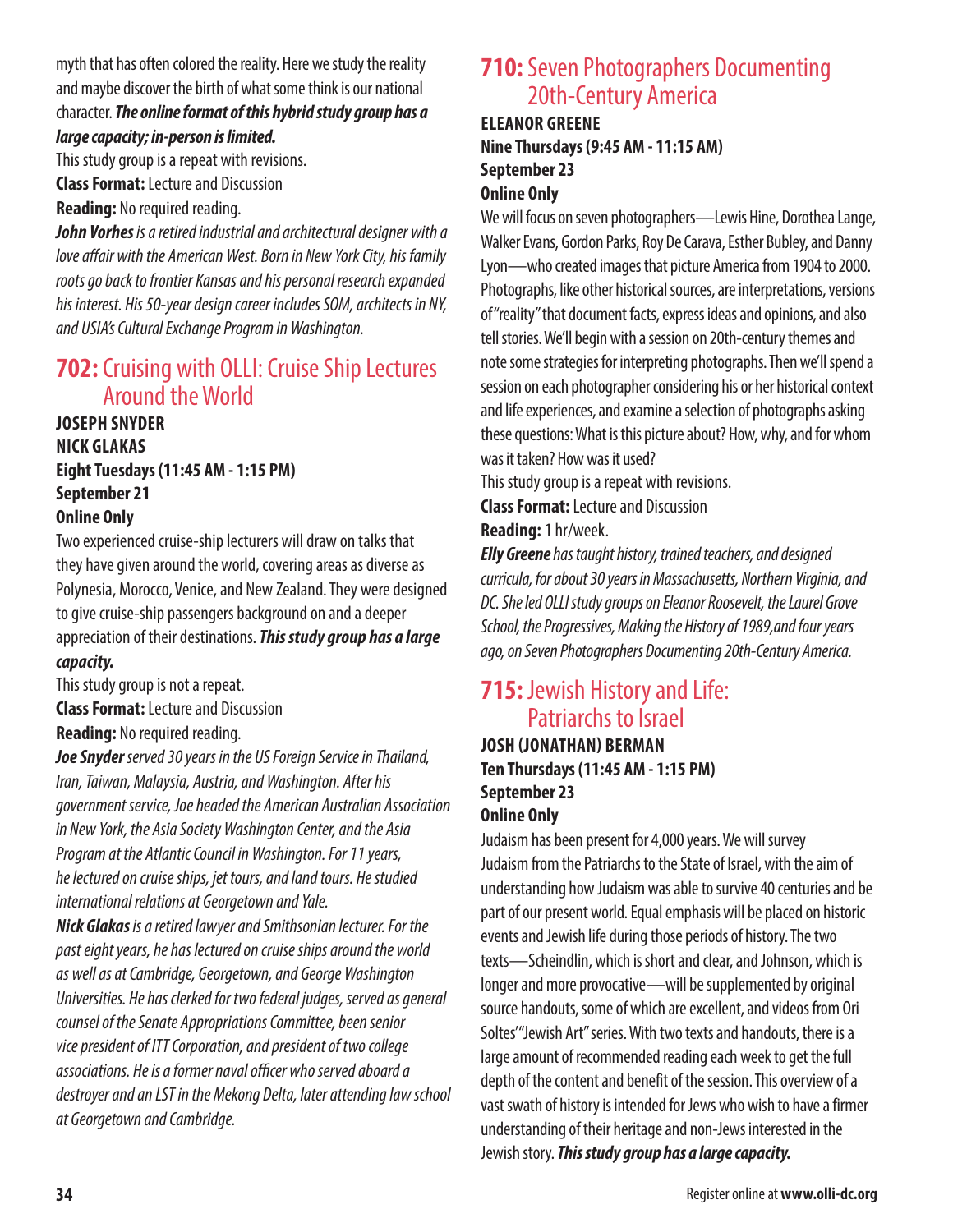myth that has often colored the reality. Here we study the reality and maybe discover the birth of what some think is our national character. ***The online format of this hybrid study group has a large capacity; in-person is limited.***

This study group is a repeat with revisions.

**Class Format:** Lecture and Discussion

**Reading:** No required reading.

***John Vorhes*** *is a retired industrial and architectural designer with a love affair with the American West. Born in New York City, his family roots go back to frontier Kansas and his personal research expanded his interest. His 50-year design career includes SOM, architects in NY, and USIA's Cultural Exchange Program in Washington.*

## 702: Cruising with OLLI: Cruise Ship Lectures Around the World

**JOSEPH SNYDER**
**NICK GLAKAS**
**Eight Tuesdays (11:45 AM - 1:15 PM)**
**September 21**
**Online Only**

Two experienced cruise-ship lecturers will draw on talks that they have given around the world, covering areas as diverse as Polynesia, Morocco, Venice, and New Zealand. They were designed to give cruise-ship passengers background on and a deeper appreciation of their destinations. ***This study group has a large capacity.***

This study group is not a repeat.

**Class Format:** Lecture and Discussion

**Reading:** No required reading.

***Joe Snyder*** *served 30 years in the US Foreign Service in Thailand, Iran, Taiwan, Malaysia, Austria, and Washington. After his government service, Joe headed the American Australian Association in New York, the Asia Society Washington Center, and the Asia Program at the Atlantic Council in Washington. For 11 years, he lectured on cruise ships, jet tours, and land tours. He studied international relations at Georgetown and Yale.*

***Nick Glakas*** *is a retired lawyer and Smithsonian lecturer. For the past eight years, he has lectured on cruise ships around the world as well as at Cambridge, Georgetown, and George Washington Universities. He has clerked for two federal judges, served as general counsel of the Senate Appropriations Committee, been senior vice president of ITT Corporation, and president of two college associations. He is a former naval officer who served aboard a destroyer and an LST in the Mekong Delta, later attending law school at Georgetown and Cambridge.*

## 710: Seven Photographers Documenting 20th-Century America

**ELEANOR GREENE**
**Nine Thursdays (9:45 AM - 11:15 AM)**
**September 23**
**Online Only**

We will focus on seven photographers—Lewis Hine, Dorothea Lange, Walker Evans, Gordon Parks, Roy De Carava, Esther Bubley, and Danny Lyon—who created images that picture America from 1904 to 2000. Photographs, like other historical sources, are interpretations, versions of "reality" that document facts, express ideas and opinions, and also tell stories. We'll begin with a session on 20th-century themes and note some strategies for interpreting photographs. Then we'll spend a session on each photographer considering his or her historical context and life experiences, and examine a selection of photographs asking these questions: What is this picture about? How, why, and for whom was it taken? How was it used?

This study group is a repeat with revisions.

**Class Format:** Lecture and Discussion

**Reading:** 1 hr/week.

***Elly Greene*** *has taught history, trained teachers, and designed curricula, for about 30 years in Massachusetts, Northern Virginia, and DC. She led OLLI study groups on Eleanor Roosevelt, the Laurel Grove School, the Progressives, Making the History of 1989, and four years ago, on Seven Photographers Documenting 20th-Century America.*

## 715: Jewish History and Life: Patriarchs to Israel

**JOSH (JONATHAN) BERMAN**
**Ten Thursdays (11:45 AM - 1:15 PM)**
**September 23**
**Online Only**

Judaism has been present for 4,000 years. We will survey Judaism from the Patriarchs to the State of Israel, with the aim of understanding how Judaism was able to survive 40 centuries and be part of our present world. Equal emphasis will be placed on historic events and Jewish life during those periods of history. The two texts—Scheindlin, which is short and clear, and Johnson, which is longer and more provocative—will be supplemented by original source handouts, some of which are excellent, and videos from Ori Soltes' "Jewish Art" series. With two texts and handouts, there is a large amount of recommended reading each week to get the full depth of the content and benefit of the session. This overview of a vast swath of history is intended for Jews who wish to have a firmer understanding of their heritage and non-Jews interested in the Jewish story. ***This study group has a large capacity.***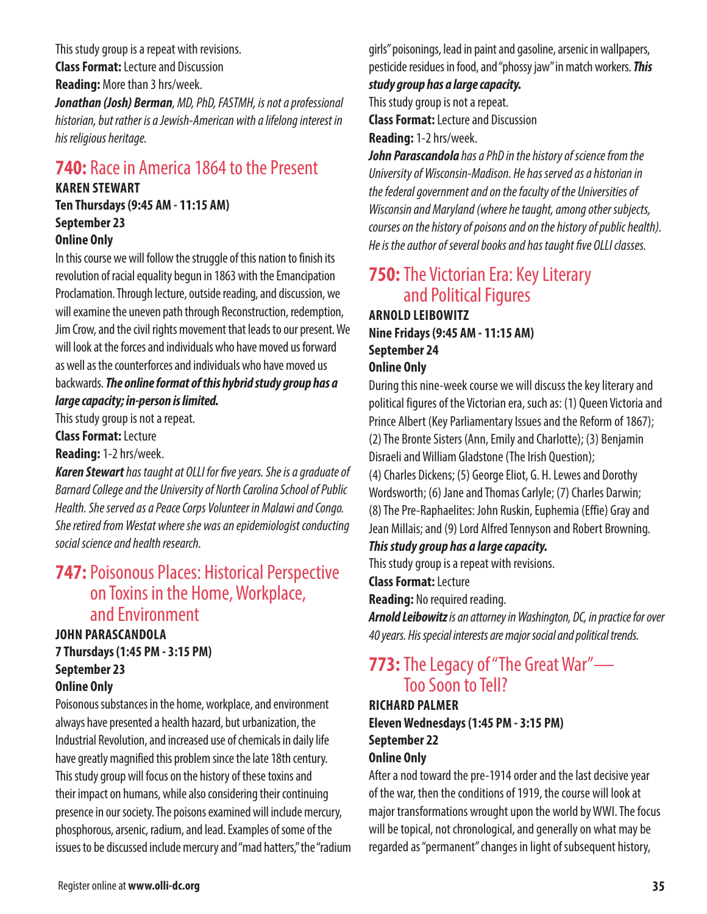This study group is a repeat with revisions.

**Class Format:** Lecture and Discussion

**Reading:** More than 3 hrs/week.

***Jonathan (Josh) Berman****, MD, PhD, FASTMH, is not a professional historian, but rather is a Jewish-American with a lifelong interest in his religious heritage.*

## 740: Race in America 1864 to the Present

**KAREN STEWART**
**Ten Thursdays (9:45 AM - 11:15 AM)**
**September 23**
**Online Only**

In this course we will follow the struggle of this nation to finish its revolution of racial equality begun in 1863 with the Emancipation Proclamation. Through lecture, outside reading, and discussion, we will examine the uneven path through Reconstruction, redemption, Jim Crow, and the civil rights movement that leads to our present. We will look at the forces and individuals who have moved us forward as well as the counterforces and individuals who have moved us backwards. ***The online format of this hybrid study group has a large capacity; in-person is limited.***

This study group is not a repeat.

**Class Format:** Lecture

**Reading:** 1-2 hrs/week.

***Karen Stewart*** *has taught at OLLI for five years. She is a graduate of Barnard College and the University of North Carolina School of Public Health. She served as a Peace Corps Volunteer in Malawi and Congo. She retired from Westat where she was an epidemiologist conducting social science and health research.*

## 747: Poisonous Places: Historical Perspective on Toxins in the Home, Workplace, and Environment

**JOHN PARASCANDOLA**
**7 Thursdays (1:45 PM - 3:15 PM)**
**September 23**
**Online Only**

Poisonous substances in the home, workplace, and environment always have presented a health hazard, but urbanization, the Industrial Revolution, and increased use of chemicals in daily life have greatly magnified this problem since the late 18th century. This study group will focus on the history of these toxins and their impact on humans, while also considering their continuing presence in our society. The poisons examined will include mercury, phosphorous, arsenic, radium, and lead. Examples of some of the issues to be discussed include mercury and "mad hatters," the "radium girls" poisonings, lead in paint and gasoline, arsenic in wallpapers, pesticide residues in food, and "phossy jaw" in match workers. ***This study group has a large capacity.***

This study group is not a repeat.

**Class Format:** Lecture and Discussion

**Reading:** 1-2 hrs/week.

***John Parascandola*** *has a PhD in the history of science from the University of Wisconsin-Madison. He has served as a historian in the federal government and on the faculty of the Universities of Wisconsin and Maryland (where he taught, among other subjects, courses on the history of poisons and on the history of public health). He is the author of several books and has taught five OLLI classes.*

## 750: The Victorian Era: Key Literary and Political Figures

**ARNOLD LEIBOWITZ**
**Nine Fridays (9:45 AM - 11:15 AM)**
**September 24**
**Online Only**

During this nine-week course we will discuss the key literary and political figures of the Victorian era, such as: (1) Queen Victoria and Prince Albert (Key Parliamentary Issues and the Reform of 1867); (2) The Bronte Sisters (Ann, Emily and Charlotte); (3) Benjamin Disraeli and William Gladstone (The Irish Question); (4) Charles Dickens; (5) George Eliot, G. H. Lewes and Dorothy Wordsworth; (6) Jane and Thomas Carlyle; (7) Charles Darwin; (8) The Pre-Raphaelites: John Ruskin, Euphemia (Effie) Gray and Jean Millais; and (9) Lord Alfred Tennyson and Robert Browning. ***This study group has a large capacity.***

This study group is a repeat with revisions.

**Class Format:** Lecture

**Reading:** No required reading.

***Arnold Leibowitz*** *is an attorney in Washington, DC, in practice for over 40 years. His special interests are major social and political trends.*

## 773: The Legacy of "The Great War"— Too Soon to Tell?

**RICHARD PALMER**
**Eleven Wednesdays (1:45 PM - 3:15 PM)**
**September 22**
**Online Only**

After a nod toward the pre-1914 order and the last decisive year of the war, then the conditions of 1919, the course will look at major transformations wrought upon the world by WWI. The focus will be topical, not chronological, and generally on what may be regarded as "permanent" changes in light of subsequent history,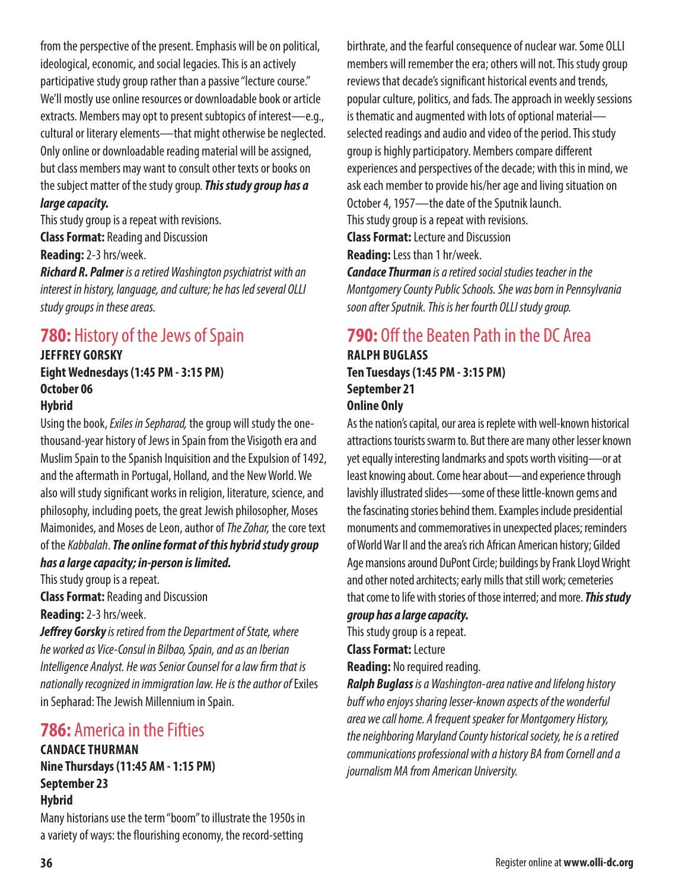from the perspective of the present. Emphasis will be on political, ideological, economic, and social legacies. This is an actively participative study group rather than a passive "lecture course." We'll mostly use online resources or downloadable book or article extracts. Members may opt to present subtopics of interest—e.g., cultural or literary elements—that might otherwise be neglected. Only online or downloadable reading material will be assigned, but class members may want to consult other texts or books on the subject matter of the study group. ***This study group has a large capacity.***

This study group is a repeat with revisions.

**Class Format:** Reading and Discussion

**Reading:** 2-3 hrs/week.

***Richard R. Palmer*** *is a retired Washington psychiatrist with an interest in history, language, and culture; he has led several OLLI study groups in these areas.*

## 780: History of the Jews of Spain

**JEFFREY GORSKY**
**Eight Wednesdays (1:45 PM - 3:15 PM)**
**October 06**
**Hybrid**

Using the book, *Exiles in Sepharad,* the group will study the one-thousand-year history of Jews in Spain from the Visigoth era and Muslim Spain to the Spanish Inquisition and the Expulsion of 1492, and the aftermath in Portugal, Holland, and the New World. We also will study significant works in religion, literature, science, and philosophy, including poets, the great Jewish philosopher, Moses Maimonides, and Moses de Leon, author of *The Zohar,* the core text of the *Kabbalah*. ***The online format of this hybrid study group has a large capacity; in-person is limited.***

This study group is a repeat.

**Class Format:** Reading and Discussion

**Reading:** 2-3 hrs/week.

***Jeffrey Gorsky*** *is retired from the Department of State, where he worked as Vice-Consul in Bilbao, Spain, and as an Iberian Intelligence Analyst. He was Senior Counsel for a law firm that is nationally recognized in immigration law. He is the author of* Exiles in Sepharad: The Jewish Millennium in Spain.

## 786: America in the Fifties

**CANDACE THURMAN**
**Nine Thursdays (11:45 AM - 1:15 PM)**
**September 23**
**Hybrid**

Many historians use the term "boom" to illustrate the 1950s in a variety of ways: the flourishing economy, the record-setting birthrate, and the fearful consequence of nuclear war. Some OLLI members will remember the era; others will not. This study group reviews that decade's significant historical events and trends, popular culture, politics, and fads. The approach in weekly sessions is thematic and augmented with lots of optional material—selected readings and audio and video of the period. This study group is highly participatory. Members compare different experiences and perspectives of the decade; with this in mind, we ask each member to provide his/her age and living situation on October 4, 1957—the date of the Sputnik launch.

This study group is a repeat with revisions.

**Class Format:** Lecture and Discussion

**Reading:** Less than 1 hr/week.

***Candace Thurman*** *is a retired social studies teacher in the Montgomery County Public Schools. She was born in Pennsylvania soon after Sputnik. This is her fourth OLLI study group.*

## 790: Off the Beaten Path in the DC Area

**RALPH BUGLASS**
**Ten Tuesdays (1:45 PM - 3:15 PM)**
**September 21**
**Online Only**

As the nation's capital, our area is replete with well-known historical attractions tourists swarm to. But there are many other lesser known yet equally interesting landmarks and spots worth visiting—or at least knowing about. Come hear about—and experience through lavishly illustrated slides—some of these little-known gems and the fascinating stories behind them. Examples include presidential monuments and commemoratives in unexpected places; reminders of World War II and the area's rich African American history; Gilded Age mansions around DuPont Circle; buildings by Frank Lloyd Wright and other noted architects; early mills that still work; cemeteries that come to life with stories of those interred; and more. ***This study group has a large capacity.***

This study group is a repeat.

**Class Format:** Lecture

**Reading:** No required reading.

***Ralph Buglass*** *is a Washington-area native and lifelong history buff who enjoys sharing lesser-known aspects of the wonderful area we call home. A frequent speaker for Montgomery History, the neighboring Maryland County historical society, he is a retired communications professional with a history BA from Cornell and a journalism MA from American University.*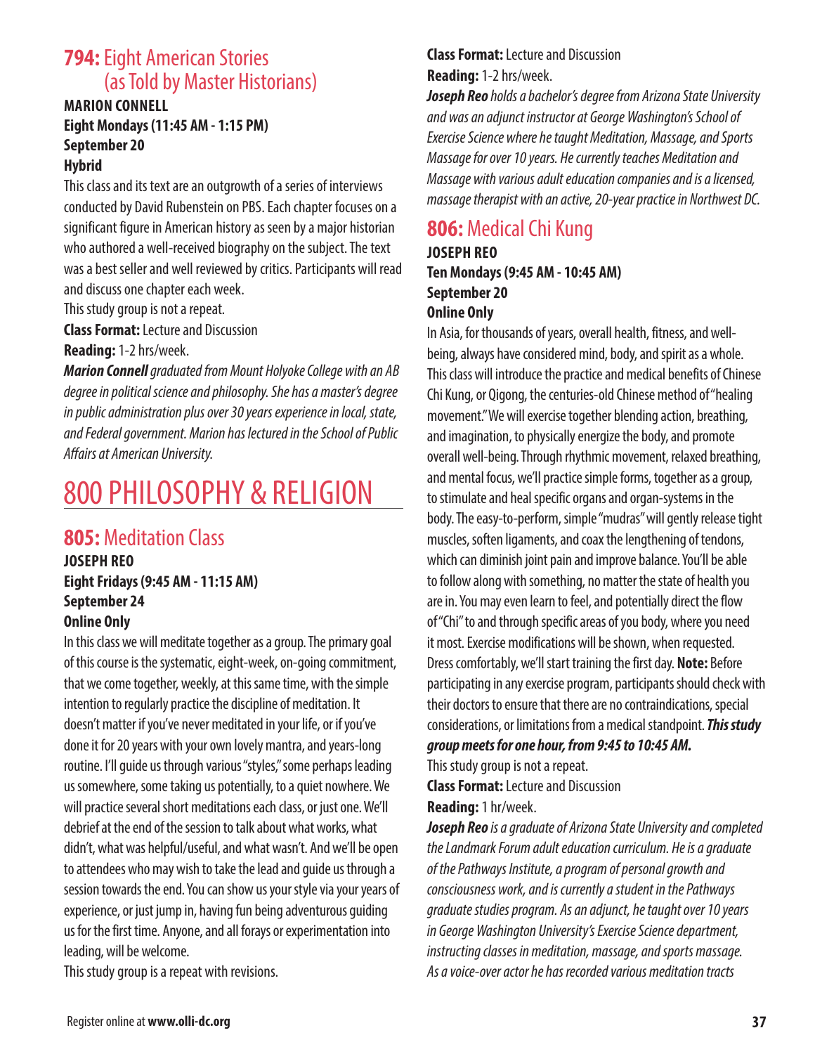## **794:** Eight American Stories (as Told by Master Historians)

**MARION CONNELL**
**Eight Mondays (11:45 AM - 1:15 PM)**
**September 20**
**Hybrid**

This class and its text are an outgrowth of a series of interviews conducted by David Rubenstein on PBS. Each chapter focuses on a significant figure in American history as seen by a major historian who authored a well-received biography on the subject. The text was a best seller and well reviewed by critics. Participants will read and discuss one chapter each week.

This study group is not a repeat.

**Class Format:** Lecture and Discussion

**Reading:** 1-2 hrs/week.

***Marion Connell*** *graduated from Mount Holyoke College with an AB degree in political science and philosophy. She has a master's degree in public administration plus over 30 years experience in local, state, and Federal government. Marion has lectured in the School of Public Affairs at American University.*

# 800 PHILOSOPHY & RELIGION

## **805:** Meditation Class

**JOSEPH REO**
**Eight Fridays (9:45 AM - 11:15 AM)**
**September 24**
**Online Only**

In this class we will meditate together as a group. The primary goal of this course is the systematic, eight-week, on-going commitment, that we come together, weekly, at this same time, with the simple intention to regularly practice the discipline of meditation. It doesn't matter if you've never meditated in your life, or if you've done it for 20 years with your own lovely mantra, and years-long routine. I'll guide us through various "styles," some perhaps leading us somewhere, some taking us potentially, to a quiet nowhere. We will practice several short meditations each class, or just one. We'll debrief at the end of the session to talk about what works, what didn't, what was helpful/useful, and what wasn't. And we'll be open to attendees who may wish to take the lead and guide us through a session towards the end. You can show us your style via your years of experience, or just jump in, having fun being adventurous guiding us for the first time. Anyone, and all forays or experimentation into leading, will be welcome.

This study group is a repeat with revisions.

**Class Format:** Lecture and Discussion

**Reading:** 1-2 hrs/week.

***Joseph Reo*** *holds a bachelor's degree from Arizona State University and was an adjunct instructor at George Washington's School of Exercise Science where he taught Meditation, Massage, and Sports Massage for over 10 years. He currently teaches Meditation and Massage with various adult education companies and is a licensed, massage therapist with an active, 20-year practice in Northwest DC.*

## **806:** Medical Chi Kung

**JOSEPH REO**
**Ten Mondays (9:45 AM - 10:45 AM)**
**September 20**
**Online Only**

In Asia, for thousands of years, overall health, fitness, and well-being, always have considered mind, body, and spirit as a whole. This class will introduce the practice and medical benefits of Chinese Chi Kung, or Qigong, the centuries-old Chinese method of "healing movement." We will exercise together blending action, breathing, and imagination, to physically energize the body, and promote overall well-being. Through rhythmic movement, relaxed breathing, and mental focus, we'll practice simple forms, together as a group, to stimulate and heal specific organs and organ-systems in the body. The easy-to-perform, simple "mudras" will gently release tight muscles, soften ligaments, and coax the lengthening of tendons, which can diminish joint pain and improve balance. You'll be able to follow along with something, no matter the state of health you are in. You may even learn to feel, and potentially direct the flow of "Chi" to and through specific areas of you body, where you need it most. Exercise modifications will be shown, when requested. Dress comfortably, we'll start training the first day. **Note:** Before participating in any exercise program, participants should check with their doctors to ensure that there are no contraindications, special considerations, or limitations from a medical standpoint. ***This study group meets for one hour, from 9:45 to 10:45 AM.***

This study group is not a repeat.

**Class Format:** Lecture and Discussion

**Reading:** 1 hr/week.

***Joseph Reo*** *is a graduate of Arizona State University and completed the Landmark Forum adult education curriculum. He is a graduate of the Pathways Institute, a program of personal growth and consciousness work, and is currently a student in the Pathways graduate studies program. As an adjunct, he taught over 10 years in George Washington University's Exercise Science department, instructing classes in meditation, massage, and sports massage. As a voice-over actor he has recorded various meditation tracts*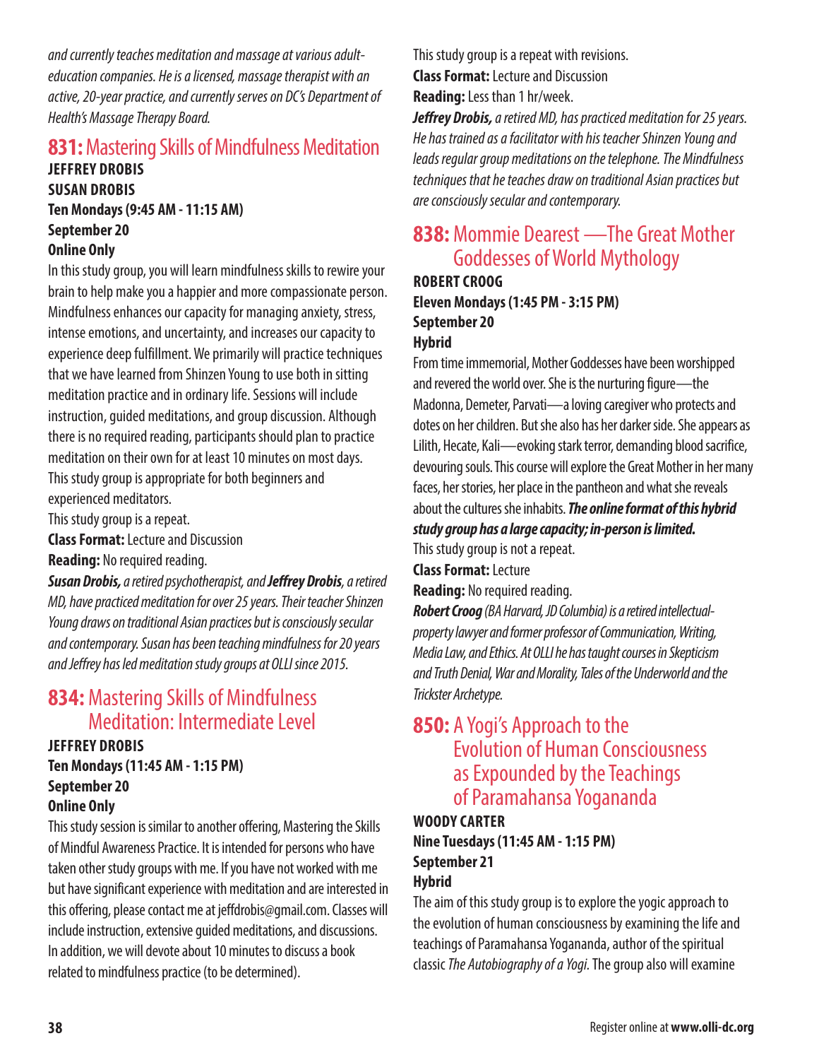*and currently teaches meditation and massage at various adult-education companies. He is a licensed, massage therapist with an active, 20-year practice, and currently serves on DC's Department of Health's Massage Therapy Board.*

## 831: Mastering Skills of Mindfulness Meditation

**JEFFREY DROBIS**
**SUSAN DROBIS**
**Ten Mondays (9:45 AM - 11:15 AM)**
**September 20**
**Online Only**

In this study group, you will learn mindfulness skills to rewire your brain to help make you a happier and more compassionate person. Mindfulness enhances our capacity for managing anxiety, stress, intense emotions, and uncertainty, and increases our capacity to experience deep fulfillment. We primarily will practice techniques that we have learned from Shinzen Young to use both in sitting meditation practice and in ordinary life. Sessions will include instruction, guided meditations, and group discussion. Although there is no required reading, participants should plan to practice meditation on their own for at least 10 minutes on most days. This study group is appropriate for both beginners and experienced meditators.

This study group is a repeat.

**Class Format:** Lecture and Discussion

**Reading:** No required reading.

***Susan Drobis,*** *a retired psychotherapist, and* ***Jeffrey Drobis****, a retired MD, have practiced meditation for over 25 years. Their teacher Shinzen Young draws on traditional Asian practices but is consciously secular and contemporary. Susan has been teaching mindfulness for 20 years and Jeffrey has led meditation study groups at OLLI since 2015.*

## 834: Mastering Skills of Mindfulness Meditation: Intermediate Level

**JEFFREY DROBIS**
**Ten Mondays (11:45 AM - 1:15 PM)**
**September 20**
**Online Only**

This study session is similar to another offering, Mastering the Skills of Mindful Awareness Practice. It is intended for persons who have taken other study groups with me. If you have not worked with me but have significant experience with meditation and are interested in this offering, please contact me at jeffdrobis@gmail.com. Classes will include instruction, extensive guided meditations, and discussions. In addition, we will devote about 10 minutes to discuss a book related to mindfulness practice (to be determined).

This study group is a repeat with revisions.

**Class Format:** Lecture and Discussion

**Reading:** Less than 1 hr/week.

***Jeffrey Drobis,*** *a retired MD, has practiced meditation for 25 years. He has trained as a facilitator with his teacher Shinzen Young and leads regular group meditations on the telephone. The Mindfulness techniques that he teaches draw on traditional Asian practices but are consciously secular and contemporary.*

## 838: Mommie Dearest —The Great Mother Goddesses of World Mythology

**ROBERT CROOG**
**Eleven Mondays (1:45 PM - 3:15 PM)**
**September 20**
**Hybrid**

From time immemorial, Mother Goddesses have been worshipped and revered the world over. She is the nurturing figure—the Madonna, Demeter, Parvati—a loving caregiver who protects and dotes on her children. But she also has her darker side. She appears as Lilith, Hecate, Kali—evoking stark terror, demanding blood sacrifice, devouring souls. This course will explore the Great Mother in her many faces, her stories, her place in the pantheon and what she reveals about the cultures she inhabits. ***The online format of this hybrid study group has a large capacity; in-person is limited.***

This study group is not a repeat.

**Class Format:** Lecture

**Reading:** No required reading.

***Robert Croog*** *(BA Harvard, JD Columbia) is a retired intellectual-property lawyer and former professor of Communication, Writing, Media Law, and Ethics. At OLLI he has taught courses in Skepticism and Truth Denial, War and Morality, Tales of the Underworld and the Trickster Archetype.*

## 850: A Yogi's Approach to the Evolution of Human Consciousness as Expounded by the Teachings of Paramahansa Yogananda

**WOODY CARTER**
**Nine Tuesdays (11:45 AM - 1:15 PM)**
**September 21**
**Hybrid**

The aim of this study group is to explore the yogic approach to the evolution of human consciousness by examining the life and teachings of Paramahansa Yogananda, author of the spiritual classic *The Autobiography of a Yogi.* The group also will examine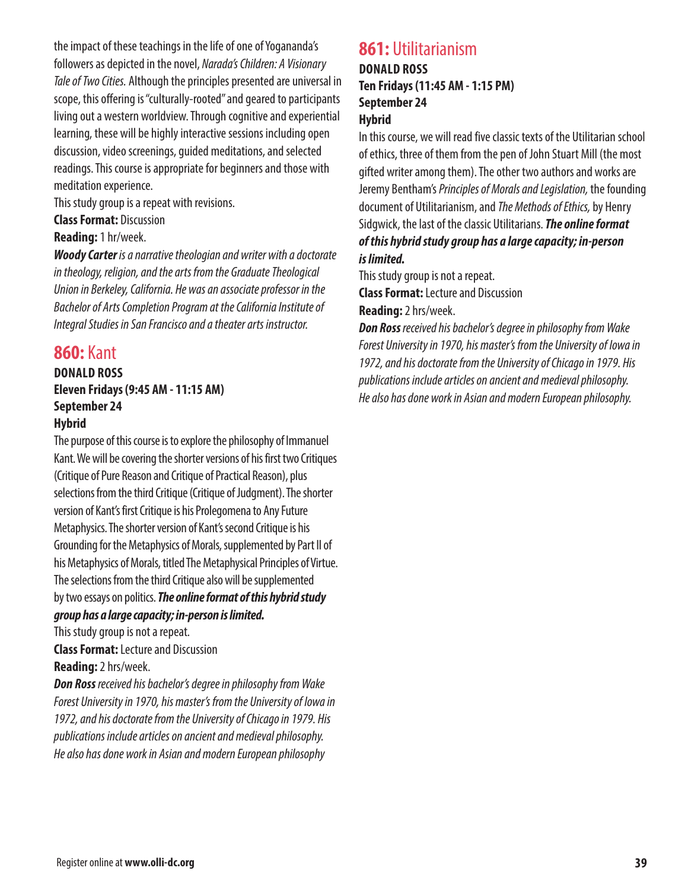the impact of these teachings in the life of one of Yogananda's followers as depicted in the novel, *Narada's Children: A Visionary Tale of Two Cities.* Although the principles presented are universal in scope, this offering is "culturally-rooted" and geared to participants living out a western worldview. Through cognitive and experiential learning, these will be highly interactive sessions including open discussion, video screenings, guided meditations, and selected readings. This course is appropriate for beginners and those with meditation experience.

This study group is a repeat with revisions.

**Class Format:** Discussion

**Reading:** 1 hr/week.

***Woody Carter*** *is a narrative theologian and writer with a doctorate in theology, religion, and the arts from the Graduate Theological Union in Berkeley, California. He was an associate professor in the Bachelor of Arts Completion Program at the California Institute of Integral Studies in San Francisco and a theater arts instructor.*

## 860: Kant

**DONALD ROSS**
**Eleven Fridays (9:45 AM - 11:15 AM)**
**September 24**
**Hybrid**

The purpose of this course is to explore the philosophy of Immanuel Kant. We will be covering the shorter versions of his first two Critiques (Critique of Pure Reason and Critique of Practical Reason), plus selections from the third Critique (Critique of Judgment). The shorter version of Kant's first Critique is his Prolegomena to Any Future Metaphysics. The shorter version of Kant's second Critique is his Grounding for the Metaphysics of Morals, supplemented by Part II of his Metaphysics of Morals, titled The Metaphysical Principles of Virtue. The selections from the third Critique also will be supplemented by two essays on politics. ***The online format of this hybrid study group has a large capacity; in-person is limited.***

This study group is not a repeat.

**Class Format:** Lecture and Discussion

**Reading:** 2 hrs/week.

***Don Ross*** *received his bachelor's degree in philosophy from Wake Forest University in 1970, his master's from the University of Iowa in 1972, and his doctorate from the University of Chicago in 1979. His publications include articles on ancient and medieval philosophy. He also has done work in Asian and modern European philosophy*

## 861: Utilitarianism

**DONALD ROSS**
**Ten Fridays (11:45 AM - 1:15 PM)**
**September 24**
**Hybrid**

In this course, we will read five classic texts of the Utilitarian school of ethics, three of them from the pen of John Stuart Mill (the most gifted writer among them). The other two authors and works are Jeremy Bentham's *Principles of Morals and Legislation,* the founding document of Utilitarianism, and *The Methods of Ethics,* by Henry Sidgwick, the last of the classic Utilitarians. ***The online format of this hybrid study group has a large capacity; in-person is limited.***

This study group is not a repeat.

**Class Format:** Lecture and Discussion

**Reading:** 2 hrs/week.

***Don Ross*** *received his bachelor's degree in philosophy from Wake Forest University in 1970, his master's from the University of Iowa in 1972, and his doctorate from the University of Chicago in 1979. His publications include articles on ancient and medieval philosophy. He also has done work in Asian and modern European philosophy.*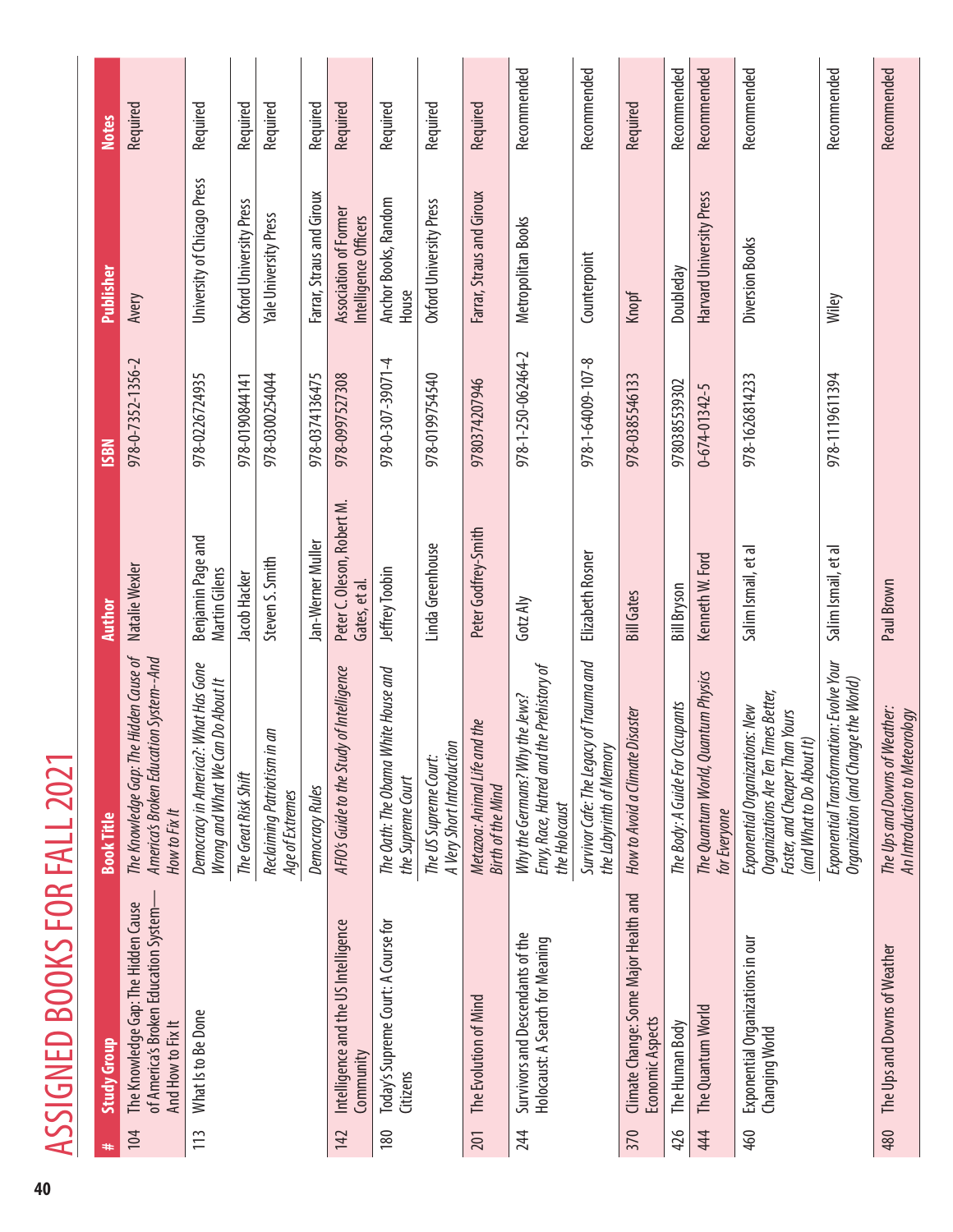# ASSIGNED BOOKS FOR FALL 2021

| # | Study Group | Book Title | Author | ISBN | Publisher | Notes |
|---|---|---|---|---|---|---|
| 104 | The Knowledge Gap: The Hidden Cause of America's Broken Education System—And How to Fix It | *The Knowledge Gap: The Hidden Cause of America's Broken Education System--And How to Fix It* | Natalie Wexler | 978-0-7352-1356-2 | Avery | Required |
| 113 | What Is to Be Done | *Democracy in America?: What Has Gone Wrong and What We Can Do About It* | Benjamin Page and Martin Gilens | 978-0226724935 | University of Chicago Press | Required |
| | | *The Great Risk Shift* | Jacob Hacker | 978-0190844141 | Oxford University Press | Required |
| | | *Reclaiming Patriotism in an Age of Extremes* | Steven S. Smith | 978-0300254044 | Yale University Press | Required |
| | | *Democracy Rules* | Jan-Werner Muller | 978-0374136475 | Farrar, Straus and Giroux | Required |
| 142 | Intelligence and the US Intelligence Community | *AFIO's Guide to the Study of Intelligence* | Peter C. Oleson, Robert M. Gates, et al. | 978-0997527308 | Association of Former Intelligence Officers | Required |
| 180 | Today's Supreme Court: A Course for Citizens | *The Oath: The Obama White House and the Supreme Court* | Jeffrey Toobin | 978-0-307-39071-4 | Anchor Books, Random House | Required |
| | | *The US Supreme Court: A Very Short Introduction* | Linda Greenhouse | 978-0199754540 | Oxford University Press | Required |
| 201 | The Evolution of Mind | *Metazoa: Animal Life and the Birth of the Mind* | Peter Godfrey-Smith | 9780374207946 | Farrar, Straus and Giroux | Required |
| 244 | Survivors and Descendants of the Holocaust: A Search for Meaning | *Why the Germans? Why the Jews? Envy, Race, Hatred and the Prehistory of the Holocaust* | Gotz Aly | 978-1-250-062464-2 | Metropolitan Books | Recommended |
| | | *Survivor Cafe: The Legacy of Trauma and the Labyrinth of Memory* | Elizabeth Rosner | 978-1-64009-107-8 | Counterpoint | Recommended |
| 370 | Climate Change: Some Major Health and Economic Aspects | *How to Avoid a Climate Disaster* | Bill Gates | 978-0385546133 | Knopf | Required |
| 426 | The Human Body | *The Body: A Guide For Occupants* | Bill Bryson | 9780385539302 | Doubleday | Recommended |
| 444 | The Quantum World | *The Quantum World, Quantum Physics for Everyone* | Kenneth W. Ford | 0-674-01342-5 | Harvard University Press | Recommended |
| 460 | Exponential Organizations in our Changing World | *Exponential Organizations: New Organizations Are Ten Times Better, Faster, and Cheaper Than Yours (and What to Do About It)* | Salim Ismail, et al | 978-1626814233 | Diversion Books | Recommended |
| | | *Exponential Transformation: Evolve Your Organization (and Change the World)* | Salim Ismail, et al | 978-1119611394 | Wiley | Recommended |
| 480 | The Ups and Downs of Weather | *The Ups and Downs of Weather: An Introduction to Meteorology* | Paul Brown | | | Recommended |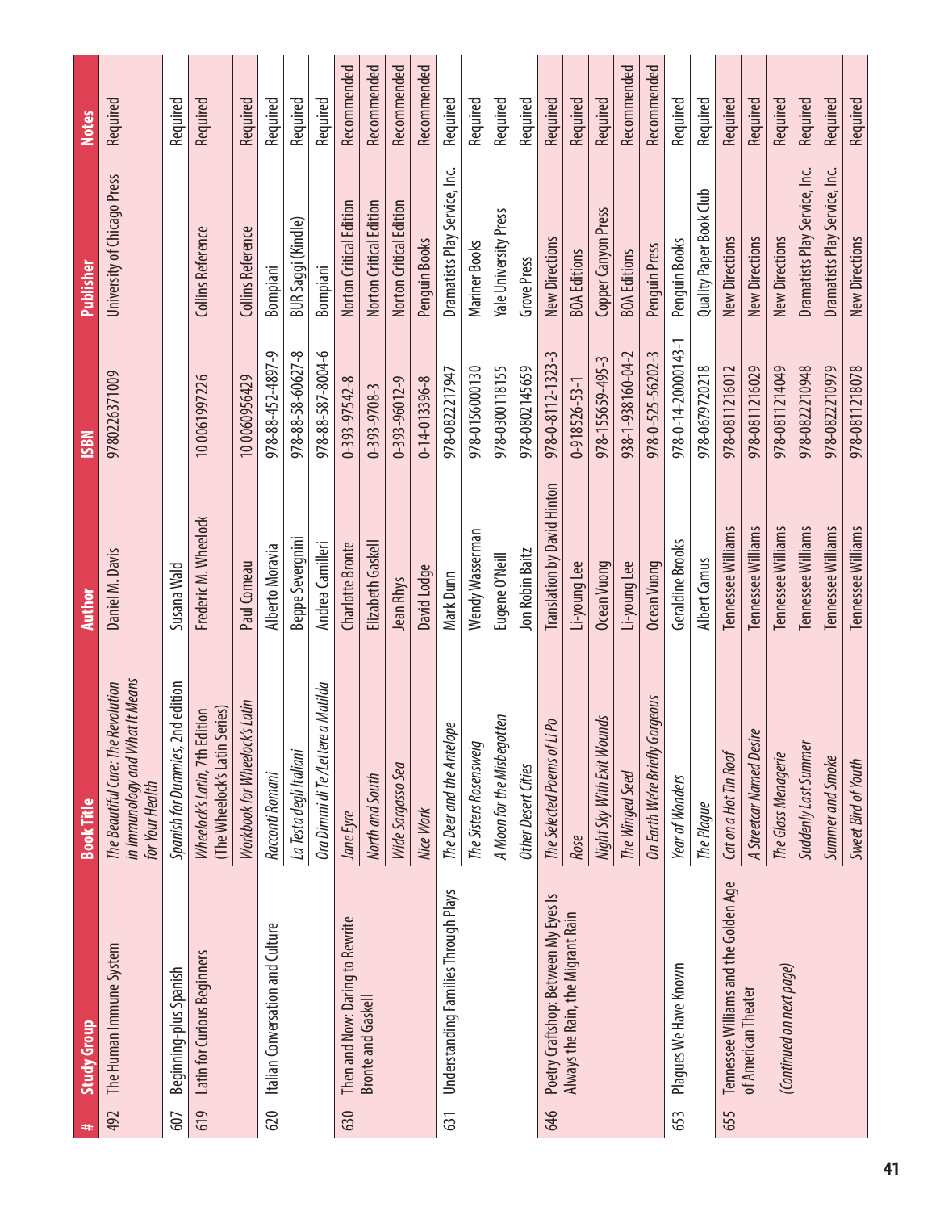| # | Study Group | Book Title | Author | ISBN | Publisher | Notes |
|---|---|---|---|---|---|---|
| 492 | The Human Immune System | *The Beautiful Cure: The Revolution in Immunology and What It Means for Your Health* | Daniel M. Davis | 9780226371009 | University of Chicago Press | Required |
| 607 | Beginning-plus Spanish | *Spanish for Dummies*, 2nd edition | Susana Wald | | | Required |
| 619 | Latin for Curious Beginners | *Wheelock's Latin*, 7th Edition (The Wheelock's Latin Series) | Frederic M. Wheelock | 10 0061997226 | Collins Reference | Required |
| | | *Workbook for Wheelock's Latin* | Paul Comeau | 10 0060956429 | Collins Reference | Required |
| 620 | Italian Conversation and Culture | *Racconti Romani* | Alberto Moravia | 978-88-452-4897-9 | Bompiani | Required |
| | | *La Testa degli Italiani* | Beppe Severgnini | 978-88-58-60627-8 | BUR Saggi (Kindle) | Required |
| | | *Ora Dimmi di Te /Lettere a Matilda* | Andrea Camilleri | 978-88-587-8004-6 | Bompiani | Required |
| 630 | Then and Now: Daring to Rewrite Bronte and Gaskell | *Jane Eyre* | Charlotte Bronte | 0-393-97542-8 | Norton Critical Edition | Recommended |
| | | *North and South* | Elizabeth Gaskell | 0-393-9708-3 | Norton Critical Edition | Recommended |
| | | *Wide Sargasso Sea* | Jean Rhys | 0-393-96012-9 | Norton Critical Edition | Recommended |
| | | *Nice Work* | David Lodge | 0-14-013396-8 | Penguin Books | Recommended |
| 631 | Understanding Families Through Plays | *The Deer and the Antelope* | Mark Dunn | 978-0822217947 | Dramatists Play Service, Inc. | Required |
| | | *The Sisters Rosensweig* | Wendy Wasserman | 978-0156000130 | Mariner Books | Required |
| | | *A Moon for the Misbegotten* | Eugene O'Neill | 978-0300118155 | Yale University Press | Required |
| | | *Other Desert Cities* | Jon Robin Baitz | 978-0802145659 | Grove Press | Required |
| 646 | Poetry Craftshop: Between My Eyes Is Always the Rain, the Migrant Rain | *The Selected Poems of Li Po* | Translation by David Hinton | 978-0-8112-1323-3 | New Directions | Required |
| | | *Rose* | Li-young Lee | 0-918526-53-1 | BOA Editions | Required |
| | | *Night Sky With Exit Wounds* | Ocean Vuong | 978-155659-495-3 | Copper Canyon Press | Required |
| | | *The Winged Seed* | Li-young Lee | 938-1-938160-04-2 | BOA Editions | Recommended |
| | | *On Earth We're Briefly Gorgeous* | Ocean Vuong | 978-0-525-56202-3 | Penguin Press | Recommended |
| 653 | Plagues We Have Known | *Year of Wonders* | Geraldine Brooks | 978-0-14-20000143-1 | Penguin Books | Required |
| | | *The Plague* | Albert Camus | 978-0679720218 | Quality Paper Book Club | Required |
| 655 | Tennessee Williams and the Golden Age of American Theater *(Continued on next page)* | *Cat on a Hot Tin Roof* | Tennessee Williams | 978-0811216012 | New Directions | Required |
| | | *A Streetcar Named Desire* | Tennessee Williams | 978-0811216029 | New Directions | Required |
| | | *The Glass Menagerie* | Tennessee Williams | 978-0811214049 | New Directions | Required |
| | | *Suddenly Last Summer* | Tennessee Williams | 978-0822210948 | Dramatists Play Service, Inc. | Required |
| | | *Summer and Smoke* | Tennessee Williams | 978-0822210979 | Dramatists Play Service, Inc. | Required |
| | | *Sweet Bird of Youth* | Tennessee Williams | 978-0811218078 | New Directions | Required |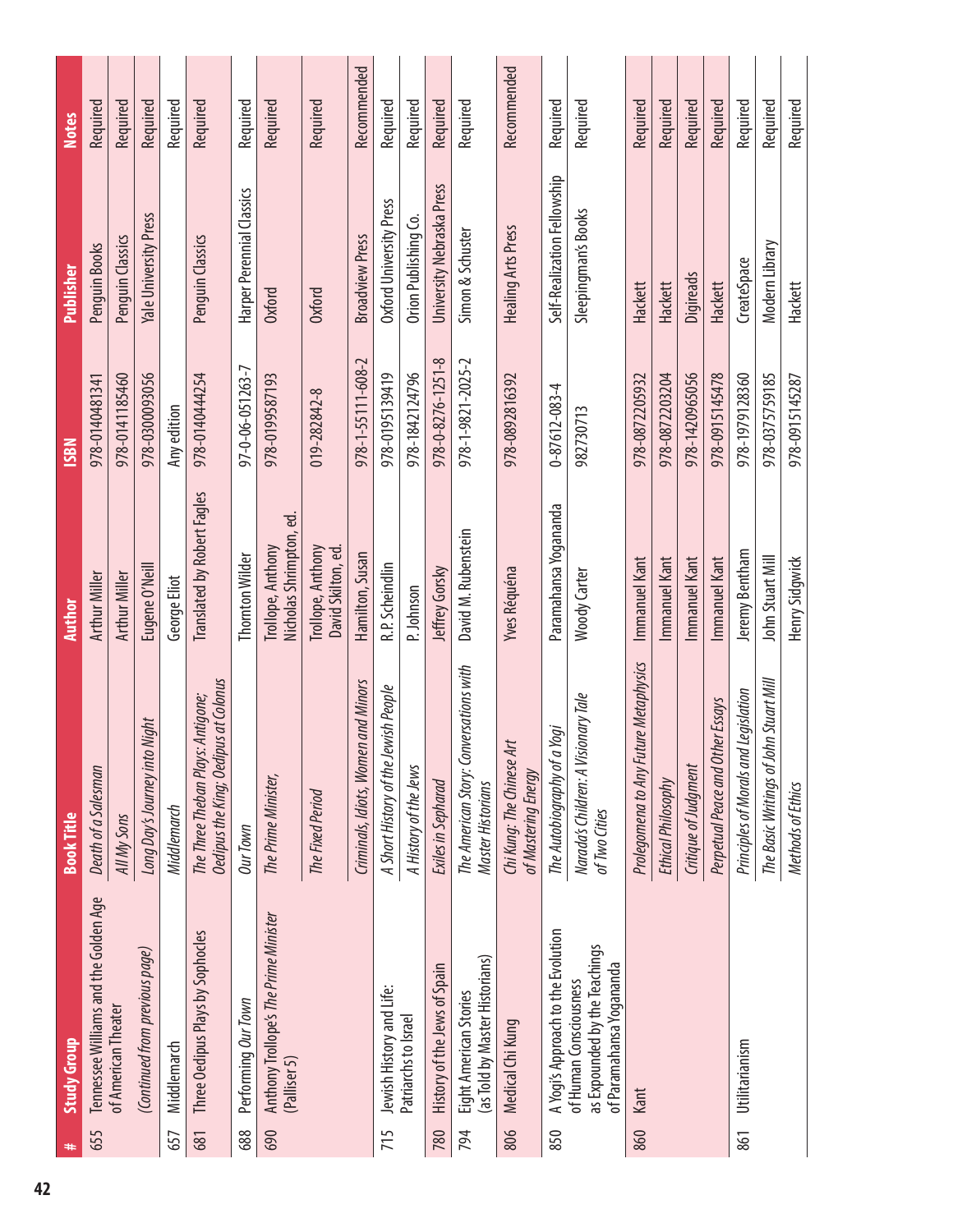| # | Study Group | Book Title | Author | ISBN | Publisher | Notes |
|---|---|---|---|---|---|---|
| 655 | Tennessee Williams and the Golden Age of American Theater | *Death of a Salesman* | Arthur Miller | 978-0140481341 | Penguin Books | Required |
| | | *All My Sons* | Arthur Miller | 978-0141185460 | Penguin Classics | Required |
| | *(Continued from previous page)* | *Long Day's Journey into Night* | Eugene O'Neill | 978-0300093056 | Yale University Press | Required |
| 657 | Middlemarch | *Middlemarch* | George Eliot | Any edition | | Required |
| 681 | Three Oedipus Plays by Sophocles | *The Three Theban Plays: Antigone; Oedipus the King; Oedipus at Colonus* | Translated by Robert Fagles | 978-0140444254 | Penguin Classics | Required |
| 688 | Performing *Our Town* | *Our Town* | Thornton Wilder | 97-0-06-051263-7 | Harper Perennial Classics | Required |
| 690 | Anthony Trollope's *The Prime Minister* (Palliser 5) | *The Prime Minister,* | Trollope, Anthony Nicholas Shrimpton, ed. | 978-0199587193 | Oxford | Required |
| | | *The Fixed Period* | Trollope, Anthony David Skilton, ed. | 019-282842-8 | Oxford | Required |
| | | *Criminals, Idiots, Women and Minors* | Hamilton, Susan | 978-1-55111-608-2 | Broadview Press | Recommended |
| 715 | Jewish History and Life: Patriarchs to Israel | *A Short History of the Jewish People* | R.P. Scheindlin | 978-0195139419 | Oxford University Press | Required |
| | | *A History of the Jews* | P. Johnson | 978-1842124796 | Orion Publishing Co. | Required |
| 780 | History of the Jews of Spain | *Exiles in Sepharad* | Jeffrey Gorsky | 978-0-8276-1251-8 | University Nebraska Press | Required |
| 794 | Eight American Stories (as Told by Master Historians) | *The American Story: Conversations with Master Historians* | David M. Rubenstein | 978-1-9821-2025-2 | Simon & Schuster | Required |
| 806 | Medical Chi Kung | *Chi Kung: The Chinese Art of Mastering Energy* | Yves Réquéna | 978-0892816392 | Healing Arts Press | Recommended |
| 850 | A Yogi's Approach to the Evolution of Human Consciousness as Expounded by the Teachings of Paramahansa Yogananda | *The Autobiography of a Yogi* | Paramahansa Yogananda | 0-87612-083-4 | Self-Realization Fellowship | Required |
| | | *Narada's Children: A Visionary Tale of Two Cities* | Woody Carter | 982730713 | Sleepingman's Books | Required |
| 860 | Kant | *Prolegomena to Any Future Metaphysics* | Immanuel Kant | 978-0872205932 | Hackett | Required |
| | | *Ethical Philosophy* | Immanuel Kant | 978-0872203204 | Hackett | Required |
| | | *Critique of Judgment* | Immanuel Kant | 978-1420965056 | Digireads | Required |
| | | *Perpetual Peace and Other Essays* | Immanuel Kant | 978-0915145478 | Hackett | Required |
| 861 | Utilitarianism | *Principles of Morals and Legislation* | Jeremy Bentham | 978-197912836O | CreateSpace | Required |
| | | *The Basic Writings of John Stuart Mill* | John Stuart Mill | 978-0375759185 | Modern Library | Required |
| | | *Methods of Ethics* | Henry Sidgwick | 978-0915145287 | Hackett | Required |